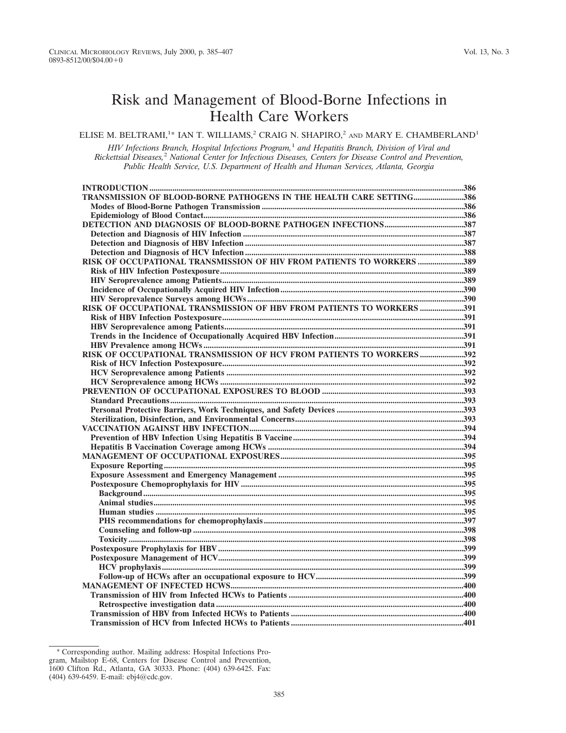# Risk and Management of Blood-Borne Infections in Health Care Workers

ELISE M. BELTRAMI,[1*] IAN T. WILLIAMS,[2] CRAIG N. SHAPIRO,[2] AND MARY E. CHAMBERLAND[1]

*HIV Infections Branch, Hospital Infections Program,[1] and Hepatitis Branch, Division of Viral and Rickettsial Diseases,[2] National Center for Infectious Diseases, Centers for Disease Control and Prevention, Public Health Service, U.S. Department of Health and Human Services, Atlanta, Georgia*

**INTRODUCTION** .....386
**TRANSMISSION OF BLOOD-BORNE PATHOGENS IN THE HEALTH CARE SETTING** .....386
- **Modes of Blood-Borne Pathogen Transmission** .....386
- **Epidemiology of Blood Contact** .....386

**DETECTION AND DIAGNOSIS OF BLOOD-BORNE PATHOGEN INFECTIONS** .....387
- **Detection and Diagnosis of HIV Infection** .....387
- **Detection and Diagnosis of HBV Infection** .....387
- **Detection and Diagnosis of HCV Infection** .....388

**RISK OF OCCUPATIONAL TRANSMISSION OF HIV FROM PATIENTS TO WORKERS** .....389
- **Risk of HIV Infection Postexposure** .....389
- **HIV Seroprevalence among Patients** .....389
- **Incidence of Occupationally Acquired HIV Infection** .....390
- **HIV Seroprevalence Surveys among HCWs** .....390

**RISK OF OCCUPATIONAL TRANSMISSION OF HBV FROM PATIENTS TO WORKERS** .....391
- **Risk of HBV Infection Postexposure** .....391
- **HBV Seroprevalence among Patients** .....391
- **Trends in the Incidence of Occupationally Acquired HBV Infection** .....391
- **HBV Prevalence among HCWs** .....391

**RISK OF OCCUPATIONAL TRANSMISSION OF HCV FROM PATIENTS TO WORKERS** .....392
- **Risk of HCV Infection Postexposure** .....392
- **HCV Seroprevalence among Patients** .....392
- **HCV Seroprevalence among HCWs** .....392

**PREVENTION OF OCCUPATIONAL EXPOSURES TO BLOOD** .....393
- **Standard Precautions** .....393
- **Personal Protective Barriers, Work Techniques, and Safety Devices** .....393
- **Sterilization, Disinfection, and Environmental Concerns** .....393

**VACCINATION AGAINST HBV INFECTION** .....394
- **Prevention of HBV Infection Using Hepatitis B Vaccine** .....394
- **Hepatitis B Vaccination Coverage among HCWs** .....394

**MANAGEMENT OF OCCUPATIONAL EXPOSURES** .....395
- **Exposure Reporting** .....395
- **Exposure Assessment and Emergency Management** .....395
- **Postexposure Chemoprophylaxis for HIV** .....395
  - **Background** .....395
  - **Animal studies** .....395
  - **Human studies** .....395
  - **PHS recommendations for chemoprophylaxis** .....397
  - **Counseling and follow-up** .....398
  - **Toxicity** .....398
- **Postexposure Prophylaxis for HBV** .....399
- **Postexposure Management of HCV** .....399
  - **HCV prophylaxis** .....399
  - **Follow-up of HCWs after an occupational exposure to HCV** .....399

**MANAGEMENT OF INFECTED HCWS** .....400
- **Transmission of HIV from Infected HCWs to Patients** .....400
  - **Retrospective investigation data** .....400
- **Transmission of HBV from Infected HCWs to Patients** .....400
- **Transmission of HCV from Infected HCWs to Patients** .....401

\* Corresponding author. Mailing address: Hospital Infections Program, Mailstop E-68, Centers for Disease Control and Prevention, 1600 Clifton Rd., Atlanta, GA 30333. Phone: (404) 639-6425. Fax: (404) 639-6459. E-mail: ebj4@cdc.gov.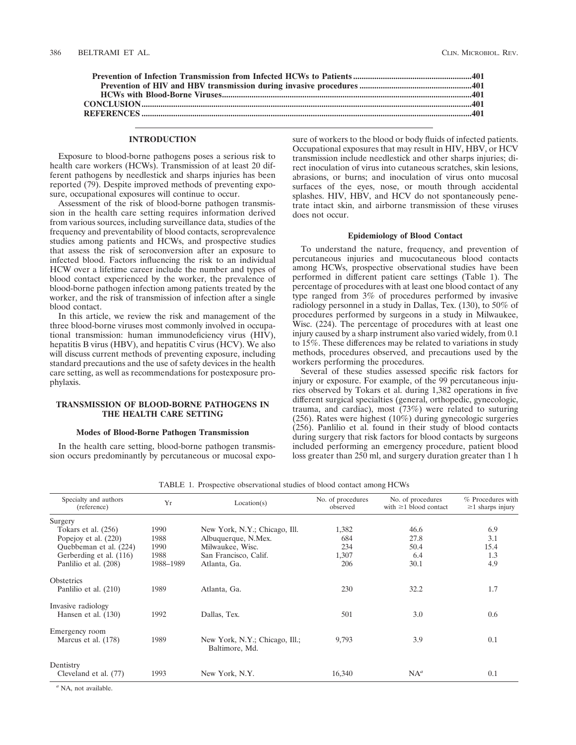**Prevention of Infection Transmission from Infected HCWs to Patients** .......401
**Prevention of HIV and HBV transmission during invasive procedures** .......401
**HCWs with Blood-Borne Viruses** .......401
**CONCLUSION** .......401
**REFERENCES** .......401

## INTRODUCTION

Exposure to blood-borne pathogens poses a serious risk to health care workers (HCWs). Transmission of at least 20 different pathogens by needlestick and sharps injuries has been reported (79). Despite improved methods of preventing exposure, occupational exposures will continue to occur.

Assessment of the risk of blood-borne pathogen transmission in the health care setting requires information derived from various sources, including surveillance data, studies of the frequency and preventability of blood contacts, seroprevalence studies among patients and HCWs, and prospective studies that assess the risk of seroconversion after an exposure to infected blood. Factors influencing the risk to an individual HCW over a lifetime career include the number and types of blood contact experienced by the worker, the prevalence of blood-borne pathogen infection among patients treated by the worker, and the risk of transmission of infection after a single blood contact.

In this article, we review the risk and management of the three blood-borne viruses most commonly involved in occupational transmission: human immunodeficiency virus (HIV), hepatitis B virus (HBV), and hepatitis C virus (HCV). We also will discuss current methods of preventing exposure, including standard precautions and the use of safety devices in the health care setting, as well as recommendations for postexposure prophylaxis.

## TRANSMISSION OF BLOOD-BORNE PATHOGENS IN THE HEALTH CARE SETTING

### Modes of Blood-Borne Pathogen Transmission

In the health care setting, blood-borne pathogen transmission occurs predominantly by percutaneous or mucosal exposure of workers to the blood or body fluids of infected patients. Occupational exposures that may result in HIV, HBV, or HCV transmission include needlestick and other sharps injuries; direct inoculation of virus into cutaneous scratches, skin lesions, abrasions, or burns; and inoculation of virus onto mucosal surfaces of the eyes, nose, or mouth through accidental splashes. HIV, HBV, and HCV do not spontaneously penetrate intact skin, and airborne transmission of these viruses does not occur.

### Epidemiology of Blood Contact

To understand the nature, frequency, and prevention of percutaneous injuries and mucocutaneous blood contacts among HCWs, prospective observational studies have been performed in different patient care settings (Table 1). The percentage of procedures with at least one blood contact of any type ranged from 3% of procedures performed by invasive radiology personnel in a study in Dallas, Tex. (130), to 50% of procedures performed by surgeons in a study in Milwaukee, Wisc. (224). The percentage of procedures with at least one injury caused by a sharp instrument also varied widely, from 0.1 to 15%. These differences may be related to variations in study methods, procedures observed, and precautions used by the workers performing the procedures.

Several of these studies assessed specific risk factors for injury or exposure. For example, of the 99 percutaneous injuries observed by Tokars et al. during 1,382 operations in five different surgical specialties (general, orthopedic, gynecologic, trauma, and cardiac), most (73%) were related to suturing (256). Rates were highest (10%) during gynecologic surgeries (256). Panlilio et al. found in their study of blood contacts during surgery that risk factors for blood contacts by surgeons included performing an emergency procedure, patient blood loss greater than 250 ml, and surgery duration greater than 1 h

TABLE 1. Prospective observational studies of blood contact among HCWs

| Specialty and authors (reference) | Yr | Location(s) | No. of procedures observed | No. of procedures with ≥1 blood contact | % Procedures with ≥1 sharps injury |
|---|---|---|---|---|---|
| Surgery | | | | | |
| Tokars et al. (256) | 1990 | New York, N.Y.; Chicago, Ill. | 1,382 | 46.6 | 6.9 |
| Popejoy et al. (220) | 1988 | Albuquerque, N.Mex. | 684 | 27.8 | 3.1 |
| Quebbeman et al. (224) | 1990 | Milwaukee, Wisc. | 234 | 50.4 | 15.4 |
| Gerberding et al. (116) | 1988 | San Francisco, Calif. | 1,307 | 6.4 | 1.3 |
| Panlilio et al. (208) | 1988–1989 | Atlanta, Ga. | 206 | 30.1 | 4.9 |
| Obstetrics | | | | | |
| Panlilio et al. (210) | 1989 | Atlanta, Ga. | 230 | 32.2 | 1.7 |
| Invasive radiology | | | | | |
| Hansen et al. (130) | 1992 | Dallas, Tex. | 501 | 3.0 | 0.6 |
| Emergency room | | | | | |
| Marcus et al. (178) | 1989 | New York, N.Y.; Chicago, Ill.; Baltimore, Md. | 9,793 | 3.9 | 0.1 |
| Dentistry | | | | | |
| Cleveland et al. (77) | 1993 | New York, N.Y. | 16,340 | NA[a] | 0.1 |

[a] NA, not available.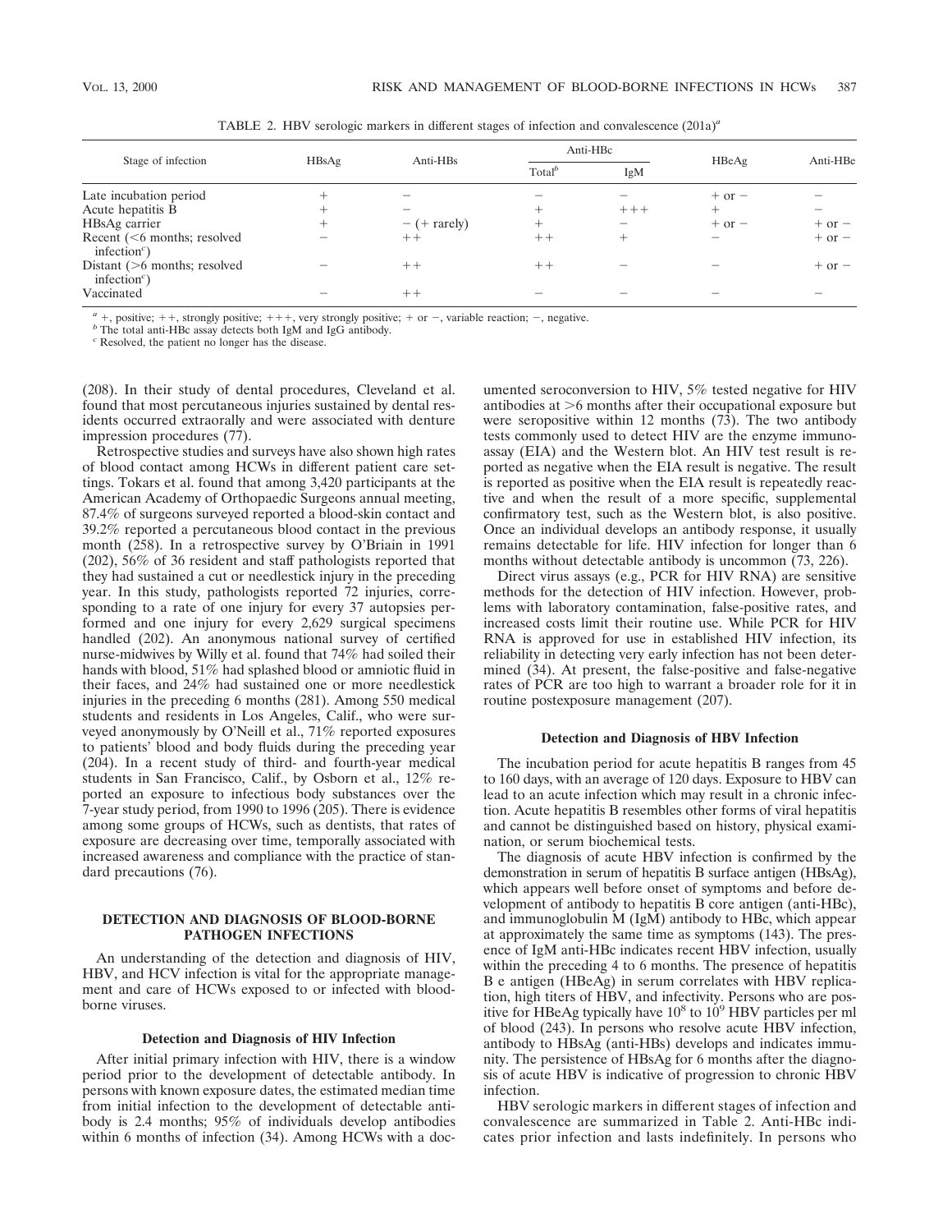TABLE 2. HBV serologic markers in different stages of infection and convalescence (201a)[a]

| Stage of infection | HBsAg | Anti-HBs | Anti-HBc | | HBeAg | Anti-HBe |
|---|---|---|---|---|---|---|
| | | | Total[b] | IgM | | |
| Late incubation period | + | − | − | − | + or − | − |
| Acute hepatitis B | + | − | + | +++ | + | − |
| HBsAg carrier | + | − (+ rarely) | + | − | + or − | + or − |
| Recent (<6 months; resolved infection[c]) | − | ++ | ++ | + | − | + or − |
| Distant (>6 months; resolved infection[c]) | − | ++ | ++ | − | − | + or − |
| Vaccinated | − | ++ | − | − | − | − |

[a] +, positive; ++, strongly positive; +++, very strongly positive; + or −, variable reaction; −, negative.

[b] The total anti-HBc assay detects both IgM and IgG antibody.

[c] Resolved, the patient no longer has the disease.

(208). In their study of dental procedures, Cleveland et al. found that most percutaneous injuries sustained by dental residents occurred extraorally and were associated with denture impression procedures (77).

Retrospective studies and surveys have also shown high rates of blood contact among HCWs in different patient care settings. Tokars et al. found that among 3,420 participants at the American Academy of Orthopaedic Surgeons annual meeting, 87.4% of surgeons surveyed reported a blood-skin contact and 39.2% reported a percutaneous blood contact in the previous month (258). In a retrospective survey by O'Briain in 1991 (202), 56% of 36 resident and staff pathologists reported that they had sustained a cut or needlestick injury in the preceding year. In this study, pathologists reported 72 injuries, corresponding to a rate of one injury for every 37 autopsies performed and one injury for every 2,629 surgical specimens handled (202). An anonymous national survey of certified nurse-midwives by Willy et al. found that 74% had soiled their hands with blood, 51% had splashed blood or amniotic fluid in their faces, and 24% had sustained one or more needlestick injuries in the preceding 6 months (281). Among 550 medical students and residents in Los Angeles, Calif., who were surveyed anonymously by O'Neill et al., 71% reported exposures to patients' blood and body fluids during the preceding year (204). In a recent study of third- and fourth-year medical students in San Francisco, Calif., by Osborn et al., 12% reported an exposure to infectious body substances over the 7-year study period, from 1990 to 1996 (205). There is evidence among some groups of HCWs, such as dentists, that rates of exposure are decreasing over time, temporally associated with increased awareness and compliance with the practice of standard precautions (76).

## DETECTION AND DIAGNOSIS OF BLOOD-BORNE PATHOGEN INFECTIONS

An understanding of the detection and diagnosis of HIV, HBV, and HCV infection is vital for the appropriate management and care of HCWs exposed to or infected with blood-borne viruses.

### Detection and Diagnosis of HIV Infection

After initial primary infection with HIV, there is a window period prior to the development of detectable antibody. In persons with known exposure dates, the estimated median time from initial infection to the development of detectable antibody is 2.4 months; 95% of individuals develop antibodies within 6 months of infection (34). Among HCWs with a documented seroconversion to HIV, 5% tested negative for HIV antibodies at >6 months after their occupational exposure but were seropositive within 12 months (73). The two antibody tests commonly used to detect HIV are the enzyme immunoassay (EIA) and the Western blot. An HIV test result is reported as negative when the EIA result is negative. The result is reported as positive when the EIA result is repeatedly reactive and when the result of a more specific, supplemental confirmatory test, such as the Western blot, is also positive. Once an individual develops an antibody response, it usually remains detectable for life. HIV infection for longer than 6 months without detectable antibody is uncommon (73, 226).

Direct virus assays (e.g., PCR for HIV RNA) are sensitive methods for the detection of HIV infection. However, problems with laboratory contamination, false-positive rates, and increased costs limit their routine use. While PCR for HIV RNA is approved for use in established HIV infection, its reliability in detecting very early infection has not been determined (34). At present, the false-positive and false-negative rates of PCR are too high to warrant a broader role for it in routine postexposure management (207).

### Detection and Diagnosis of HBV Infection

The incubation period for acute hepatitis B ranges from 45 to 160 days, with an average of 120 days. Exposure to HBV can lead to an acute infection which may result in a chronic infection. Acute hepatitis B resembles other forms of viral hepatitis and cannot be distinguished based on history, physical examination, or serum biochemical tests.

The diagnosis of acute HBV infection is confirmed by the demonstration in serum of hepatitis B surface antigen (HBsAg), which appears well before onset of symptoms and before development of antibody to hepatitis B core antigen (anti-HBc), and immunoglobulin M (IgM) antibody to HBc, which appear at approximately the same time as symptoms (143). The presence of IgM anti-HBc indicates recent HBV infection, usually within the preceding 4 to 6 months. The presence of hepatitis B e antigen (HBeAg) in serum correlates with HBV replication, high titers of HBV, and infectivity. Persons who are positive for HBeAg typically have $10^8$ to $10^9$ HBV particles per ml of blood (243). In persons who resolve acute HBV infection, antibody to HBsAg (anti-HBs) develops and indicates immunity. The persistence of HBsAg for 6 months after the diagnosis of acute HBV is indicative of progression to chronic HBV infection.

HBV serologic markers in different stages of infection and convalescence are summarized in Table 2. Anti-HBc indicates prior infection and lasts indefinitely. In persons who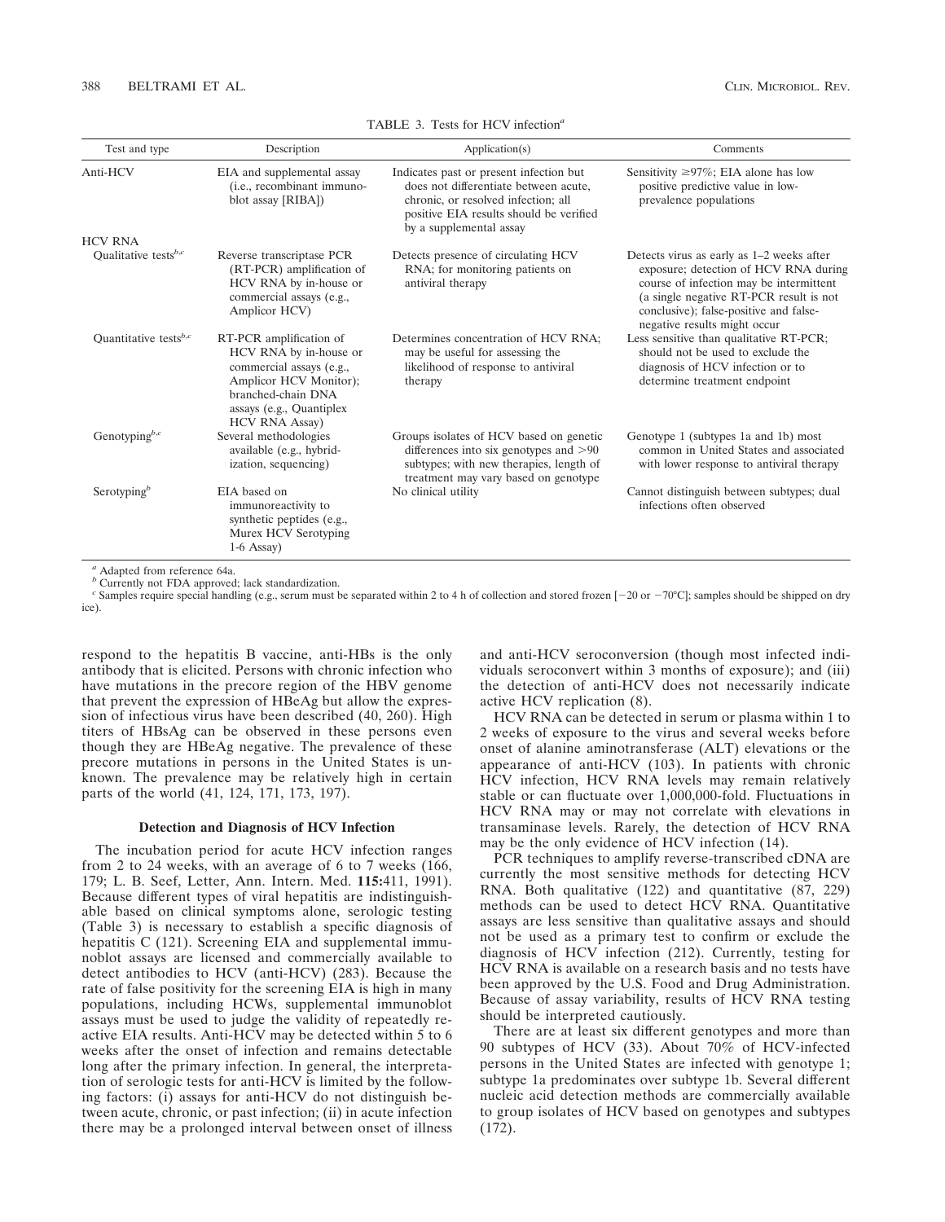TABLE 3. Tests for HCV infection[a]

| Test and type | Description | Application(s) | Comments |
|---|---|---|---|
| Anti-HCV | EIA and supplemental assay (i.e., recombinant immunoblot assay [RIBA]) | Indicates past or present infection but does not differentiate between acute, chronic, or resolved infection; all positive EIA results should be verified by a supplemental assay | Sensitivity ≥97%; EIA alone has low positive predictive value in low-prevalence populations |
| HCV RNA | | | |
| Qualitative tests[b,c] | Reverse transcriptase PCR (RT-PCR) amplification of HCV RNA by in-house or commercial assays (e.g., Amplicor HCV) | Detects presence of circulating HCV RNA; for monitoring patients on antiviral therapy | Detects virus as early as 1–2 weeks after exposure; detection of HCV RNA during course of infection may be intermittent (a single negative RT-PCR result is not conclusive); false-positive and false-negative results might occur |
| Quantitative tests[b,c] | RT-PCR amplification of HCV RNA by in-house or commercial assays (e.g., Amplicor HCV Monitor); branched-chain DNA assays (e.g., Quantiplex HCV RNA Assay) | Determines concentration of HCV RNA; may be useful for assessing the likelihood of response to antiviral therapy | Less sensitive than qualitative RT-PCR; should not be used to exclude the diagnosis of HCV infection or to determine treatment endpoint |
| Genotyping[b,c] | Several methodologies available (e.g., hybridization, sequencing) | Groups isolates of HCV based on genetic differences into six genotypes and >90 subtypes; with new therapies, length of treatment may vary based on genotype | Genotype 1 (subtypes 1a and 1b) most common in United States and associated with lower response to antiviral therapy |
| Serotyping[b] | EIA based on immunoreactivity to synthetic peptides (e.g., Murex HCV Serotyping 1-6 Assay) | No clinical utility | Cannot distinguish between subtypes; dual infections often observed |

[a] Adapted from reference 64a.
[b] Currently not FDA approved; lack standardization.
[c] Samples require special handling (e.g., serum must be separated within 2 to 4 h of collection and stored frozen [−20 or −70°C]; samples should be shipped on dry ice).

respond to the hepatitis B vaccine, anti-HBs is the only antibody that is elicited. Persons with chronic infection who have mutations in the precore region of the HBV genome that prevent the expression of HBeAg but allow the expression of infectious virus have been described (40, 260). High titers of HBsAg can be observed in these persons even though they are HBeAg negative. The prevalence of these precore mutations in persons in the United States is unknown. The prevalence may be relatively high in certain parts of the world (41, 124, 171, 173, 197).

### Detection and Diagnosis of HCV Infection

The incubation period for acute HCV infection ranges from 2 to 24 weeks, with an average of 6 to 7 weeks (166, 179; L. B. Seef, Letter, Ann. Intern. Med. **115:**411, 1991). Because different types of viral hepatitis are indistinguishable based on clinical symptoms alone, serologic testing (Table 3) is necessary to establish a specific diagnosis of hepatitis C (121). Screening EIA and supplemental immunoblot assays are licensed and commercially available to detect antibodies to HCV (anti-HCV) (283). Because the rate of false positivity for the screening EIA is high in many populations, including HCWs, supplemental immunoblot assays must be used to judge the validity of repeatedly reactive EIA results. Anti-HCV may be detected within 5 to 6 weeks after the onset of infection and remains detectable long after the primary infection. In general, the interpretation of serologic tests for anti-HCV is limited by the following factors: (i) assays for anti-HCV do not distinguish between acute, chronic, or past infection; (ii) in acute infection there may be a prolonged interval between onset of illness and anti-HCV seroconversion (though most infected individuals seroconvert within 3 months of exposure); and (iii) the detection of anti-HCV does not necessarily indicate active HCV replication (8).

HCV RNA can be detected in serum or plasma within 1 to 2 weeks of exposure to the virus and several weeks before onset of alanine aminotransferase (ALT) elevations or the appearance of anti-HCV (103). In patients with chronic HCV infection, HCV RNA levels may remain relatively stable or can fluctuate over 1,000,000-fold. Fluctuations in HCV RNA may or may not correlate with elevations in transaminase levels. Rarely, the detection of HCV RNA may be the only evidence of HCV infection (14).

PCR techniques to amplify reverse-transcribed cDNA are currently the most sensitive methods for detecting HCV RNA. Both qualitative (122) and quantitative (87, 229) methods can be used to detect HCV RNA. Quantitative assays are less sensitive than qualitative assays and should not be used as a primary test to confirm or exclude the diagnosis of HCV infection (212). Currently, testing for HCV RNA is available on a research basis and no tests have been approved by the U.S. Food and Drug Administration. Because of assay variability, results of HCV RNA testing should be interpreted cautiously.

There are at least six different genotypes and more than 90 subtypes of HCV (33). About 70% of HCV-infected persons in the United States are infected with genotype 1; subtype 1a predominates over subtype 1b. Several different nucleic acid detection methods are commercially available to group isolates of HCV based on genotypes and subtypes (172).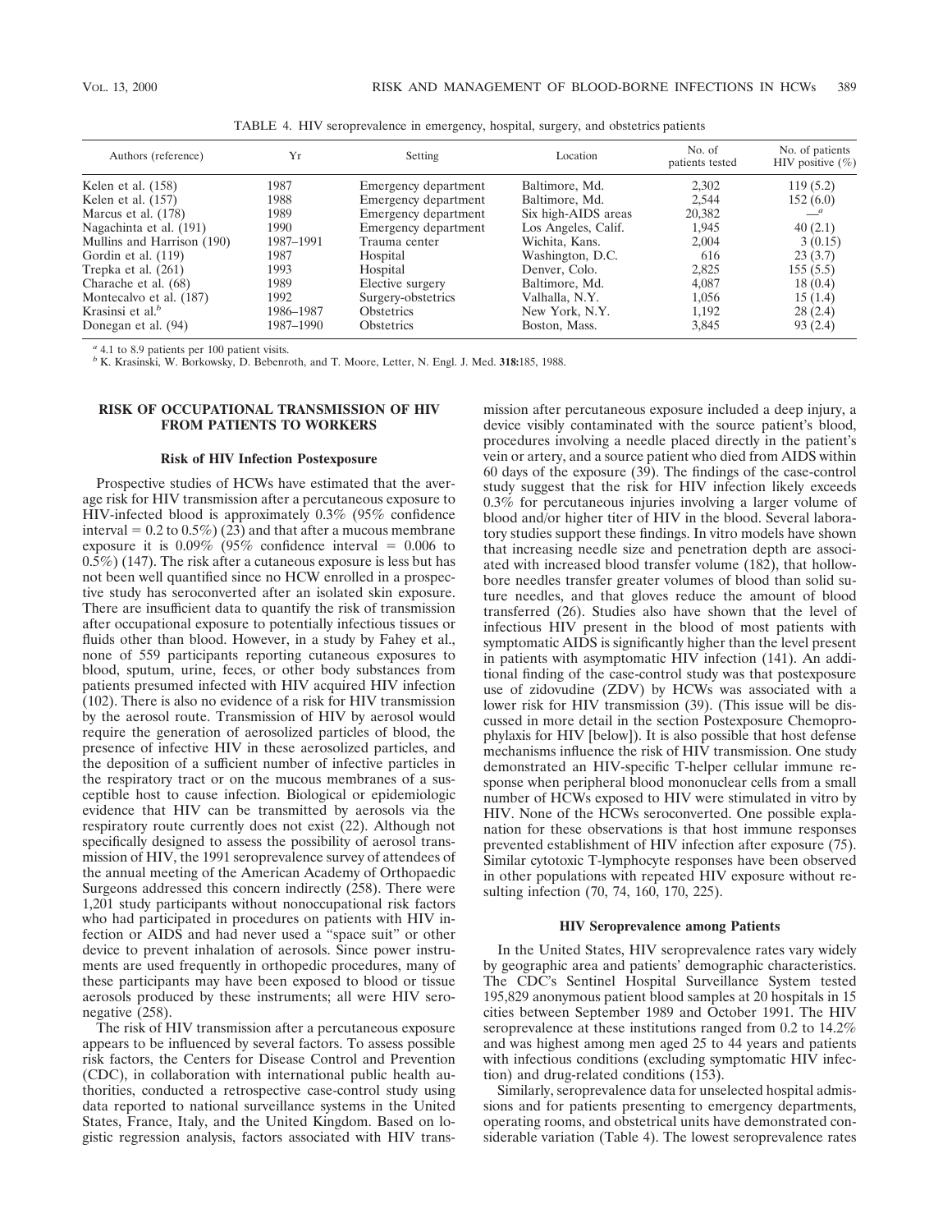TABLE 4. HIV seroprevalence in emergency, hospital, surgery, and obstetrics patients

| Authors (reference) | Yr | Setting | Location | No. of patients tested | No. of patients HIV positive (%) |
|---|---|---|---|---|---|
| Kelen et al. (158) | 1987 | Emergency department | Baltimore, Md. | 2,302 | 119 (5.2) |
| Kelen et al. (157) | 1988 | Emergency department | Baltimore, Md. | 2,544 | 152 (6.0) |
| Marcus et al. (178) | 1989 | Emergency department | Six high-AIDS areas | 20,382 | —[a] |
| Nagachinta et al. (191) | 1990 | Emergency department | Los Angeles, Calif. | 1,945 | 40 (2.1) |
| Mullins and Harrison (190) | 1987–1991 | Trauma center | Wichita, Kans. | 2,004 | 3 (0.15) |
| Gordin et al. (119) | 1987 | Hospital | Washington, D.C. | 616 | 23 (3.7) |
| Trepka et al. (261) | 1993 | Hospital | Denver, Colo. | 2,825 | 155 (5.5) |
| Charache et al. (68) | 1989 | Elective surgery | Baltimore, Md. | 4,087 | 18 (0.4) |
| Montecalvo et al. (187) | 1992 | Surgery-obstetrics | Valhalla, N.Y. | 1,056 | 15 (1.4) |
| Krasinsi et al.[b] | 1986–1987 | Obstetrics | New York, N.Y. | 1,192 | 28 (2.4) |
| Donegan et al. (94) | 1987–1990 | Obstetrics | Boston, Mass. | 3,845 | 93 (2.4) |

[a] 4.1 to 8.9 patients per 100 patient visits.
[b] K. Krasinski, W. Borkowsky, D. Bebenroth, and T. Moore, Letter, N. Engl. J. Med. **318:**185, 1988.

## RISK OF OCCUPATIONAL TRANSMISSION OF HIV FROM PATIENTS TO WORKERS

### Risk of HIV Infection Postexposure

Prospective studies of HCWs have estimated that the average risk for HIV transmission after a percutaneous exposure to HIV-infected blood is approximately 0.3% (95% confidence interval = 0.2 to 0.5%) (23) and that after a mucous membrane exposure it is 0.09% (95% confidence interval = 0.006 to 0.5%) (147). The risk after a cutaneous exposure is less but has not been well quantified since no HCW enrolled in a prospective study has seroconverted after an isolated skin exposure. There are insufficient data to quantify the risk of transmission after occupational exposure to potentially infectious tissues or fluids other than blood. However, in a study by Fahey et al., none of 559 participants reporting cutaneous exposures to blood, sputum, urine, feces, or other body substances from patients presumed infected with HIV acquired HIV infection (102). There is also no evidence of a risk for HIV transmission by the aerosol route. Transmission of HIV by aerosol would require the generation of aerosolized particles of blood, the presence of infective HIV in these aerosolized particles, and the deposition of a sufficient number of infective particles in the respiratory tract or on the mucous membranes of a susceptible host to cause infection. Biological or epidemiologic evidence that HIV can be transmitted by aerosols via the respiratory route currently does not exist (22). Although not specifically designed to assess the possibility of aerosol transmission of HIV, the 1991 seroprevalence survey of attendees of the annual meeting of the American Academy of Orthopaedic Surgeons addressed this concern indirectly (258). There were 1,201 study participants without nonoccupational risk factors who had participated in procedures on patients with HIV infection or AIDS and had never used a "space suit" or other device to prevent inhalation of aerosols. Since power instruments are used frequently in orthopedic procedures, many of these participants may have been exposed to blood or tissue aerosols produced by these instruments; all were HIV seronegative (258).

The risk of HIV transmission after a percutaneous exposure appears to be influenced by several factors. To assess possible risk factors, the Centers for Disease Control and Prevention (CDC), in collaboration with international public health authorities, conducted a retrospective case-control study using data reported to national surveillance systems in the United States, France, Italy, and the United Kingdom. Based on logistic regression analysis, factors associated with HIV transmission after percutaneous exposure included a deep injury, a device visibly contaminated with the source patient's blood, procedures involving a needle placed directly in the patient's vein or artery, and a source patient who died from AIDS within 60 days of the exposure (39). The findings of the case-control study suggest that the risk for HIV infection likely exceeds 0.3% for percutaneous injuries involving a larger volume of blood and/or higher titer of HIV in the blood. Several laboratory studies support these findings. In vitro models have shown that increasing needle size and penetration depth are associated with increased blood transfer volume (182), that hollow-bore needles transfer greater volumes of blood than solid suture needles, and that gloves reduce the amount of blood transferred (26). Studies also have shown that the level of infectious HIV present in the blood of most patients with symptomatic AIDS is significantly higher than the level present in patients with asymptomatic HIV infection (141). An additional finding of the case-control study was that postexposure use of zidovudine (ZDV) by HCWs was associated with a lower risk for HIV transmission (39). (This issue will be discussed in more detail in the section Postexposure Chemoprophylaxis for HIV [below]). It is also possible that host defense mechanisms influence the risk of HIV transmission. One study demonstrated an HIV-specific T-helper cellular immune response when peripheral blood mononuclear cells from a small number of HCWs exposed to HIV were stimulated in vitro by HIV. None of the HCWs seroconverted. One possible explanation for these observations is that host immune responses prevented establishment of HIV infection after exposure (75). Similar cytotoxic T-lymphocyte responses have been observed in other populations with repeated HIV exposure without resulting infection (70, 74, 160, 170, 225).

### HIV Seroprevalence among Patients

In the United States, HIV seroprevalence rates vary widely by geographic area and patients' demographic characteristics. The CDC's Sentinel Hospital Surveillance System tested 195,829 anonymous patient blood samples at 20 hospitals in 15 cities between September 1989 and October 1991. The HIV seroprevalence at these institutions ranged from 0.2 to 14.2% and was highest among men aged 25 to 44 years and patients with infectious conditions (excluding symptomatic HIV infection) and drug-related conditions (153).

Similarly, seroprevalence data for unselected hospital admissions and for patients presenting to emergency departments, operating rooms, and obstetrical units have demonstrated considerable variation (Table 4). The lowest seroprevalence rates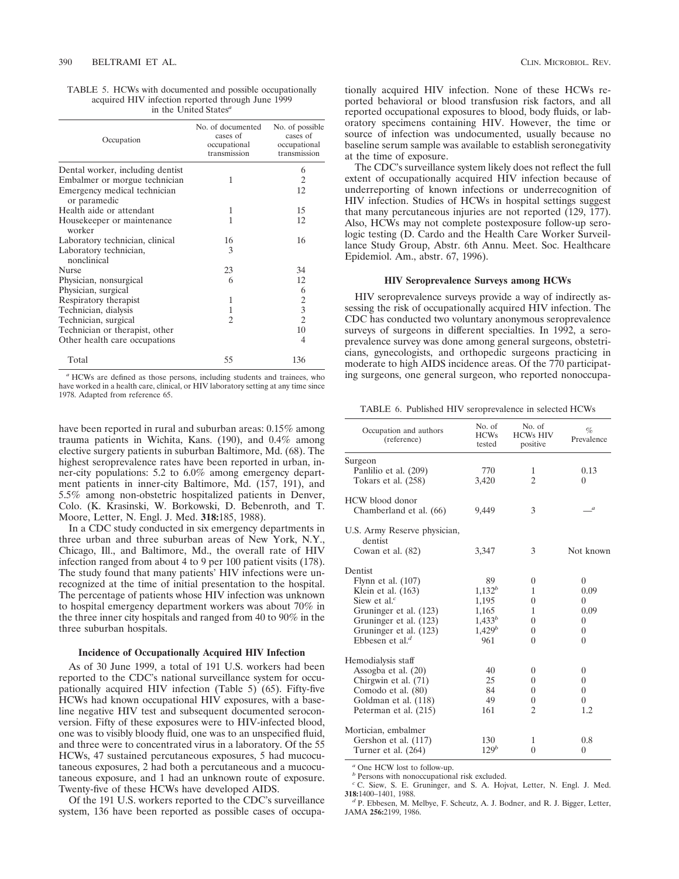TABLE 5. HCWs with documented and possible occupationally acquired HIV infection reported through June 1999 in the United States[a]

| Occupation | No. of documented cases of occupational transmission | No. of possible cases of occupational transmission |
|---|---|---|
| Dental worker, including dentist | | 6 |
| Embalmer or morgue technician | 1 | 2 |
| Emergency medical technician or paramedic | | 12 |
| Health aide or attendant | 1 | 15 |
| Housekeeper or maintenance worker | 1 | 12 |
| Laboratory technician, clinical | 16 | 16 |
| Laboratory technician, nonclinical | 3 | |
| Nurse | 23 | 34 |
| Physician, nonsurgical | 6 | 12 |
| Physician, surgical | | 6 |
| Respiratory therapist | 1 | 2 |
| Technician, dialysis | 1 | 3 |
| Technician, surgical | 2 | 2 |
| Technician or therapist, other | | 10 |
| Other health care occupations | | 4 |
| Total | 55 | 136 |

[a] HCWs are defined as those persons, including students and trainees, who have worked in a health care, clinical, or HIV laboratory setting at any time since 1978. Adapted from reference 65.

have been reported in rural and suburban areas: 0.15% among trauma patients in Wichita, Kans. (190), and 0.4% among elective surgery patients in suburban Baltimore, Md. (68). The highest seroprevalence rates have been reported in urban, inner-city populations: 5.2 to 6.0% among emergency department patients in inner-city Baltimore, Md. (157, 191), and 5.5% among non-obstetric hospitalized patients in Denver, Colo. (K. Krasinski, W. Borkowski, D. Bebenroth, and T. Moore, Letter, N. Engl. J. Med. **318:**185, 1988).

In a CDC study conducted in six emergency departments in three urban and three suburban areas of New York, N.Y., Chicago, Ill., and Baltimore, Md., the overall rate of HIV infection ranged from about 4 to 9 per 100 patient visits (178). The study found that many patients' HIV infections were unrecognized at the time of initial presentation to the hospital. The percentage of patients whose HIV infection was unknown to hospital emergency department workers was about 70% in the three inner city hospitals and ranged from 40 to 90% in the three suburban hospitals.

### Incidence of Occupationally Acquired HIV Infection

As of 30 June 1999, a total of 191 U.S. workers had been reported to the CDC's national surveillance system for occupationally acquired HIV infection (Table 5) (65). Fifty-five HCWs had known occupational HIV exposures, with a baseline negative HIV test and subsequent documented seroconversion. Fifty of these exposures were to HIV-infected blood, one was to visibly bloody fluid, one was to an unspecified fluid, and three were to concentrated virus in a laboratory. Of the 55 HCWs, 47 sustained percutaneous exposures, 5 had mucocutaneous exposures, 2 had both a percutaneous and a mucocutaneous exposure, and 1 had an unknown route of exposure. Twenty-five of these HCWs have developed AIDS.

Of the 191 U.S. workers reported to the CDC's surveillance system, 136 have been reported as possible cases of occupationally acquired HIV infection. None of these HCWs reported behavioral or blood transfusion risk factors, and all reported occupational exposures to blood, body fluids, or laboratory specimens containing HIV. However, the time or source of infection was undocumented, usually because no baseline serum sample was available to establish seronegativity at the time of exposure.

The CDC's surveillance system likely does not reflect the full extent of occupationally acquired HIV infection because of underreporting of known infections or underrecognition of HIV infection. Studies of HCWs in hospital settings suggest that many percutaneous injuries are not reported (129, 177). Also, HCWs may not complete postexposure follow-up serologic testing (D. Cardo and the Health Care Worker Surveillance Study Group, Abstr. 6th Annu. Meet. Soc. Healthcare Epidemiol. Am., abstr. 67, 1996).

### HIV Seroprevalence Surveys among HCWs

HIV seroprevalence surveys provide a way of indirectly assessing the risk of occupationally acquired HIV infection. The CDC has conducted two voluntary anonymous seroprevalence surveys of surgeons in different specialties. In 1992, a seroprevalence survey was done among general surgeons, obstetricians, gynecologists, and orthopedic surgeons practicing in moderate to high AIDS incidence areas. Of the 770 participating surgeons, one general surgeon, who reported nonoccupa-

TABLE 6. Published HIV seroprevalence in selected HCWs

| Occupation and authors (reference) | No. of HCWs tested | No. of HCWs HIV positive | % Prevalence |
|---|---|---|---|
| Surgeon | | | |
| Panlilio et al. (209) | 770 | 1 | 0.13 |
| Tokars et al. (258) | 3,420 | 2 | 0 |
| HCW blood donor | | | |
| Chamberland et al. (66) | 9,449 | 3 | —[a] |
| U.S. Army Reserve physician, dentist | | | |
| Cowan et al. (82) | 3,347 | 3 | Not known |
| Dentist | | | |
| Flynn et al. (107) | 89 | 0 | 0 |
| Klein et al. (163) | 1,132[b] | 1 | 0.09 |
| Siew et al.[c] | 1,195 | 0 | 0 |
| Gruninger et al. (123) | 1,165 | 1 | 0.09 |
| Gruninger et al. (123) | 1,433[b] | 0 | 0 |
| Gruninger et al. (123) | 1,429[b] | 0 | 0 |
| Ebbesen et al.[d] | 961 | 0 | 0 |
| Hemodialysis staff | | | |
| Assogba et al. (20) | 40 | 0 | 0 |
| Chirgwin et al. (71) | 25 | 0 | 0 |
| Comodo et al. (80) | 84 | 0 | 0 |
| Goldman et al. (118) | 49 | 0 | 0 |
| Peterman et al. (215) | 161 | 2 | 1.2 |
| Mortician, embalmer | | | |
| Gershon et al. (117) | 130 | 1 | 0.8 |
| Turner et al. (264) | 129[b] | 0 | 0 |

[a] One HCW lost to follow-up.
[b] Persons with nonoccupational risk excluded.
[c] C. Siew, S. E. Gruninger, and S. A. Hojvat, Letter, N. Engl. J. Med. **318:**1400–1401, 1988.
[d] P. Ebbesen, M. Melbye, F. Scheutz, A. J. Bodner, and R. J. Bigger, Letter, JAMA **256:**2199, 1986.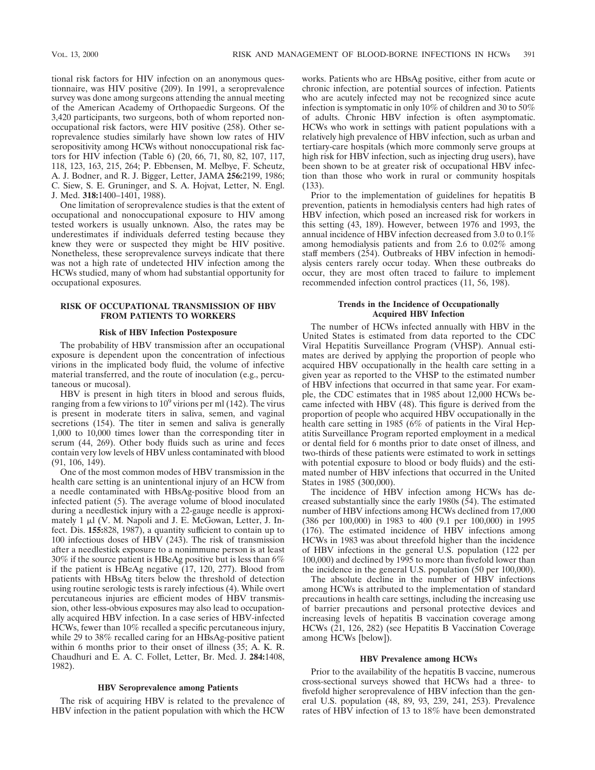tional risk factors for HIV infection on an anonymous questionnaire, was HIV positive (209). In 1991, a seroprevalence survey was done among surgeons attending the annual meeting of the American Academy of Orthopaedic Surgeons. Of the 3,420 participants, two surgeons, both of whom reported nonoccupational risk factors, were HIV positive (258). Other seroprevalence studies similarly have shown low rates of HIV seropositivity among HCWs without nonoccupational risk factors for HIV infection (Table 6) (20, 66, 71, 80, 82, 107, 117, 118, 123, 163, 215, 264; P. Ebbensen, M. Melbye, F. Scheutz, A. J. Bodner, and R. J. Bigger, Letter, JAMA **256:**2199, 1986; C. Siew, S. E. Gruninger, and S. A. Hojvat, Letter, N. Engl. J. Med. **318:**1400–1401, 1988).

One limitation of seroprevalence studies is that the extent of occupational and nonoccupational exposure to HIV among tested workers is usually unknown. Also, the rates may be underestimates if individuals deferred testing because they knew they were or suspected they might be HIV positive. Nonetheless, these seroprevalence surveys indicate that there was not a high rate of undetected HIV infection among the HCWs studied, many of whom had substantial opportunity for occupational exposures.

## RISK OF OCCUPATIONAL TRANSMISSION OF HBV FROM PATIENTS TO WORKERS

### Risk of HBV Infection Postexposure

The probability of HBV transmission after an occupational exposure is dependent upon the concentration of infectious virions in the implicated body fluid, the volume of infective material transferred, and the route of inoculation (e.g., percutaneous or mucosal).

HBV is present in high titers in blood and serous fluids, ranging from a few virions to $10^9$ virions per ml (142). The virus is present in moderate titers in saliva, semen, and vaginal secretions (154). The titer in semen and saliva is generally 1,000 to 10,000 times lower than the corresponding titer in serum (44, 269). Other body fluids such as urine and feces contain very low levels of HBV unless contaminated with blood (91, 106, 149).

One of the most common modes of HBV transmission in the health care setting is an unintentional injury of an HCW from a needle contaminated with HBsAg-positive blood from an infected patient (5). The average volume of blood inoculated during a needlestick injury with a 22-gauge needle is approximately 1 μl (V. M. Napoli and J. E. McGowan, Letter, J. Infect. Dis. **155:**828, 1987), a quantity sufficient to contain up to 100 infectious doses of HBV (243). The risk of transmission after a needlestick exposure to a nonimmune person is at least 30% if the source patient is HBeAg positive but is less than 6% if the patient is HBeAg negative (17, 120, 277). Blood from patients with HBsAg titers below the threshold of detection using routine serologic tests is rarely infectious (4). While overt percutaneous injuries are efficient modes of HBV transmission, other less-obvious exposures may also lead to occupationally acquired HBV infection. In a case series of HBV-infected HCWs, fewer than 10% recalled a specific percutaneous injury, while 29 to 38% recalled caring for an HBsAg-positive patient within 6 months prior to their onset of illness (35; A. K. R. Chaudhuri and E. A. C. Follet, Letter, Br. Med. J. **284:**1408, 1982).

### HBV Seroprevalence among Patients

The risk of acquiring HBV is related to the prevalence of HBV infection in the patient population with which the HCW works. Patients who are HBsAg positive, either from acute or chronic infection, are potential sources of infection. Patients who are acutely infected may not be recognized since acute infection is symptomatic in only 10% of children and 30 to 50% of adults. Chronic HBV infection is often asymptomatic. HCWs who work in settings with patient populations with a relatively high prevalence of HBV infection, such as urban and tertiary-care hospitals (which more commonly serve groups at high risk for HBV infection, such as injecting drug users), have been shown to be at greater risk of occupational HBV infection than those who work in rural or community hospitals (133).

Prior to the implementation of guidelines for hepatitis B prevention, patients in hemodialysis centers had high rates of HBV infection, which posed an increased risk for workers in this setting (43, 189). However, between 1976 and 1993, the annual incidence of HBV infection decreased from 3.0 to 0.1% among hemodialysis patients and from 2.6 to 0.02% among staff members (254). Outbreaks of HBV infection in hemodialysis centers rarely occur today. When these outbreaks do occur, they are most often traced to failure to implement recommended infection control practices (11, 56, 198).

### Trends in the Incidence of Occupationally Acquired HBV Infection

The number of HCWs infected annually with HBV in the United States is estimated from data reported to the CDC Viral Hepatitis Surveillance Program (VHSP). Annual estimates are derived by applying the proportion of people who acquired HBV occupationally in the health care setting in a given year as reported to the VHSP to the estimated number of HBV infections that occurred in that same year. For example, the CDC estimates that in 1985 about 12,000 HCWs became infected with HBV (48). This figure is derived from the proportion of people who acquired HBV occupationally in the health care setting in 1985 (6% of patients in the Viral Hepatitis Surveillance Program reported employment in a medical or dental field for 6 months prior to date onset of illness, and two-thirds of these patients were estimated to work in settings with potential exposure to blood or body fluids) and the estimated number of HBV infections that occurred in the United States in 1985 (300,000).

The incidence of HBV infection among HCWs has decreased substantially since the early 1980s (54). The estimated number of HBV infections among HCWs declined from 17,000 (386 per 100,000) in 1983 to 400 (9.1 per 100,000) in 1995 (176). The estimated incidence of HBV infections among HCWs in 1983 was about threefold higher than the incidence of HBV infections in the general U.S. population (122 per 100,000) and declined by 1995 to more than fivefold lower than the incidence in the general U.S. population (50 per 100,000).

The absolute decline in the number of HBV infections among HCWs is attributed to the implementation of standard precautions in health care settings, including the increasing use of barrier precautions and personal protective devices and increasing levels of hepatitis B vaccination coverage among HCWs (21, 126, 282) (see Hepatitis B Vaccination Coverage among HCWs [below]).

### HBV Prevalence among HCWs

Prior to the availability of the hepatitis B vaccine, numerous cross-sectional surveys showed that HCWs had a three- to fivefold higher seroprevalence of HBV infection than the general U.S. population (48, 89, 93, 239, 241, 253). Prevalence rates of HBV infection of 13 to 18% have been demonstrated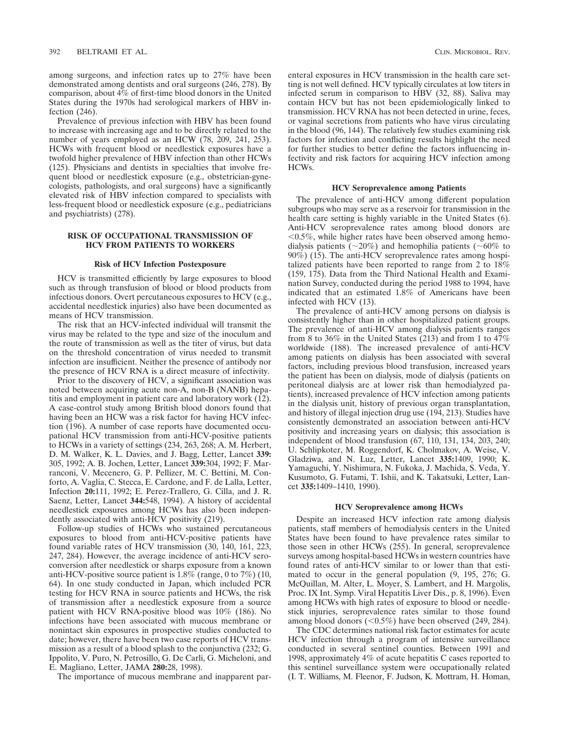among surgeons, and infection rates up to 27% have been demonstrated among dentists and oral surgeons (246, 278). By comparison, about 4% of first-time blood donors in the United States during the 1970s had serological markers of HBV infection (246).

Prevalence of previous infection with HBV has been found to increase with increasing age and to be directly related to the number of years employed as an HCW (78, 209, 241, 253). HCWs with frequent blood or needlestick exposures have a twofold higher prevalence of HBV infection than other HCWs (125). Physicians and dentists in specialties that involve frequent blood or needlestick exposure (e.g., obstetrician-gynecologists, pathologists, and oral surgeons) have a significantly elevated risk of HBV infection compared to specialists with less-frequent blood or needlestick exposure (e.g., pediatricians and psychiatrists) (278).

## RISK OF OCCUPATIONAL TRANSMISSION OF HCV FROM PATIENTS TO WORKERS

### Risk of HCV Infection Postexposure

HCV is transmitted efficiently by large exposures to blood such as through transfusion of blood or blood products from infectious donors. Overt percutaneous exposures to HCV (e.g., accidental needlestick injuries) also have been documented as means of HCV transmission.

The risk that an HCV-infected individual will transmit the virus may be related to the type and size of the inoculum and the route of transmission as well as the titer of virus, but data on the threshold concentration of virus needed to transmit infection are insufficient. Neither the presence of antibody nor the presence of HCV RNA is a direct measure of infectivity.

Prior to the discovery of HCV, a significant association was noted between acquiring acute non-A, non-B (NANB) hepatitis and employment in patient care and laboratory work (12). A case-control study among British blood donors found that having been an HCW was a risk factor for having HCV infection (196). A number of case reports have documented occupational HCV transmission from anti-HCV-positive patients to HCWs in a variety of settings (234, 263, 268; A. M. Herbert, D. M. Walker, K. L. Davies, and J. Bagg, Letter, Lancet **339:** 305, 1992; A. B. Jochen, Letter, Lancet **339:**304, 1992; F. Marranconi, V. Mecenero, G. P. Pellizer, M. C. Bettini, M. Conforto, A. Vaglia, C. Stecca, E. Cardone, and F. de Lalla, Letter, Infection **20:**111, 1992; E. Perez-Trallero, G. Cilla, and J. R. Saenz, Letter, Lancet **344:**548, 1994). A history of accidental needlestick exposures among HCWs has also been independently associated with anti-HCV positivity (219).

Follow-up studies of HCWs who sustained percutaneous exposures to blood from anti-HCV-positive patients have found variable rates of HCV transmission (30, 140, 161, 223, 247, 284). However, the average incidence of anti-HCV seroconversion after needlestick or sharps exposure from a known anti-HCV-positive source patient is 1.8% (range, 0 to 7%) (10, 64). In one study conducted in Japan, which included PCR testing for HCV RNA in source patients and HCWs, the risk of transmission after a needlestick exposure from a source patient with HCV RNA-positive blood was 10% (186). No infections have been associated with mucous membrane or nonintact skin exposures in prospective studies conducted to date; however, there have been two case reports of HCV transmission as a result of a blood splash to the conjunctiva (232; G. Ippolito, V. Puro, N. Petrosillo, G. De Carli, G. Micheloni, and E. Magliano, Letter, JAMA **280:**28, 1998).

The importance of mucous membrane and inapparent parenteral exposures in HCV transmission in the health care setting is not well defined. HCV typically circulates at low titers in infected serum in comparison to HBV (32, 88). Saliva may contain HCV but has not been epidemiologically linked to transmission. HCV RNA has not been detected in urine, feces, or vaginal secretions from patients who have virus circulating in the blood (96, 144). The relatively few studies examining risk factors for infection and conflicting results highlight the need for further studies to better define the factors influencing infectivity and risk factors for acquiring HCV infection among HCWs.

### HCV Seroprevalence among Patients

The prevalence of anti-HCV among different population subgroups who may serve as a reservoir for transmission in the health care setting is highly variable in the United States (6). Anti-HCV seroprevalence rates among blood donors are <0.5%, while higher rates have been observed among hemodialysis patients (~20%) and hemophilia patients (~60% to 90%) (15). The anti-HCV seroprevalence rates among hospitalized patients have been reported to range from 2 to 18% (159, 175). Data from the Third National Health and Examination Survey, conducted during the period 1988 to 1994, have indicated that an estimated 1.8% of Americans have been infected with HCV (13).

The prevalence of anti-HCV among persons on dialysis is consistently higher than in other hospitalized patient groups. The prevalence of anti-HCV among dialysis patients ranges from 8 to 36% in the United States (213) and from 1 to 47% worldwide (188). The increased prevalence of anti-HCV among patients on dialysis has been associated with several factors, including previous blood transfusion, increased years the patient has been on dialysis, mode of dialysis (patients on peritoneal dialysis are at lower risk than hemodialyzed patients), increased prevalence of HCV infection among patients in the dialysis unit, history of previous organ transplantation, and history of illegal injection drug use (194, 213). Studies have consistently demonstrated an association between anti-HCV positivity and increasing years on dialysis; this association is independent of blood transfusion (67, 110, 131, 134, 203, 240; U. Schlipkoter, M. Roggendorf, K. Cholmakov, A. Weise, V. Gladziwa, and N. Luz, Letter, Lancet **335:**1409, 1990; K. Yamaguchi, Y. Nishimura, N. Fukoka, J. Machida, S. Veda, Y. Kusumoto, G. Futami, T. Ishii, and K. Takatsuki, Letter, Lancet **335:**1409–1410, 1990).

### HCV Seroprevalence among HCWs

Despite an increased HCV infection rate among dialysis patients, staff members of hemodialysis centers in the United States have been found to have prevalence rates similar to those seen in other HCWs (255). In general, seroprevalence surveys among hospital-based HCWs in western countries have found rates of anti-HCV similar to or lower than that estimated to occur in the general population (9, 195, 276; G. McQuillan, M. Alter, L. Moyer, S. Lambert, and H. Margolis, Proc. IX Int. Symp. Viral Hepatitis Liver Dis., p. 8, 1996). Even among HCWs with high rates of exposure to blood or needlestick injuries, seroprevalence rates similar to those found among blood donors (<0.5%) have been observed (249, 284).

The CDC determines national risk factor estimates for acute HCV infection through a program of intensive surveillance conducted in several sentinel counties. Between 1991 and 1998, approximately 4% of acute hepatitis C cases reported to this sentinel surveillance system were occupationally related (I. T. Williams, M. Fleenor, F. Judson, K. Mottram, H. Homan,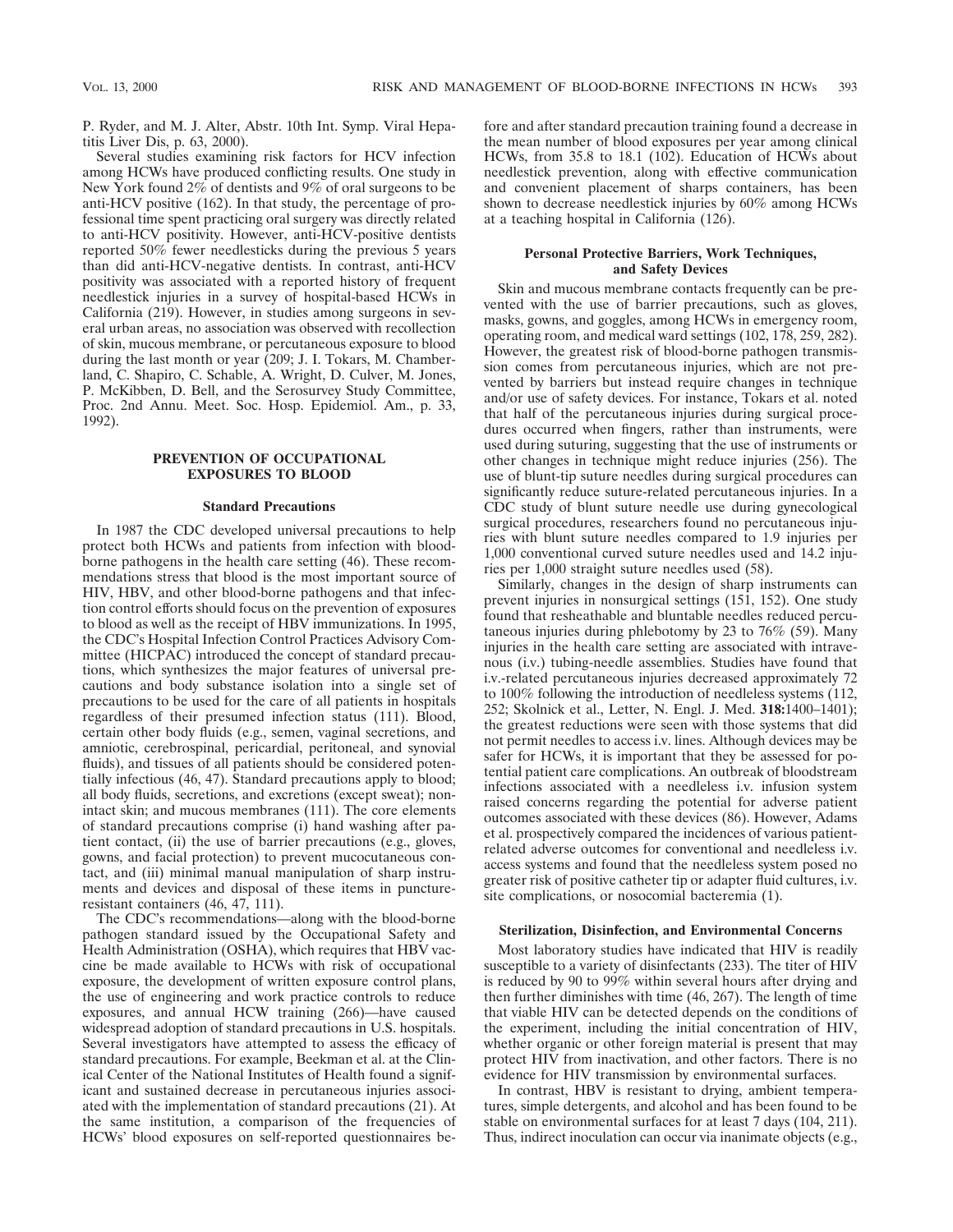P. Ryder, and M. J. Alter, Abstr. 10th Int. Symp. Viral Hepatitis Liver Dis, p. 63, 2000).

Several studies examining risk factors for HCV infection among HCWs have produced conflicting results. One study in New York found 2% of dentists and 9% of oral surgeons to be anti-HCV positive (162). In that study, the percentage of professional time spent practicing oral surgery was directly related to anti-HCV positivity. However, anti-HCV-positive dentists reported 50% fewer needlesticks during the previous 5 years than did anti-HCV-negative dentists. In contrast, anti-HCV positivity was associated with a reported history of frequent needlestick injuries in a survey of hospital-based HCWs in California (219). However, in studies among surgeons in several urban areas, no association was observed with recollection of skin, mucous membrane, or percutaneous exposure to blood during the last month or year (209; J. I. Tokars, M. Chamberland, C. Shapiro, C. Schable, A. Wright, D. Culver, M. Jones, P. McKibben, D. Bell, and the Serosurvey Study Committee, Proc. 2nd Annu. Meet. Soc. Hosp. Epidemiol. Am., p. 33, 1992).

## PREVENTION OF OCCUPATIONAL EXPOSURES TO BLOOD

### Standard Precautions

In 1987 the CDC developed universal precautions to help protect both HCWs and patients from infection with blood-borne pathogens in the health care setting (46). These recommendations stress that blood is the most important source of HIV, HBV, and other blood-borne pathogens and that infection control efforts should focus on the prevention of exposures to blood as well as the receipt of HBV immunizations. In 1995, the CDC's Hospital Infection Control Practices Advisory Committee (HICPAC) introduced the concept of standard precautions, which synthesizes the major features of universal precautions and body substance isolation into a single set of precautions to be used for the care of all patients in hospitals regardless of their presumed infection status (111). Blood, certain other body fluids (e.g., semen, vaginal secretions, and amniotic, cerebrospinal, pericardial, peritoneal, and synovial fluids), and tissues of all patients should be considered potentially infectious (46, 47). Standard precautions apply to blood; all body fluids, secretions, and excretions (except sweat); nonintact skin; and mucous membranes (111). The core elements of standard precautions comprise (i) hand washing after patient contact, (ii) the use of barrier precautions (e.g., gloves, gowns, and facial protection) to prevent mucocutaneous contact, and (iii) minimal manual manipulation of sharp instruments and devices and disposal of these items in puncture-resistant containers (46, 47, 111).

The CDC's recommendations—along with the blood-borne pathogen standard issued by the Occupational Safety and Health Administration (OSHA), which requires that HBV vaccine be made available to HCWs with risk of occupational exposure, the development of written exposure control plans, the use of engineering and work practice controls to reduce exposures, and annual HCW training (266)—have caused widespread adoption of standard precautions in U.S. hospitals. Several investigators have attempted to assess the efficacy of standard precautions. For example, Beekman et al. at the Clinical Center of the National Institutes of Health found a significant and sustained decrease in percutaneous injuries associated with the implementation of standard precautions (21). At the same institution, a comparison of the frequencies of HCWs' blood exposures on self-reported questionnaires before and after standard precaution training found a decrease in the mean number of blood exposures per year among clinical HCWs, from 35.8 to 18.1 (102). Education of HCWs about needlestick prevention, along with effective communication and convenient placement of sharps containers, has been shown to decrease needlestick injuries by 60% among HCWs at a teaching hospital in California (126).

### Personal Protective Barriers, Work Techniques, and Safety Devices

Skin and mucous membrane contacts frequently can be prevented with the use of barrier precautions, such as gloves, masks, gowns, and goggles, among HCWs in emergency room, operating room, and medical ward settings (102, 178, 259, 282). However, the greatest risk of blood-borne pathogen transmission comes from percutaneous injuries, which are not prevented by barriers but instead require changes in technique and/or use of safety devices. For instance, Tokars et al. noted that half of the percutaneous injuries during surgical procedures occurred when fingers, rather than instruments, were used during suturing, suggesting that the use of instruments or other changes in technique might reduce injuries (256). The use of blunt-tip suture needles during surgical procedures can significantly reduce suture-related percutaneous injuries. In a CDC study of blunt suture needle use during gynecological surgical procedures, researchers found no percutaneous injuries with blunt suture needles compared to 1.9 injuries per 1,000 conventional curved suture needles used and 14.2 injuries per 1,000 straight suture needles used (58).

Similarly, changes in the design of sharp instruments can prevent injuries in nonsurgical settings (151, 152). One study found that resheathable and bluntable needles reduced percutaneous injuries during phlebotomy by 23 to 76% (59). Many injuries in the health care setting are associated with intravenous (i.v.) tubing-needle assemblies. Studies have found that i.v.-related percutaneous injuries decreased approximately 72 to 100% following the introduction of needleless systems (112, 252; Skolnick et al., Letter, N. Engl. J. Med. **318:**1400–1401); the greatest reductions were seen with those systems that did not permit needles to access i.v. lines. Although devices may be safer for HCWs, it is important that they be assessed for potential patient care complications. An outbreak of bloodstream infections associated with a needleless i.v. infusion system raised concerns regarding the potential for adverse patient outcomes associated with these devices (86). However, Adams et al. prospectively compared the incidences of various patient-related adverse outcomes for conventional and needleless i.v. access systems and found that the needleless system posed no greater risk of positive catheter tip or adapter fluid cultures, i.v. site complications, or nosocomial bacteremia (1).

### Sterilization, Disinfection, and Environmental Concerns

Most laboratory studies have indicated that HIV is readily susceptible to a variety of disinfectants (233). The titer of HIV is reduced by 90 to 99% within several hours after drying and then further diminishes with time (46, 267). The length of time that viable HIV can be detected depends on the conditions of the experiment, including the initial concentration of HIV, whether organic or other foreign material is present that may protect HIV from inactivation, and other factors. There is no evidence for HIV transmission by environmental surfaces.

In contrast, HBV is resistant to drying, ambient temperatures, simple detergents, and alcohol and has been found to be stable on environmental surfaces for at least 7 days (104, 211). Thus, indirect inoculation can occur via inanimate objects (e.g.,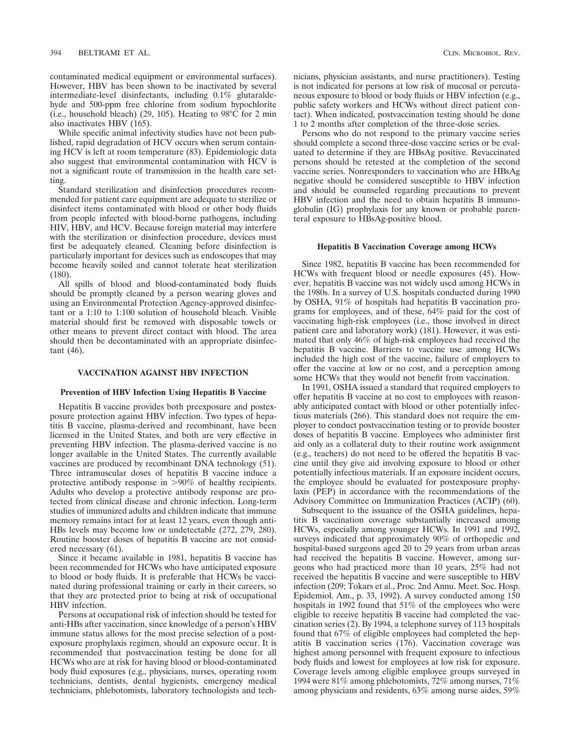contaminated medical equipment or environmental surfaces). However, HBV has been shown to be inactivated by several intermediate-level disinfectants, including 0.1% glutaraldehyde and 500-ppm free chlorine from sodium hypochlorite (i.e., household bleach) (29, 105). Heating to 98°C for 2 min also inactivates HBV (165).

While specific animal infectivity studies have not been published, rapid degradation of HCV occurs when serum containing HCV is left at room temperature (83). Epidemiologic data also suggest that environmental contamination with HCV is not a significant route of transmission in the health care setting.

Standard sterilization and disinfection procedures recommended for patient care equipment are adequate to sterilize or disinfect items contaminated with blood or other body fluids from people infected with blood-borne pathogens, including HIV, HBV, and HCV. Because foreign material may interfere with the sterilization or disinfection procedure, devices must first be adequately cleaned. Cleaning before disinfection is particularly important for devices such as endoscopes that may become heavily soiled and cannot tolerate heat sterilization (180).

All spills of blood and blood-contaminated body fluids should be promptly cleaned by a person wearing gloves and using an Environmental Protection Agency-approved disinfectant or a 1:10 to 1:100 solution of household bleach. Visible material should first be removed with disposable towels or other means to prevent direct contact with blood. The area should then be decontaminated with an appropriate disinfectant (46).

## VACCINATION AGAINST HBV INFECTION

### Prevention of HBV Infection Using Hepatitis B Vaccine

Hepatitis B vaccine provides both preexposure and postexposure protection against HBV infection. Two types of hepatitis B vaccine, plasma-derived and recombinant, have been licensed in the United States, and both are very effective in preventing HBV infection. The plasma-derived vaccine is no longer available in the United States. The currently available vaccines are produced by recombinant DNA technology (51). Three intramuscular doses of hepatitis B vaccine induce a protective antibody response in >90% of healthy recipients. Adults who develop a protective antibody response are protected from clinical disease and chronic infection. Long-term studies of immunized adults and children indicate that immune memory remains intact for at least 12 years, even though anti-HBs levels may become low or undetectable (272, 279, 280). Routine booster doses of hepatitis B vaccine are not considered necessary (61).

Since it became available in 1981, hepatitis B vaccine has been recommended for HCWs who have anticipated exposure to blood or body fluids. It is preferable that HCWs be vaccinated during professional training or early in their careers, so that they are protected prior to being at risk of occupational HBV infection.

Persons at occupational risk of infection should be tested for anti-HBs after vaccination, since knowledge of a person's HBV immune status allows for the most precise selection of a postexposure prophylaxis regimen, should an exposure occur. It is recommended that postvaccination testing be done for all HCWs who are at risk for having blood or blood-contaminated body fluid exposures (e.g., physicians, nurses, operating room technicians, dentists, dental hygienists, emergency medical technicians, phlebotomists, laboratory technologists and technicians, physician assistants, and nurse practitioners). Testing is not indicated for persons at low risk of mucosal or percutaneous exposure to blood or body fluids or HBV infection (e.g., public safety workers and HCWs without direct patient contact). When indicated, postvaccination testing should be done 1 to 2 months after completion of the three-dose series.

Persons who do not respond to the primary vaccine series should complete a second three-dose vaccine series or be evaluated to determine if they are HBsAg positive. Revaccinated persons should be retested at the completion of the second vaccine series. Nonresponders to vaccination who are HBsAg negative should be considered susceptible to HBV infection and should be counseled regarding precautions to prevent HBV infection and the need to obtain hepatitis B immunoglobulin (IG) prophylaxis for any known or probable parenteral exposure to HBsAg-positive blood.

### Hepatitis B Vaccination Coverage among HCWs

Since 1982, hepatitis B vaccine has been recommended for HCWs with frequent blood or needle exposures (45). However, hepatitis B vaccine was not widely used among HCWs in the 1980s. In a survey of U.S. hospitals conducted during 1990 by OSHA, 91% of hospitals had hepatitis B vaccination programs for employees, and of these, 64% paid for the cost of vaccinating high-risk employees (i.e., those involved in direct patient care and laboratory work) (181). However, it was estimated that only 46% of high-risk employees had received the hepatitis B vaccine. Barriers to vaccine use among HCWs included the high cost of the vaccine, failure of employers to offer the vaccine at low or no cost, and a perception among some HCWs that they would not benefit from vaccination.

In 1991, OSHA issued a standard that required employers to offer hepatitis B vaccine at no cost to employees with reasonably anticipated contact with blood or other potentially infectious materials (266). This standard does not require the employer to conduct postvaccination testing or to provide booster doses of hepatitis B vaccine. Employees who administer first aid only as a collateral duty to their routine work assignment (e.g., teachers) do not need to be offered the hepatitis B vaccine until they give aid involving exposure to blood or other potentially infectious materials. If an exposure incident occurs, the employee should be evaluated for postexposure prophylaxis (PEP) in accordance with the recommendations of the Advisory Committee on Immunization Practices (ACIP) (60).

Subsequent to the issuance of the OSHA guidelines, hepatitis B vaccination coverage substantially increased among HCWs, especially among younger HCWs. In 1991 and 1992, surveys indicated that approximately 90% of orthopedic and hospital-based surgeons aged 20 to 29 years from urban areas had received the hepatitis B vaccine. However, among surgeons who had practiced more than 10 years, 25% had not received the hepatitis B vaccine and were susceptible to HBV infection (209; Tokars et al., Proc. 2nd Annu. Meet. Soc. Hosp. Epidemiol. Am., p. 33, 1992). A survey conducted among 150 hospitals in 1992 found that 51% of the employees who were eligible to receive hepatitis B vaccine had completed the vaccination series (2). By 1994, a telephone survey of 113 hospitals found that 67% of eligible employees had completed the hepatitis B vaccination series (176). Vaccination coverage was highest among personnel with frequent exposure to infectious body fluids and lowest for employees at low risk for exposure. Coverage levels among eligible employee groups surveyed in 1994 were 81% among phlebotomists, 72% among nurses, 71% among physicians and residents, 63% among nurse aides, 59%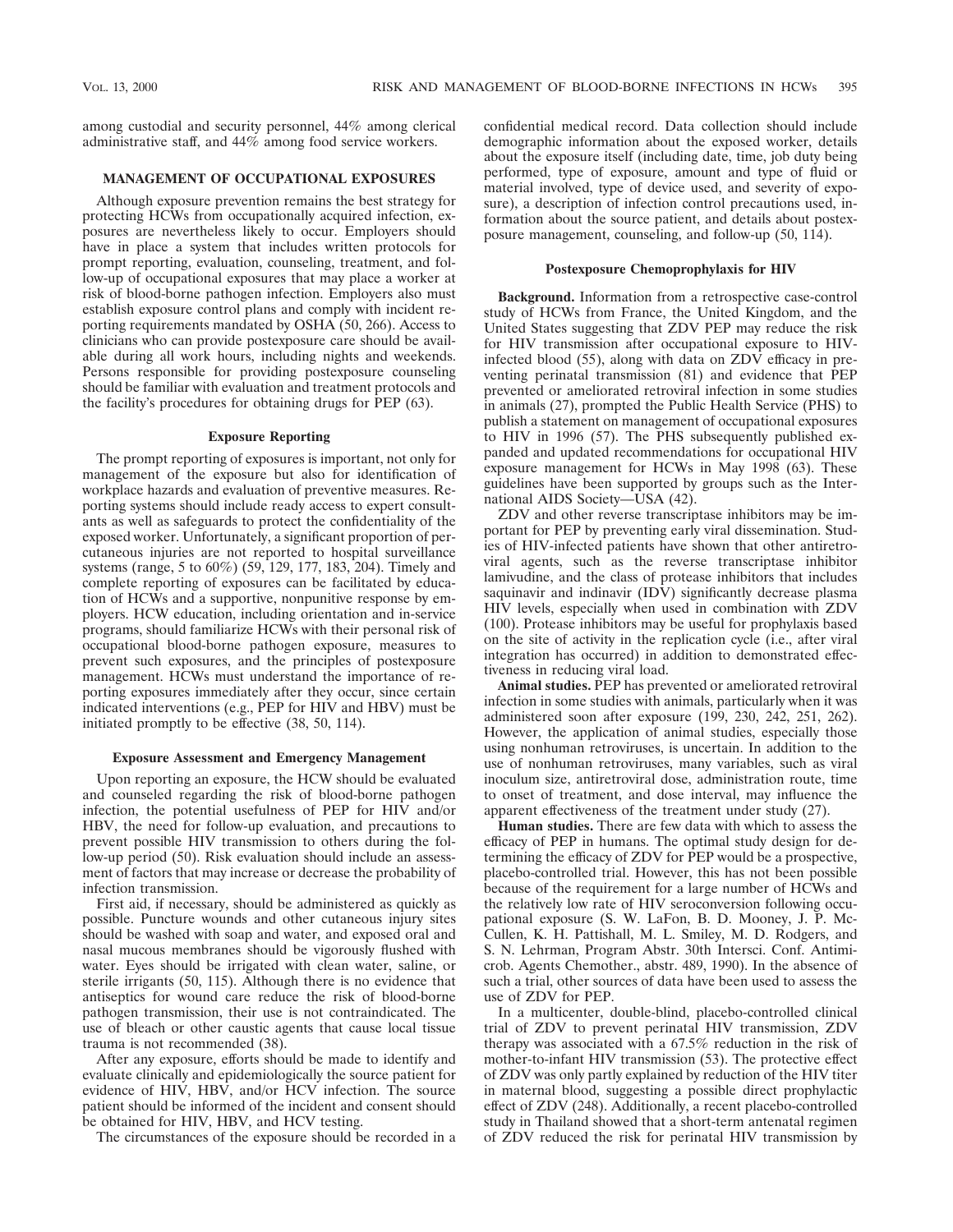among custodial and security personnel, 44% among clerical administrative staff, and 44% among food service workers.

## MANAGEMENT OF OCCUPATIONAL EXPOSURES

Although exposure prevention remains the best strategy for protecting HCWs from occupationally acquired infection, exposures are nevertheless likely to occur. Employers should have in place a system that includes written protocols for prompt reporting, evaluation, counseling, treatment, and follow-up of occupational exposures that may place a worker at risk of blood-borne pathogen infection. Employers also must establish exposure control plans and comply with incident reporting requirements mandated by OSHA (50, 266). Access to clinicians who can provide postexposure care should be available during all work hours, including nights and weekends. Persons responsible for providing postexposure counseling should be familiar with evaluation and treatment protocols and the facility's procedures for obtaining drugs for PEP (63).

### Exposure Reporting

The prompt reporting of exposures is important, not only for management of the exposure but also for identification of workplace hazards and evaluation of preventive measures. Reporting systems should include ready access to expert consultants as well as safeguards to protect the confidentiality of the exposed worker. Unfortunately, a significant proportion of percutaneous injuries are not reported to hospital surveillance systems (range, 5 to 60%) (59, 129, 177, 183, 204). Timely and complete reporting of exposures can be facilitated by education of HCWs and a supportive, nonpunitive response by employers. HCW education, including orientation and in-service programs, should familiarize HCWs with their personal risk of occupational blood-borne pathogen exposure, measures to prevent such exposures, and the principles of postexposure management. HCWs must understand the importance of reporting exposures immediately after they occur, since certain indicated interventions (e.g., PEP for HIV and HBV) must be initiated promptly to be effective (38, 50, 114).

### Exposure Assessment and Emergency Management

Upon reporting an exposure, the HCW should be evaluated and counseled regarding the risk of blood-borne pathogen infection, the potential usefulness of PEP for HIV and/or HBV, the need for follow-up evaluation, and precautions to prevent possible HIV transmission to others during the follow-up period (50). Risk evaluation should include an assessment of factors that may increase or decrease the probability of infection transmission.

First aid, if necessary, should be administered as quickly as possible. Puncture wounds and other cutaneous injury sites should be washed with soap and water, and exposed oral and nasal mucous membranes should be vigorously flushed with water. Eyes should be irrigated with clean water, saline, or sterile irrigants (50, 115). Although there is no evidence that antiseptics for wound care reduce the risk of blood-borne pathogen transmission, their use is not contraindicated. The use of bleach or other caustic agents that cause local tissue trauma is not recommended (38).

After any exposure, efforts should be made to identify and evaluate clinically and epidemiologically the source patient for evidence of HIV, HBV, and/or HCV infection. The source patient should be informed of the incident and consent should be obtained for HIV, HBV, and HCV testing.

The circumstances of the exposure should be recorded in a confidential medical record. Data collection should include demographic information about the exposed worker, details about the exposure itself (including date, time, job duty being performed, type of exposure, amount and type of fluid or material involved, type of device used, and severity of exposure), a description of infection control precautions used, information about the source patient, and details about postexposure management, counseling, and follow-up (50, 114).

### Postexposure Chemoprophylaxis for HIV

**Background.** Information from a retrospective case-control study of HCWs from France, the United Kingdom, and the United States suggesting that ZDV PEP may reduce the risk for HIV transmission after occupational exposure to HIV-infected blood (55), along with data on ZDV efficacy in preventing perinatal transmission (81) and evidence that PEP prevented or ameliorated retroviral infection in some studies in animals (27), prompted the Public Health Service (PHS) to publish a statement on management of occupational exposures to HIV in 1996 (57). The PHS subsequently published expanded and updated recommendations for occupational HIV exposure management for HCWs in May 1998 (63). These guidelines have been supported by groups such as the International AIDS Society—USA (42).

ZDV and other reverse transcriptase inhibitors may be important for PEP by preventing early viral dissemination. Studies of HIV-infected patients have shown that other antiretroviral agents, such as the reverse transcriptase inhibitor lamivudine, and the class of protease inhibitors that includes saquinavir and indinavir (IDV) significantly decrease plasma HIV levels, especially when used in combination with ZDV (100). Protease inhibitors may be useful for prophylaxis based on the site of activity in the replication cycle (i.e., after viral integration has occurred) in addition to demonstrated effectiveness in reducing viral load.

**Animal studies.** PEP has prevented or ameliorated retroviral infection in some studies with animals, particularly when it was administered soon after exposure (199, 230, 242, 251, 262). However, the application of animal studies, especially those using nonhuman retroviruses, is uncertain. In addition to the use of nonhuman retroviruses, many variables, such as viral inoculum size, antiretroviral dose, administration route, time to onset of treatment, and dose interval, may influence the apparent effectiveness of the treatment under study (27).

**Human studies.** There are few data with which to assess the efficacy of PEP in humans. The optimal study design for determining the efficacy of ZDV for PEP would be a prospective, placebo-controlled trial. However, this has not been possible because of the requirement for a large number of HCWs and the relatively low rate of HIV seroconversion following occupational exposure (S. W. LaFon, B. D. Mooney, J. P. McCullen, K. H. Pattishall, M. L. Smiley, M. D. Rodgers, and S. N. Lehrman, Program Abstr. 30th Intersci. Conf. Antimicrob. Agents Chemother., abstr. 489, 1990). In the absence of such a trial, other sources of data have been used to assess the use of ZDV for PEP.

In a multicenter, double-blind, placebo-controlled clinical trial of ZDV to prevent perinatal HIV transmission, ZDV therapy was associated with a 67.5% reduction in the risk of mother-to-infant HIV transmission (53). The protective effect of ZDV was only partly explained by reduction of the HIV titer in maternal blood, suggesting a possible direct prophylactic effect of ZDV (248). Additionally, a recent placebo-controlled study in Thailand showed that a short-term antenatal regimen of ZDV reduced the risk for perinatal HIV transmission by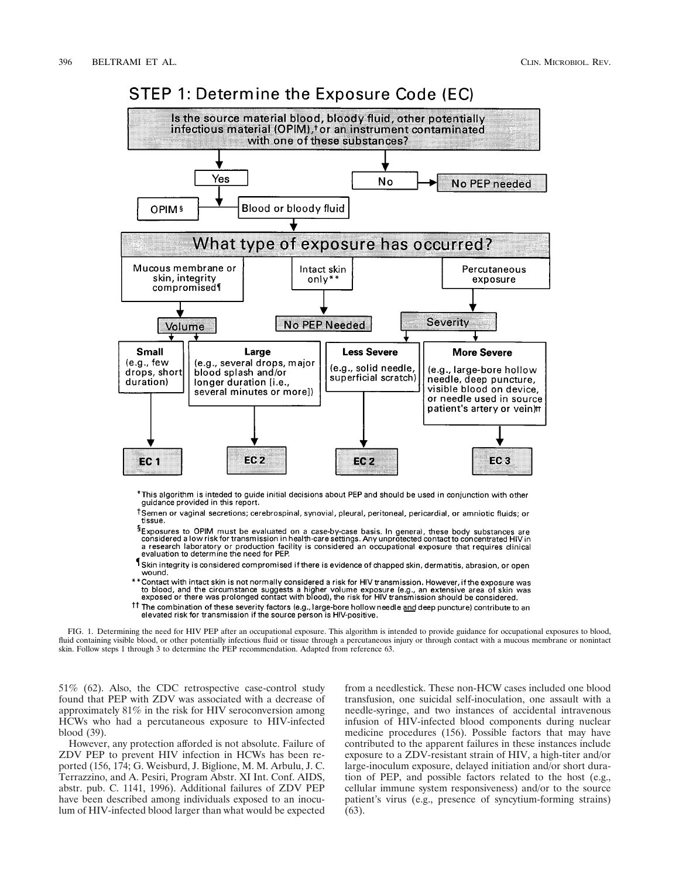STEP 1: Determine the Exposure Code (EC)

Is the source material blood, bloody fluid, other potentially infectious material (OPIM),† or an instrument contaminated with one of these substances?

Yes

No

No PEP needed

OPIM §

Blood or bloody fluid

What type of exposure has occurred?

Mucous membrane or skin, integrity compromised¶

Intact skin only**

Percutaneous exposure

Volume

No PEP Needed

Severity

Small (e.g., few drops, short duration)

Large (e.g., several drops, major blood splash and/or longer duration [i.e., several minutes or more])

Less Severe (e.g., solid needle, superficial scratch)

More Severe (e.g., large-bore hollow needle, deep puncture, visible blood on device, or needle used in source patient's artery or vein)††

EC 1

EC 2

EC 2

EC 3

*This algorithm is inteded to guide initial decisions about PEP and should be used in conjunction with other guidance provided in this report.

†Semen or vaginal secretions; cerebrospinal, synovial, pleural, peritoneal, pericardial, or amniotic fluids; or tissue.

§Exposures to OPIM must be evaluated on a case-by-case basis. In general, these body substances are considered a low risk for transmission in health-care settings. Any unprotected contact to concentrated HIV in a research laboratory or production facility is considered an occupational exposure that requires clinical evaluation to determine the need for PEP.

¶Skin integrity is considered compromised if there is evidence of chapped skin, dermatitis, abrasion, or open wound.

**Contact with intact skin is not normally considered a risk for HIV transmission. However, if the exposure was to blood, and the circumstance suggests a higher volume exposure (e.g., an extensive area of skin was exposed or there was prolonged contact with blood), the risk for HIV transmission should be considered.

††The combination of these severity factors (e.g., large-bore hollow needle and deep puncture) contribute to an elevated risk for transmission if the source person is HIV-positive.

FIG. 1. Determining the need for HIV PEP after an occupational exposure. This algorithm is intended to provide guidance for occupational exposures to blood, fluid containing visible blood, or other potentially infectious fluid or tissue through a percutaneous injury or through contact with a mucous membrane or nonintact skin. Follow steps 1 through 3 to determine the PEP recommendation. Adapted from reference 63.

51% (62). Also, the CDC retrospective case-control study found that PEP with ZDV was associated with a decrease of approximately 81% in the risk for HIV seroconversion among HCWs who had a percutaneous exposure to HIV-infected blood (39).

However, any protection afforded is not absolute. Failure of ZDV PEP to prevent HIV infection in HCWs has been reported (156, 174; G. Weisburd, J. Biglione, M. M. Arbulu, J. C. Terrazzino, and A. Pesiri, Program Abstr. XI Int. Conf. AIDS, abstr. pub. C. 1141, 1996). Additional failures of ZDV PEP have been described among individuals exposed to an inoculum of HIV-infected blood larger than what would be expected from a needlestick. These non-HCW cases included one blood transfusion, one suicidal self-inoculation, one assault with a needle-syringe, and two instances of accidental intravenous infusion of HIV-infected blood components during nuclear medicine procedures (156). Possible factors that may have contributed to the apparent failures in these instances include exposure to a ZDV-resistant strain of HIV, a high-titer and/or large-inoculum exposure, delayed initiation and/or short duration of PEP, and possible factors related to the host (e.g., cellular immune system responsiveness) and/or to the source patient's virus (e.g., presence of syncytium-forming strains) (63).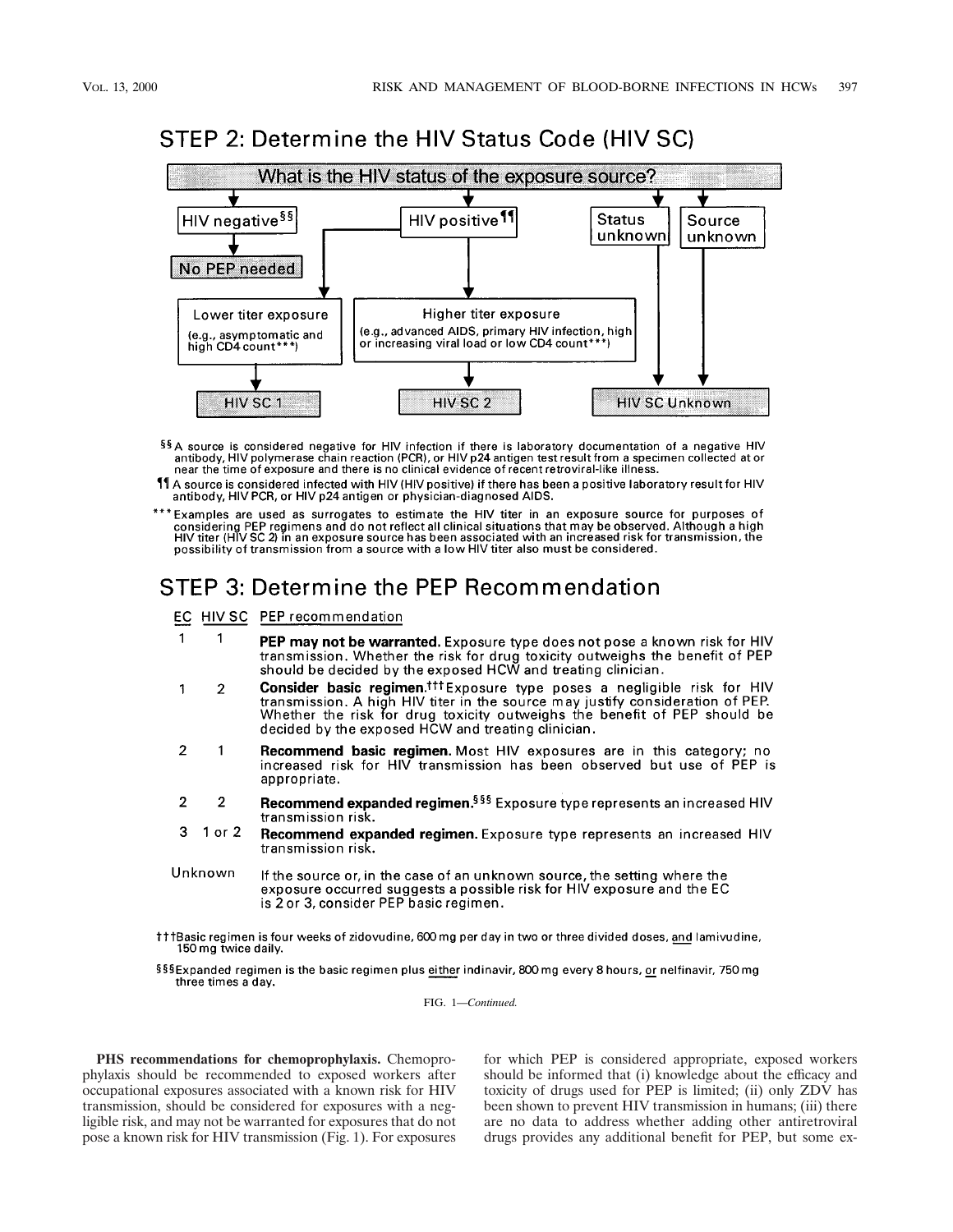## STEP 2: Determine the HIV Status Code (HIV SC)

**What is the HIV status of the exposure source?**

- **HIV negative**[§§] → **No PEP needed**
- **HIV positive**[¶¶]
  - **Lower titer exposure** (e.g., asymptomatic and high CD4 count***) → **HIV SC 1**
  - **Higher titer exposure** (e.g., advanced AIDS, primary HIV infection, high or increasing viral load or low CD4 count***) → **HIV SC 2**
- **Status unknown** → **HIV SC Unknown**
- **Source unknown** → **HIV SC Unknown**

[§§] A source is considered negative for HIV infection if there is laboratory documentation of a negative HIV antibody, HIV polymerase chain reaction (PCR), or HIV p24 antigen test result from a specimen collected at or near the time of exposure and there is no clinical evidence of recent retroviral-like illness.

[¶¶] A source is considered infected with HIV (HIV positive) if there has been a positive laboratory result for HIV antibody, HIV PCR, or HIV p24 antigen or physician-diagnosed AIDS.

*** Examples are used as surrogates to estimate the HIV titer in an exposure source for purposes of considering PEP regimens and do not reflect all clinical situations that may be observed. Although a high HIV titer (HIV SC 2) in an exposure source has been associated with an increased risk for transmission, the possibility of transmission from a source with a low HIV titer also must be considered.

## STEP 3: Determine the PEP Recommendation

| EC | HIV SC | PEP recommendation |
|---|---|---|
| 1 | 1 | **PEP may not be warranted.** Exposure type does not pose a known risk for HIV transmission. Whether the risk for drug toxicity outweighs the benefit of PEP should be decided by the exposed HCW and treating clinician. |
| 1 | 2 | **Consider basic regimen.**[†††] Exposure type poses a negligible risk for HIV transmission. A high HIV titer in the source may justify consideration of PEP. Whether the risk for drug toxicity outweighs the benefit of PEP should be decided by the exposed HCW and treating clinician. |
| 2 | 1 | **Recommend basic regimen.** Most HIV exposures are in this category; no increased risk for HIV transmission has been observed but use of PEP is appropriate. |
| 2 | 2 | **Recommend expanded regimen.**[§§§] Exposure type represents an increased HIV transmission risk. |
| 3 | 1 or 2 | **Recommend expanded regimen.** Exposure type represents an increased HIV transmission risk. |
| Unknown | | If the source or, in the case of an unknown source, the setting where the exposure occurred suggests a possible risk for HIV exposure and the EC is 2 or 3, consider PEP basic regimen. |

[†††] Basic regimen is four weeks of zidovudine, 600 mg per day in two or three divided doses, and lamivudine, 150 mg twice daily.

[§§§] Expanded regimen is the basic regimen plus either indinavir, 800 mg every 8 hours, or nelfinavir, 750 mg three times a day.

FIG. 1—*Continued.*

**PHS recommendations for chemoprophylaxis.** Chemoprophylaxis should be recommended to exposed workers after occupational exposures associated with a known risk for HIV transmission, should be considered for exposures with a negligible risk, and may not be warranted for exposures that do not pose a known risk for HIV transmission (Fig. 1). For exposures for which PEP is considered appropriate, exposed workers should be informed that (i) knowledge about the efficacy and toxicity of drugs used for PEP is limited; (ii) only ZDV has been shown to prevent HIV transmission in humans; (iii) there are no data to address whether adding other antiretroviral drugs provides any additional benefit for PEP, but some ex-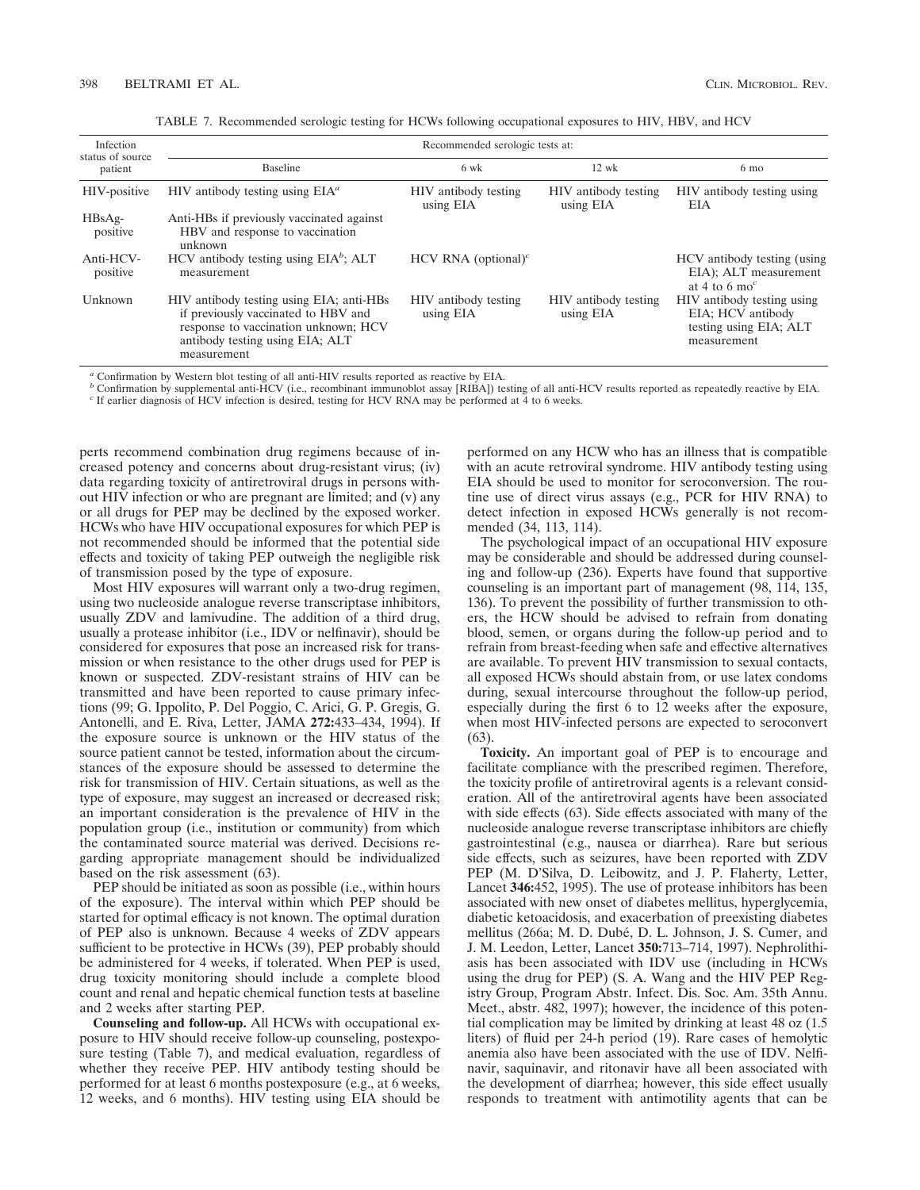TABLE 7. Recommended serologic testing for HCWs following occupational exposures to HIV, HBV, and HCV

| Infection status of source patient | Recommended serologic tests at: | | | |
|---|---|---|---|---|
| | Baseline | 6 wk | 12 wk | 6 mo |
| HIV-positive | HIV antibody testing using EIA[a] | HIV antibody testing using EIA | HIV antibody testing using EIA | HIV antibody testing using EIA |
| HBsAg-positive | Anti-HBs if previously vaccinated against HBV and response to vaccination unknown | | | |
| Anti-HCV-positive | HCV antibody testing using EIA[b]; ALT measurement | HCV RNA (optional)[c] | | HCV antibody testing (using EIA); ALT measurement at 4 to 6 mo[c] |
| Unknown | HIV antibody testing using EIA; anti-HBs if previously vaccinated to HBV and response to vaccination unknown; HCV antibody testing using EIA; ALT measurement | HIV antibody testing using EIA | HIV antibody testing using EIA | HIV antibody testing using EIA; HCV antibody testing using EIA; ALT measurement |

[a] Confirmation by Western blot testing of all anti-HIV results reported as reactive by EIA.

[b] Confirmation by supplemental anti-HCV (i.e., recombinant immunoblot assay [RIBA]) testing of all anti-HCV results reported as repeatedly reactive by EIA.

[c] If earlier diagnosis of HCV infection is desired, testing for HCV RNA may be performed at 4 to 6 weeks.

perts recommend combination drug regimens because of increased potency and concerns about drug-resistant virus; (iv) data regarding toxicity of antiretroviral drugs in persons without HIV infection or who are pregnant are limited; and (v) any or all drugs for PEP may be declined by the exposed worker. HCWs who have HIV occupational exposures for which PEP is not recommended should be informed that the potential side effects and toxicity of taking PEP outweigh the negligible risk of transmission posed by the type of exposure.

Most HIV exposures will warrant only a two-drug regimen, using two nucleoside analogue reverse transcriptase inhibitors, usually ZDV and lamivudine. The addition of a third drug, usually a protease inhibitor (i.e., IDV or nelfinavir), should be considered for exposures that pose an increased risk for transmission or when resistance to the other drugs used for PEP is known or suspected. ZDV-resistant strains of HIV can be transmitted and have been reported to cause primary infections (99; G. Ippolito, P. Del Poggio, C. Arici, G. P. Gregis, G. Antonelli, and E. Riva, Letter, JAMA **272:**433–434, 1994). If the exposure source is unknown or the HIV status of the source patient cannot be tested, information about the circumstances of the exposure should be assessed to determine the risk for transmission of HIV. Certain situations, as well as the type of exposure, may suggest an increased or decreased risk; an important consideration is the prevalence of HIV in the population group (i.e., institution or community) from which the contaminated source material was derived. Decisions regarding appropriate management should be individualized based on the risk assessment (63).

PEP should be initiated as soon as possible (i.e., within hours of the exposure). The interval within which PEP should be started for optimal efficacy is not known. The optimal duration of PEP also is unknown. Because 4 weeks of ZDV appears sufficient to be protective in HCWs (39), PEP probably should be administered for 4 weeks, if tolerated. When PEP is used, drug toxicity monitoring should include a complete blood count and renal and hepatic chemical function tests at baseline and 2 weeks after starting PEP.

**Counseling and follow-up.** All HCWs with occupational exposure to HIV should receive follow-up counseling, postexposure testing (Table 7), and medical evaluation, regardless of whether they receive PEP. HIV antibody testing should be performed for at least 6 months postexposure (e.g., at 6 weeks, 12 weeks, and 6 months). HIV testing using EIA should be performed on any HCW who has an illness that is compatible with an acute retroviral syndrome. HIV antibody testing using EIA should be used to monitor for seroconversion. The routine use of direct virus assays (e.g., PCR for HIV RNA) to detect infection in exposed HCWs generally is not recommended (34, 113, 114).

The psychological impact of an occupational HIV exposure may be considerable and should be addressed during counseling and follow-up (236). Experts have found that supportive counseling is an important part of management (98, 114, 135, 136). To prevent the possibility of further transmission to others, the HCW should be advised to refrain from donating blood, semen, or organs during the follow-up period and to refrain from breast-feeding when safe and effective alternatives are available. To prevent HIV transmission to sexual contacts, all exposed HCWs should abstain from, or use latex condoms during, sexual intercourse throughout the follow-up period, especially during the first 6 to 12 weeks after the exposure, when most HIV-infected persons are expected to seroconvert (63).

**Toxicity.** An important goal of PEP is to encourage and facilitate compliance with the prescribed regimen. Therefore, the toxicity profile of antiretroviral agents is a relevant consideration. All of the antiretroviral agents have been associated with side effects (63). Side effects associated with many of the nucleoside analogue reverse transcriptase inhibitors are chiefly gastrointestinal (e.g., nausea or diarrhea). Rare but serious side effects, such as seizures, have been reported with ZDV PEP (M. D'Silva, D. Leibowitz, and J. P. Flaherty, Letter, Lancet **346:**452, 1995). The use of protease inhibitors has been associated with new onset of diabetes mellitus, hyperglycemia, diabetic ketoacidosis, and exacerbation of preexisting diabetes mellitus (266a; M. D. Dubé, D. L. Johnson, J. S. Cumer, and J. M. Leedon, Letter, Lancet **350:**713–714, 1997). Nephrolithiasis has been associated with IDV use (including in HCWs using the drug for PEP) (S. A. Wang and the HIV PEP Registry Group, Program Abstr. Infect. Dis. Soc. Am. 35th Annu. Meet., abstr. 482, 1997); however, the incidence of this potential complication may be limited by drinking at least 48 oz (1.5 liters) of fluid per 24-h period (19). Rare cases of hemolytic anemia also have been associated with the use of IDV. Nelfinavir, saquinavir, and ritonavir have all been associated with the development of diarrhea; however, this side effect usually responds to treatment with antimotility agents that can be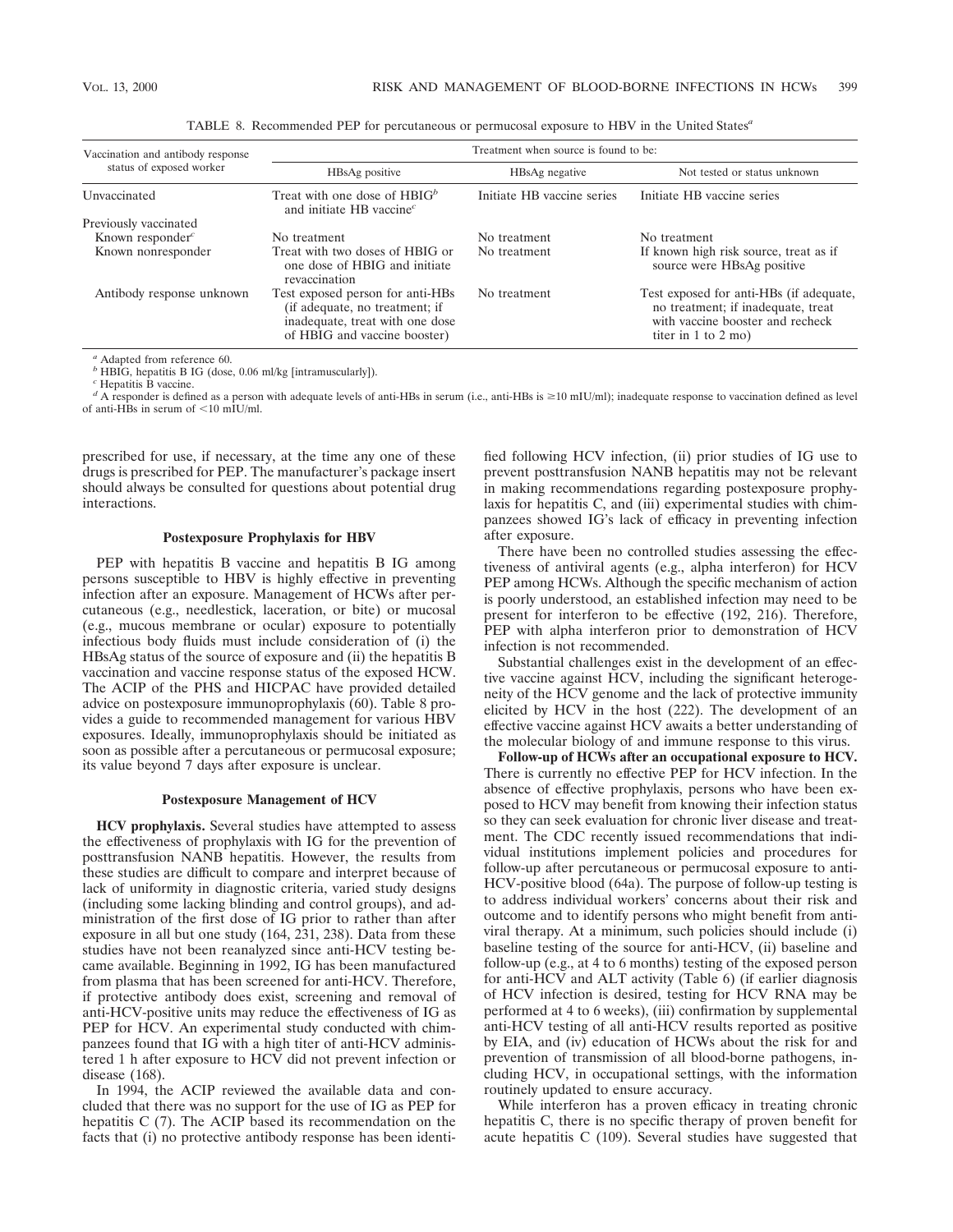TABLE 8. Recommended PEP for percutaneous or permucosal exposure to HBV in the United States[a]

| Vaccination and antibody response status of exposed worker | Treatment when source is found to be: | | |
|---|---|---|---|
| | HBsAg positive | HBsAg negative | Not tested or status unknown |
| Unvaccinated | Treat with one dose of HBIG[b] and initiate HB vaccine[c] | Initiate HB vaccine series | Initiate HB vaccine series |
| Previously vaccinated | | | |
| Known responder[c] | No treatment | No treatment | No treatment |
| Known nonresponder | Treat with two doses of HBIG or one dose of HBIG and initiate revaccination | No treatment | If known high risk source, treat as if source were HBsAg positive |
| Antibody response unknown | Test exposed person for anti-HBs (if adequate, no treatment; if inadequate, treat with one dose of HBIG and vaccine booster) | No treatment | Test exposed for anti-HBs (if adequate, no treatment; if inadequate, treat with vaccine booster and recheck titer in 1 to 2 mo) |

[a] Adapted from reference 60.
[b] HBIG, hepatitis B IG (dose, 0.06 ml/kg [intramuscularly]).
[c] Hepatitis B vaccine.
[d] A responder is defined as a person with adequate levels of anti-HBs in serum (i.e., anti-HBs is ≥10 mIU/ml); inadequate response to vaccination defined as level of anti-HBs in serum of <10 mIU/ml.

prescribed for use, if necessary, at the time any one of these drugs is prescribed for PEP. The manufacturer's package insert should always be consulted for questions about potential drug interactions.

### Postexposure Prophylaxis for HBV

PEP with hepatitis B vaccine and hepatitis B IG among persons susceptible to HBV is highly effective in preventing infection after an exposure. Management of HCWs after percutaneous (e.g., needlestick, laceration, or bite) or mucosal (e.g., mucous membrane or ocular) exposure to potentially infectious body fluids must include consideration of (i) the HBsAg status of the source of exposure and (ii) the hepatitis B vaccination and vaccine response status of the exposed HCW. The ACIP of the PHS and HICPAC have provided detailed advice on postexposure immunoprophylaxis (60). Table 8 provides a guide to recommended management for various HBV exposures. Ideally, immunoprophylaxis should be initiated as soon as possible after a percutaneous or permucosal exposure; its value beyond 7 days after exposure is unclear.

### Postexposure Management of HCV

**HCV prophylaxis.** Several studies have attempted to assess the effectiveness of prophylaxis with IG for the prevention of posttransfusion NANB hepatitis. However, the results from these studies are difficult to compare and interpret because of lack of uniformity in diagnostic criteria, varied study designs (including some lacking blinding and control groups), and administration of the first dose of IG prior to rather than after exposure in all but one study (164, 231, 238). Data from these studies have not been reanalyzed since anti-HCV testing became available. Beginning in 1992, IG has been manufactured from plasma that has been screened for anti-HCV. Therefore, if protective antibody does exist, screening and removal of anti-HCV-positive units may reduce the effectiveness of IG as PEP for HCV. An experimental study conducted with chimpanzees found that IG with a high titer of anti-HCV administered 1 h after exposure to HCV did not prevent infection or disease (168).

In 1994, the ACIP reviewed the available data and concluded that there was no support for the use of IG as PEP for hepatitis C (7). The ACIP based its recommendation on the facts that (i) no protective antibody response has been identified following HCV infection, (ii) prior studies of IG use to prevent posttransfusion NANB hepatitis may not be relevant in making recommendations regarding postexposure prophylaxis for hepatitis C, and (iii) experimental studies with chimpanzees showed IG's lack of efficacy in preventing infection after exposure.

There have been no controlled studies assessing the effectiveness of antiviral agents (e.g., alpha interferon) for HCV PEP among HCWs. Although the specific mechanism of action is poorly understood, an established infection may need to be present for interferon to be effective (192, 216). Therefore, PEP with alpha interferon prior to demonstration of HCV infection is not recommended.

Substantial challenges exist in the development of an effective vaccine against HCV, including the significant heterogeneity of the HCV genome and the lack of protective immunity elicited by HCV in the host (222). The development of an effective vaccine against HCV awaits a better understanding of the molecular biology of and immune response to this virus.

**Follow-up of HCWs after an occupational exposure to HCV.** There is currently no effective PEP for HCV infection. In the absence of effective prophylaxis, persons who have been exposed to HCV may benefit from knowing their infection status so they can seek evaluation for chronic liver disease and treatment. The CDC recently issued recommendations that individual institutions implement policies and procedures for follow-up after percutaneous or permucosal exposure to anti-HCV-positive blood (64a). The purpose of follow-up testing is to address individual workers' concerns about their risk and outcome and to identify persons who might benefit from antiviral therapy. At a minimum, such policies should include (i) baseline testing of the source for anti-HCV, (ii) baseline and follow-up (e.g., at 4 to 6 months) testing of the exposed person for anti-HCV and ALT activity (Table 6) (if earlier diagnosis of HCV infection is desired, testing for HCV RNA may be performed at 4 to 6 weeks), (iii) confirmation by supplemental anti-HCV testing of all anti-HCV results reported as positive by EIA, and (iv) education of HCWs about the risk for and prevention of transmission of all blood-borne pathogens, including HCV, in occupational settings, with the information routinely updated to ensure accuracy.

While interferon has a proven efficacy in treating chronic hepatitis C, there is no specific therapy of proven benefit for acute hepatitis C (109). Several studies have suggested that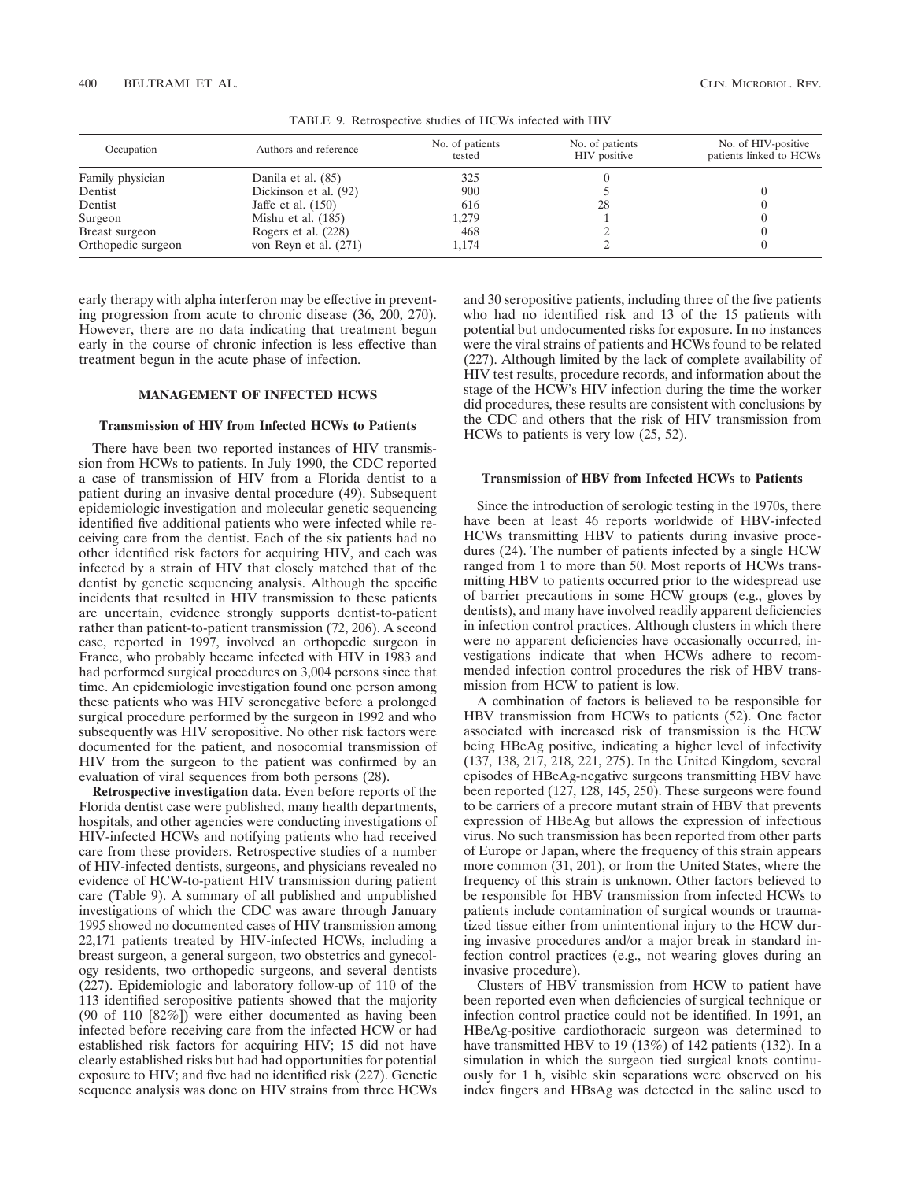TABLE 9. Retrospective studies of HCWs infected with HIV

| Occupation | Authors and reference | No. of patients tested | No. of patients HIV positive | No. of HIV-positive patients linked to HCWs |
|---|---|---|---|---|
| Family physician | Danila et al. (85) | 325 | 0 | |
| Dentist | Dickinson et al. (92) | 900 | 5 | 0 |
| Dentist | Jaffe et al. (150) | 616 | 28 | 0 |
| Surgeon | Mishu et al. (185) | 1,279 | 1 | 0 |
| Breast surgeon | Rogers et al. (228) | 468 | 2 | 0 |
| Orthopedic surgeon | von Reyn et al. (271) | 1,174 | 2 | 0 |

early therapy with alpha interferon may be effective in preventing progression from acute to chronic disease (36, 200, 270). However, there are no data indicating that treatment begun early in the course of chronic infection is less effective than treatment begun in the acute phase of infection.

## MANAGEMENT OF INFECTED HCWS

### Transmission of HIV from Infected HCWs to Patients

There have been two reported instances of HIV transmission from HCWs to patients. In July 1990, the CDC reported a case of transmission of HIV from a Florida dentist to a patient during an invasive dental procedure (49). Subsequent epidemiologic investigation and molecular genetic sequencing identified five additional patients who were infected while receiving care from the dentist. Each of the six patients had no other identified risk factors for acquiring HIV, and each was infected by a strain of HIV that closely matched that of the dentist by genetic sequencing analysis. Although the specific incidents that resulted in HIV transmission to these patients are uncertain, evidence strongly supports dentist-to-patient rather than patient-to-patient transmission (72, 206). A second case, reported in 1997, involved an orthopedic surgeon in France, who probably became infected with HIV in 1983 and had performed surgical procedures on 3,004 persons since that time. An epidemiologic investigation found one person among these patients who was HIV seronegative before a prolonged surgical procedure performed by the surgeon in 1992 and who subsequently was HIV seropositive. No other risk factors were documented for the patient, and nosocomial transmission of HIV from the surgeon to the patient was confirmed by an evaluation of viral sequences from both persons (28).

**Retrospective investigation data.** Even before reports of the Florida dentist case were published, many health departments, hospitals, and other agencies were conducting investigations of HIV-infected HCWs and notifying patients who had received care from these providers. Retrospective studies of a number of HIV-infected dentists, surgeons, and physicians revealed no evidence of HCW-to-patient HIV transmission during patient care (Table 9). A summary of all published and unpublished investigations of which the CDC was aware through January 1995 showed no documented cases of HIV transmission among 22,171 patients treated by HIV-infected HCWs, including a breast surgeon, a general surgeon, two obstetrics and gynecology residents, two orthopedic surgeons, and several dentists (227). Epidemiologic and laboratory follow-up of 110 of the 113 identified seropositive patients showed that the majority (90 of 110 [82%]) were either documented as having been infected before receiving care from the infected HCW or had established risk factors for acquiring HIV; 15 did not have clearly established risks but had had opportunities for potential exposure to HIV; and five had no identified risk (227). Genetic sequence analysis was done on HIV strains from three HCWs and 30 seropositive patients, including three of the five patients who had no identified risk and 13 of the 15 patients with potential but undocumented risks for exposure. In no instances were the viral strains of patients and HCWs found to be related (227). Although limited by the lack of complete availability of HIV test results, procedure records, and information about the stage of the HCW's HIV infection during the time the worker did procedures, these results are consistent with conclusions by the CDC and others that the risk of HIV transmission from HCWs to patients is very low (25, 52).

### Transmission of HBV from Infected HCWs to Patients

Since the introduction of serologic testing in the 1970s, there have been at least 46 reports worldwide of HBV-infected HCWs transmitting HBV to patients during invasive procedures (24). The number of patients infected by a single HCW ranged from 1 to more than 50. Most reports of HCWs transmitting HBV to patients occurred prior to the widespread use of barrier precautions in some HCW groups (e.g., gloves by dentists), and many have involved readily apparent deficiencies in infection control practices. Although clusters in which there were no apparent deficiencies have occasionally occurred, investigations indicate that when HCWs adhere to recommended infection control procedures the risk of HBV transmission from HCW to patient is low.

A combination of factors is believed to be responsible for HBV transmission from HCWs to patients (52). One factor associated with increased risk of transmission is the HCW being HBeAg positive, indicating a higher level of infectivity (137, 138, 217, 218, 221, 275). In the United Kingdom, several episodes of HBeAg-negative surgeons transmitting HBV have been reported (127, 128, 145, 250). These surgeons were found to be carriers of a precore mutant strain of HBV that prevents expression of HBeAg but allows the expression of infectious virus. No such transmission has been reported from other parts of Europe or Japan, where the frequency of this strain appears more common (31, 201), or from the United States, where the frequency of this strain is unknown. Other factors believed to be responsible for HBV transmission from infected HCWs to patients include contamination of surgical wounds or traumatized tissue either from unintentional injury to the HCW during invasive procedures and/or a major break in standard infection control practices (e.g., not wearing gloves during an invasive procedure).

Clusters of HBV transmission from HCW to patient have been reported even when deficiencies of surgical technique or infection control practice could not be identified. In 1991, an HBeAg-positive cardiothoracic surgeon was determined to have transmitted HBV to 19 (13%) of 142 patients (132). In a simulation in which the surgeon tied surgical knots continuously for 1 h, visible skin separations were observed on his index fingers and HBsAg was detected in the saline used to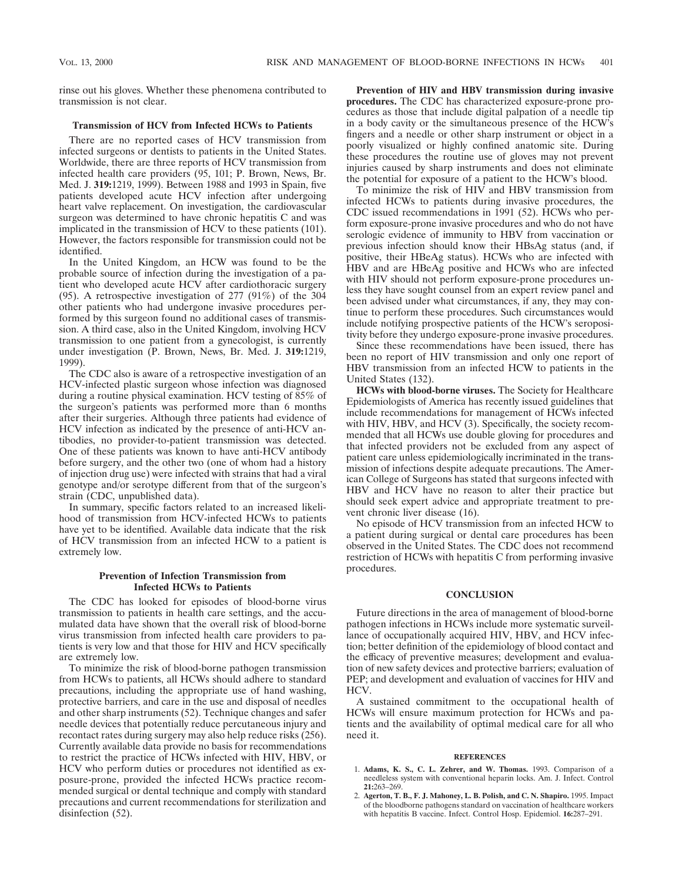rinse out his gloves. Whether these phenomena contributed to transmission is not clear.

### Transmission of HCV from Infected HCWs to Patients

There are no reported cases of HCV transmission from infected surgeons or dentists to patients in the United States. Worldwide, there are three reports of HCV transmission from infected health care providers (95, 101; P. Brown, News, Br. Med. J. **319:**1219, 1999). Between 1988 and 1993 in Spain, five patients developed acute HCV infection after undergoing heart valve replacement. On investigation, the cardiovascular surgeon was determined to have chronic hepatitis C and was implicated in the transmission of HCV to these patients (101). However, the factors responsible for transmission could not be identified.

In the United Kingdom, an HCW was found to be the probable source of infection during the investigation of a patient who developed acute HCV after cardiothoracic surgery (95). A retrospective investigation of 277 (91%) of the 304 other patients who had undergone invasive procedures performed by this surgeon found no additional cases of transmission. A third case, also in the United Kingdom, involving HCV transmission to one patient from a gynecologist, is currently under investigation (P. Brown, News, Br. Med. J. **319:**1219, 1999).

The CDC also is aware of a retrospective investigation of an HCV-infected plastic surgeon whose infection was diagnosed during a routine physical examination. HCV testing of 85% of the surgeon's patients was performed more than 6 months after their surgeries. Although three patients had evidence of HCV infection as indicated by the presence of anti-HCV antibodies, no provider-to-patient transmission was detected. One of these patients was known to have anti-HCV antibody before surgery, and the other two (one of whom had a history of injection drug use) were infected with strains that had a viral genotype and/or serotype different from that of the surgeon's strain (CDC, unpublished data).

In summary, specific factors related to an increased likelihood of transmission from HCV-infected HCWs to patients have yet to be identified. Available data indicate that the risk of HCV transmission from an infected HCW to a patient is extremely low.

### Prevention of Infection Transmission from Infected HCWs to Patients

The CDC has looked for episodes of blood-borne virus transmission to patients in health care settings, and the accumulated data have shown that the overall risk of blood-borne virus transmission from infected health care providers to patients is very low and that those for HIV and HCV specifically are extremely low.

To minimize the risk of blood-borne pathogen transmission from HCWs to patients, all HCWs should adhere to standard precautions, including the appropriate use of hand washing, protective barriers, and care in the use and disposal of needles and other sharp instruments (52). Technique changes and safer needle devices that potentially reduce percutaneous injury and recontact rates during surgery may also help reduce risks (256). Currently available data provide no basis for recommendations to restrict the practice of HCWs infected with HIV, HBV, or HCV who perform duties or procedures not identified as exposure-prone, provided the infected HCWs practice recommended surgical or dental technique and comply with standard precautions and current recommendations for sterilization and disinfection (52).

**Prevention of HIV and HBV transmission during invasive procedures.** The CDC has characterized exposure-prone procedures as those that include digital palpation of a needle tip in a body cavity or the simultaneous presence of the HCW's fingers and a needle or other sharp instrument or object in a poorly visualized or highly confined anatomic site. During these procedures the routine use of gloves may not prevent injuries caused by sharp instruments and does not eliminate the potential for exposure of a patient to the HCW's blood.

To minimize the risk of HIV and HBV transmission from infected HCWs to patients during invasive procedures, the CDC issued recommendations in 1991 (52). HCWs who perform exposure-prone invasive procedures and who do not have serologic evidence of immunity to HBV from vaccination or previous infection should know their HBsAg status (and, if positive, their HBeAg status). HCWs who are infected with HBV and are HBeAg positive and HCWs who are infected with HIV should not perform exposure-prone procedures unless they have sought counsel from an expert review panel and been advised under what circumstances, if any, they may continue to perform these procedures. Such circumstances would include notifying prospective patients of the HCW's seropositivity before they undergo exposure-prone invasive procedures.

Since these recommendations have been issued, there has been no report of HIV transmission and only one report of HBV transmission from an infected HCW to patients in the United States (132).

**HCWs with blood-borne viruses.** The Society for Healthcare Epidemiologists of America has recently issued guidelines that include recommendations for management of HCWs infected with HIV, HBV, and HCV (3). Specifically, the society recommended that all HCWs use double gloving for procedures and that infected providers not be excluded from any aspect of patient care unless epidemiologically incriminated in the transmission of infections despite adequate precautions. The American College of Surgeons has stated that surgeons infected with HBV and HCV have no reason to alter their practice but should seek expert advice and appropriate treatment to prevent chronic liver disease (16).

No episode of HCV transmission from an infected HCW to a patient during surgical or dental care procedures has been observed in the United States. The CDC does not recommend restriction of HCWs with hepatitis C from performing invasive procedures.

## CONCLUSION

Future directions in the area of management of blood-borne pathogen infections in HCWs include more systematic surveillance of occupationally acquired HIV, HBV, and HCV infection; better definition of the epidemiology of blood contact and the efficacy of preventive measures; development and evaluation of new safety devices and protective barriers; evaluation of PEP; and development and evaluation of vaccines for HIV and HCV.

A sustained commitment to the occupational health of HCWs will ensure maximum protection for HCWs and patients and the availability of optimal medical care for all who need it.

## REFERENCES

1. **Adams, K. S., C. L. Zehrer, and W. Thomas.** 1993. Comparison of a needleless system with conventional heparin locks. Am. J. Infect. Control **21:**263–269.
2. **Agerton, T. B., F. J. Mahoney, L. B. Polish, and C. N. Shapiro.** 1995. Impact of the bloodborne pathogens standard on vaccination of healthcare workers with hepatitis B vaccine. Infect. Control Hosp. Epidemiol. **16:**287–291.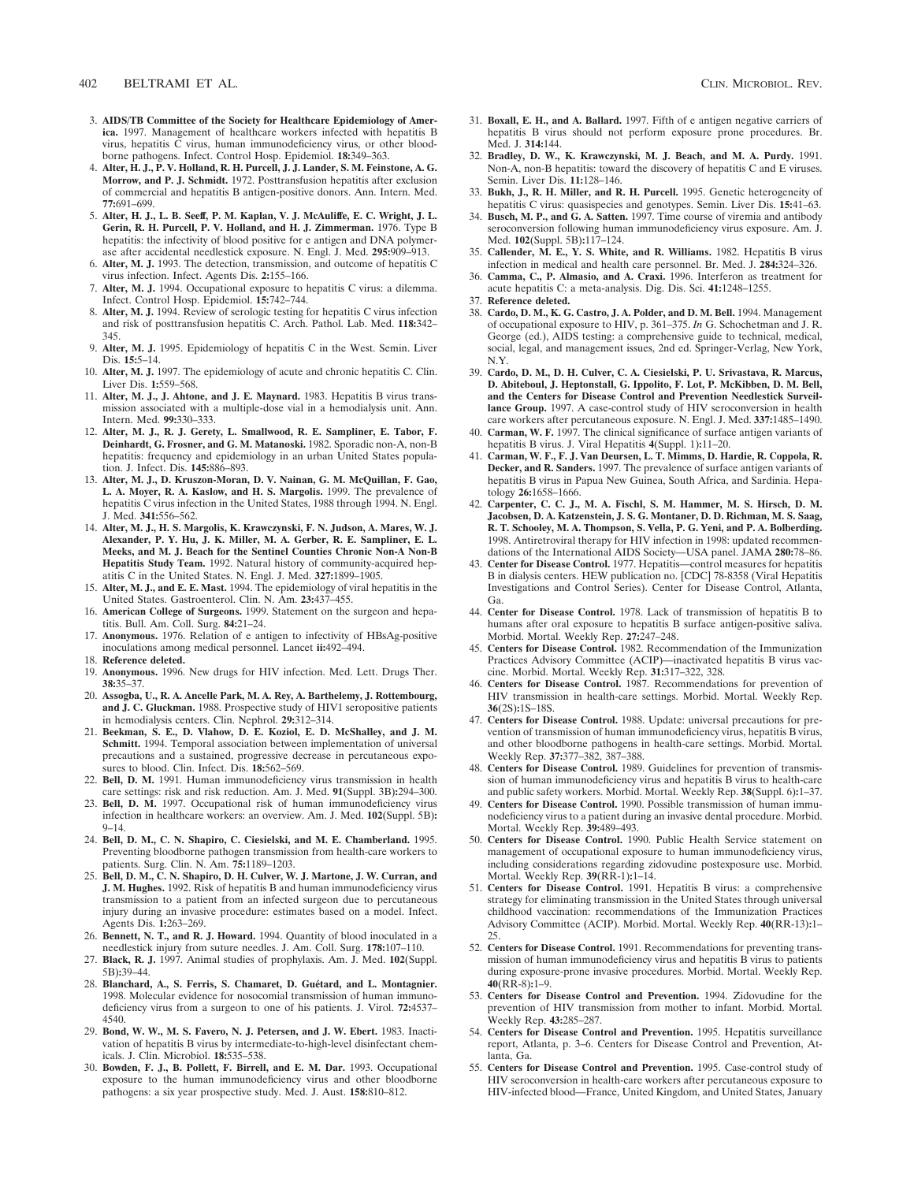3. **AIDS/TB Committee of the Society for Healthcare Epidemiology of America.** 1997. Management of healthcare workers infected with hepatitis B virus, hepatitis C virus, human immunodeficiency virus, or other bloodborne pathogens. Infect. Control Hosp. Epidemiol. **18:**349–363.
4. **Alter, H. J., P. V. Holland, R. H. Purcell, J. J. Lander, S. M. Feinstone, A. G. Morrow, and P. J. Schmidt.** 1972. Posttransfusion hepatitis after exclusion of commercial and hepatitis B antigen-positive donors. Ann. Intern. Med. **77:**691–699.
5. **Alter, H. J., L. B. Seeff, P. M. Kaplan, V. J. McAuliffe, E. C. Wright, J. L. Gerin, R. H. Purcell, P. V. Holland, and H. J. Zimmerman.** 1976. Type B hepatitis: the infectivity of blood positive for e antigen and DNA polymerase after accidental needlestick exposure. N. Engl. J. Med. **295:**909–913.
6. **Alter, M. J.** 1993. The detection, transmission, and outcome of hepatitis C virus infection. Infect. Agents Dis. **2:**155–166.
7. **Alter, M. J.** 1994. Occupational exposure to hepatitis C virus: a dilemma. Infect. Control Hosp. Epidemiol. **15:**742–744.
8. **Alter, M. J.** 1994. Review of serologic testing for hepatitis C virus infection and risk of posttransfusion hepatitis C. Arch. Pathol. Lab. Med. **118:**342–345.
9. **Alter, M. J.** 1995. Epidemiology of hepatitis C in the West. Semin. Liver Dis. **15:**5–14.
10. **Alter, M. J.** 1997. The epidemiology of acute and chronic hepatitis C. Clin. Liver Dis. **1:**559–568.
11. **Alter, M. J., J. Ahtone, and J. E. Maynard.** 1983. Hepatitis B virus transmission associated with a multiple-dose vial in a hemodialysis unit. Ann. Intern. Med. **99:**330–333.
12. **Alter, M. J., R. J. Gerety, L. Smallwood, R. E. Sampliner, E. Tabor, F. Deinhardt, G. Frosner, and G. M. Matanoski.** 1982. Sporadic non-A, non-B hepatitis: frequency and epidemiology in an urban United States population. J. Infect. Dis. **145:**886–893.
13. **Alter, M. J., D. Kruszon-Moran, D. V. Nainan, G. M. McQuillan, F. Gao, L. A. Moyer, R. A. Kaslow, and H. S. Margolis.** 1999. The prevalence of hepatitis C virus infection in the United States, 1988 through 1994. N. Engl. J. Med. **341:**556–562.
14. **Alter, M. J., H. S. Margolis, K. Krawczynski, F. N. Judson, A. Mares, W. J. Alexander, P. Y. Hu, J. K. Miller, M. A. Gerber, R. E. Sampliner, E. L. Meeks, and M. J. Beach for the Sentinel Counties Chronic Non-A Non-B Hepatitis Study Team.** 1992. Natural history of community-acquired hepatitis C in the United States. N. Engl. J. Med. **327:**1899–1905.
15. **Alter, M. J., and E. E. Mast.** 1994. The epidemiology of viral hepatitis in the United States. Gastroenterol. Clin. N. Am. **23:**437–455.
16. **American College of Surgeons.** 1999. Statement on the surgeon and hepatitis. Bull. Am. Coll. Surg. **84:**21–24.
17. **Anonymous.** 1976. Relation of e antigen to infectivity of HBsAg-positive inoculations among medical personnel. Lancet **ii:**492–494.
18. **Reference deleted.**
19. **Anonymous.** 1996. New drugs for HIV infection. Med. Lett. Drugs Ther. **38:**35–37.
20. **Assogba, U., R. A. Ancelle Park, M. A. Rey, A. Barthelemy, J. Rottembourg, and J. C. Gluckman.** 1988. Prospective study of HIV1 seropositive patients in hemodialysis centers. Clin. Nephrol. **29:**312–314.
21. **Beekman, S. E., D. Vlahov, D. E. Koziol, E. D. McShalley, and J. M. Schmitt.** 1994. Temporal association between implementation of universal precautions and a sustained, progressive decrease in percutaneous exposures to blood. Clin. Infect. Dis. **18:**562–569.
22. **Bell, D. M.** 1991. Human immunodeficiency virus transmission in health care settings: risk and risk reduction. Am. J. Med. **91**(Suppl. 3B)**:**294–300.
23. **Bell, D. M.** 1997. Occupational risk of human immunodeficiency virus infection in healthcare workers: an overview. Am. J. Med. **102**(Suppl. 5B)**:**9–14.
24. **Bell, D. M., C. N. Shapiro, C. Ciesielski, and M. E. Chamberland.** 1995. Preventing bloodborne pathogen transmission from health-care workers to patients. Surg. Clin. N. Am. **75:**1189–1203.
25. **Bell, D. M., C. N. Shapiro, D. H. Culver, W. J. Martone, J. W. Curran, and J. M. Hughes.** 1992. Risk of hepatitis B and human immunodeficiency virus transmission to a patient from an infected surgeon due to percutaneous injury during an invasive procedure: estimates based on a model. Infect. Agents Dis. **1:**263–269.
26. **Bennett, N. T., and R. J. Howard.** 1994. Quantity of blood inoculated in a needlestick injury from suture needles. J. Am. Coll. Surg. **178:**107–110.
27. **Black, R. J.** 1997. Animal studies of prophylaxis. Am. J. Med. **102**(Suppl. 5B)**:**39–44.
28. **Blanchard, A., S. Ferris, S. Chamaret, D. Guétard, and L. Montagnier.** 1998. Molecular evidence for nosocomial transmission of human immunodeficiency virus from a surgeon to one of his patients. J. Virol. **72:**4537–4540.
29. **Bond, W. W., M. S. Favero, N. J. Petersen, and J. W. Ebert.** 1983. Inactivation of hepatitis B virus by intermediate-to-high-level disinfectant chemicals. J. Clin. Microbiol. **18:**535–538.
30. **Bowden, F. J., B. Pollett, F. Birrell, and E. M. Dar.** 1993. Occupational exposure to the human immunodeficiency virus and other bloodborne pathogens: a six year prospective study. Med. J. Aust. **158:**810–812.
31. **Boxall, E. H., and A. Ballard.** 1997. Fifth of e antigen negative carriers of hepatitis B virus should not perform exposure prone procedures. Br. Med. J. **314:**144.
32. **Bradley, D. W., K. Krawczynski, M. J. Beach, and M. A. Purdy.** 1991. Non-A, non-B hepatitis: toward the discovery of hepatitis C and E viruses. Semin. Liver Dis. **11:**128–146.
33. **Bukh, J., R. H. Miller, and R. H. Purcell.** 1995. Genetic heterogeneity of hepatitis C virus: quasispecies and genotypes. Semin. Liver Dis. **15:**41–63.
34. **Busch, M. P., and G. A. Satten.** 1997. Time course of viremia and antibody seroconversion following human immunodeficiency virus exposure. Am. J. Med. **102**(Suppl. 5B)**:**117–124.
35. **Callender, M. E., Y. S. White, and R. Williams.** 1982. Hepatitis B virus infection in medical and health care personnel. Br. Med. J. **284:**324–326.
36. **Camma, C., P. Almasio, and A. Craxi.** 1996. Interferon as treatment for acute hepatitis C: a meta-analysis. Dig. Dis. Sci. **41:**1248–1255.
37. **Reference deleted.**
38. **Cardo, D. M., K. G. Castro, J. A. Polder, and D. M. Bell.** 1994. Management of occupational exposure to HIV, p. 361–375. *In* G. Schochetman and J. R. George (ed.), AIDS testing: a comprehensive guide to technical, medical, social, legal, and management issues, 2nd ed. Springer-Verlag, New York, N.Y.
39. **Cardo, D. M., D. H. Culver, C. A. Ciesielski, P. U. Srivastava, R. Marcus, D. Abiteboul, J. Heptonstall, G. Ippolito, F. Lot, P. McKibben, D. M. Bell, and the Centers for Disease Control and Prevention Needlestick Surveillance Group.** 1997. A case-control study of HIV seroconversion in health care workers after percutaneous exposure. N. Engl. J. Med. **337:**1485–1490.
40. **Carman, W. F.** 1997. The clinical significance of surface antigen variants of hepatitis B virus. J. Viral Hepatitis **4**(Suppl. 1)**:**11–20.
41. **Carman, W. F., F. J. Van Deursen, L. T. Mimms, D. Hardie, R. Coppola, R. Decker, and R. Sanders.** 1997. The prevalence of surface antigen variants of hepatitis B virus in Papua New Guinea, South Africa, and Sardinia. Hepatology **26:**1658–1666.
42. **Carpenter, C. C. J., M. A. Fischl, S. M. Hammer, M. S. Hirsch, D. M. Jacobsen, D. A. Katzenstein, J. S. G. Montaner, D. D. Richman, M. S. Saag, R. T. Schooley, M. A. Thompson, S. Vella, P. G. Yeni, and P. A. Bolberding.** 1998. Antiretroviral therapy for HIV infection in 1998: updated recommendations of the International AIDS Society—USA panel. JAMA **280:**78–86.
43. **Center for Disease Control.** 1977. Hepatitis—control measures for hepatitis B in dialysis centers. HEW publication no. [CDC] 78-8358 (Viral Hepatitis Investigations and Control Series). Center for Disease Control, Atlanta, Ga.
44. **Center for Disease Control.** 1978. Lack of transmission of hepatitis B to humans after oral exposure to hepatitis B surface antigen-positive saliva. Morbid. Mortal. Weekly Rep. **27:**247–248.
45. **Centers for Disease Control.** 1982. Recommendation of the Immunization Practices Advisory Committee (ACIP)—inactivated hepatitis B virus vaccine. Morbid. Mortal. Weekly Rep. **31:**317–322, 328.
46. **Centers for Disease Control.** 1987. Recommendations for prevention of HIV transmission in health-care settings. Morbid. Mortal. Weekly Rep. **36**(2S)**:**1S–18S.
47. **Centers for Disease Control.** 1988. Update: universal precautions for prevention of transmission of human immunodeficiency virus, hepatitis B virus, and other bloodborne pathogens in health-care settings. Morbid. Mortal. Weekly Rep. **37:**377–382, 387–388.
48. **Centers for Disease Control.** 1989. Guidelines for prevention of transmission of human immunodeficiency virus and hepatitis B virus to health-care and public safety workers. Morbid. Mortal. Weekly Rep. **38**(Suppl. 6)**:**1–37.
49. **Centers for Disease Control.** 1990. Possible transmission of human immunodeficiency virus to a patient during an invasive dental procedure. Morbid. Mortal. Weekly Rep. **39:**489–493.
50. **Centers for Disease Control.** 1990. Public Health Service statement on management of occupational exposure to human immunodeficiency virus, including considerations regarding zidovudine postexposure use. Morbid. Mortal. Weekly Rep. **39**(RR-1)**:**1–14.
51. **Centers for Disease Control.** 1991. Hepatitis B virus: a comprehensive strategy for eliminating transmission in the United States through universal childhood vaccination: recommendations of the Immunization Practices Advisory Committee (ACIP). Morbid. Mortal. Weekly Rep. **40**(RR-13)**:**1–25.
52. **Centers for Disease Control.** 1991. Recommendations for preventing transmission of human immunodeficiency virus and hepatitis B virus to patients during exposure-prone invasive procedures. Morbid. Mortal. Weekly Rep. **40**(RR-8)**:**1–9.
53. **Centers for Disease Control and Prevention.** 1994. Zidovudine for the prevention of HIV transmission from mother to infant. Morbid. Mortal. Weekly Rep. **43:**285–287.
54. **Centers for Disease Control and Prevention.** 1995. Hepatitis surveillance report, Atlanta, p. 3–6. Centers for Disease Control and Prevention, Atlanta, Ga.
55. **Centers for Disease Control and Prevention.** 1995. Case-control study of HIV seroconversion in health-care workers after percutaneous exposure to HIV-infected blood—France, United Kingdom, and United States, January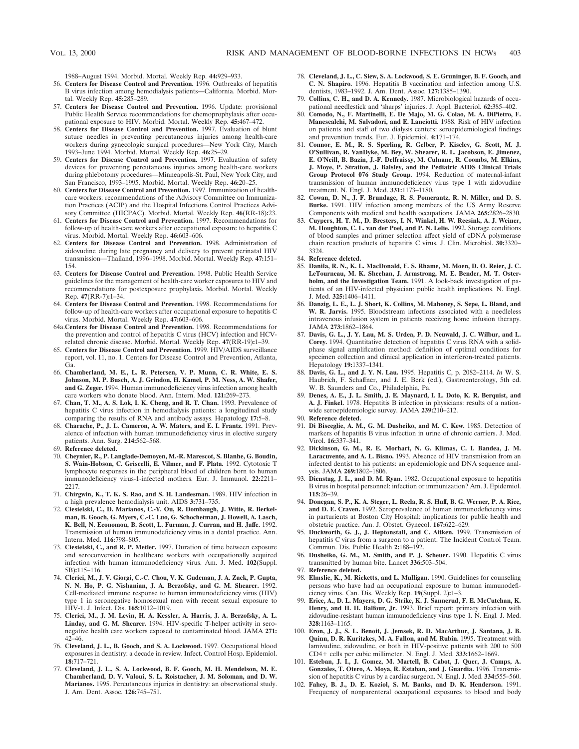1988–August 1994. Morbid. Mortal. Weekly Rep. **44:**929–933.

56. **Centers for Disease Control and Prevention.** 1996. Outbreaks of hepatitis B virus infection among hemodialysis patients—California. Morbid. Mortal. Weekly Rep. **45:**285–289.
57. **Centers for Disease Control and Prevention.** 1996. Update: provisional Public Health Service recommendations for chemoprophylaxis after occupational exposure to HIV. Morbid. Mortal. Weekly Rep. **45:**467–472.
58. **Centers for Disease Control and Prevention.** 1997. Evaluation of blunt suture needles in preventing percutaneous injuries among health-care workers during gynecologic surgical procedures—New York City, March 1993–June 1994. Morbid. Mortal. Weekly Rep. **46:**25–29.
59. **Centers for Disease Control and Prevention.** 1997. Evaluation of safety devices for preventing percutaneous injuries among health-care workers during phlebotomy procedures—Minneapolis-St. Paul, New York City, and San Francisco, 1993–1995. Morbid. Mortal. Weekly Rep. **46:**20–25.
60. **Centers for Disease Control and Prevention.** 1997. Immunization of health-care workers: recommendations of the Advisory Committee on Immunization Practices (ACIP) and the Hospital Infections Control Practices Advisory Committee (HICPAC). Morbid. Mortal. Weekly Rep. **46**(RR-18)**:**23.
61. **Centers for Disease Control and Prevention.** 1997. Recommendations for follow-up of health-care workers after occupational exposure to hepatitis C virus. Morbid. Mortal. Weekly Rep. **46:**603–606.
62. **Centers for Disease Control and Prevention.** 1998. Administration of zidovudine during late pregnancy and delivery to prevent perinatal HIV transmission—Thailand, 1996–1998. Morbid. Mortal. Weekly Rep. **47:**151–154.
63. **Centers for Disease Control and Prevention.** 1998. Public Health Service guidelines for the management of health-care worker exposures to HIV and recommendations for postexposure prophylaxis. Morbid. Mortal. Weekly Rep. **47**(RR-7)**:**1–34.
64. **Centers for Disease Control and Prevention.** 1998. Recommendations for follow-up of health-care workers after occupational exposure to hepatitis C virus. Morbid. Mortal. Weekly Rep. **47:**603–606.

64a. **Centers for Disease Control and Prevention.** 1998. Recommendations for the prevention and control of hepatitis C virus (HCV) infection and HCV-related chronic disease. Morbid. Mortal. Weekly Rep. **47**(RR-19)**:**1–39.

65. **Centers for Disease Control and Prevention.** 1999. HIV/AIDS surveillance report, vol. 11, no. 1. Centers for Disease Control and Prevention, Atlanta, Ga.
66. **Chamberland, M. E., L. R. Petersen, V. P. Munn, C. R. White, E. S. Johnson, M. P. Busch, A. J. Grindon, H. Kamel, P. M. Ness, A. W. Shafer, and G. Zeger.** 1994. Human immunodeficiency virus infection among health care workers who donate blood. Ann. Intern. Med. **121:**269–273.
67. **Chan, T. M., A. S. Lok, I. K. Cheng, and R. T. Chan.** 1993. Prevalence of hepatitis C virus infection in hemodialysis patients: a longitudinal study comparing the results of RNA and antibody assays. Hepatology **17:**5–8.
68. **Charache, P., J. L. Cameron, A. W. Maters, and E. I. Frantz.** 1991. Prevalence of infection with human immunodeficiency virus in elective surgery patients. Ann. Surg. **214:**562–568.
69. **Reference deleted.**
70. **Cheynier, R., P. Langlade-Demoyen, M.-R. Marescot, S. Blanhe, G. Boudin, S. Wain-Hobson, C. Griscelli, E. Vilmer, and F. Plata.** 1992. Cytotoxic T lymphocyte responses in the peripheral blood of children born to human immunodeficiency virus-1-infected mothers. Eur. J. Immunol. **22:**2211–2217.
71. **Chirgwin, K., T. K. S. Rao, and S. H. Landesman.** 1989. HIV infection in a high prevalence hemodialysis unit. AIDS **3:**731–735.
72. **Ciesielski, C., D. Marianos, C.-Y. Ou, R. Dombaugh, J. Witte, R. Berkelman, B. Gooch, G. Myers, C.-C. Luo, G. Schochetman, J. Howell, A. Lasch, K. Bell, N. Economou, B. Scott, L. Furman, J. Curran, and H. Jaffe.** 1992. Transmission of human immunodeficiency virus in a dental practice. Ann. Intern. Med. **116:**798–805.
73. **Ciesielski, C., and R. P. Metler.** 1997. Duration of time between exposure and seroconversion in healthcare workers with occupationally acquired infection with human immunodeficiency virus. Am. J. Med. **102**(Suppl. 5B)**:**115–116.
74. **Clerici, M., J. V. Giorgi, C.-C. Chou, V. K. Gudeman, J. A. Zack, P. Gupta, N. N. Ho, P. G. Nishanian, J. A. Berzofsky, and G. M. Shearer.** 1992. Cell-mediated immune response to human immunodeficiency virus (HIV) type 1 in seronegative homosexual men with recent sexual exposure to HIV-1. J. Infect. Dis. **165:**1012–1019.
75. **Clerici, M., J. M. Levin, H. A. Kessler, A. Harris, J. A. Berzofsky, A. L. Linday, and G. M. Shearer.** 1994. HIV-specific T-helper activity in seronegative health care workers exposed to contaminated blood. JAMA **271:**42–46.
76. **Cleveland, J. L., B. Gooch, and S. A. Lockwood.** 1997. Occupational blood exposures in dentistry: a decade in review. Infect. Control Hosp. Epidemiol. **18:**717–721.
77. **Cleveland, J. L., S. A. Lockwood, B. F. Gooch, M. H. Mendelson, M. E. Chamberland, D. V. Valoui, S. L. Roistacher, J. M. Soloman, and D. W. Marianos.** 1995. Percutaneous injuries in dentistry: an observational study. J. Am. Dent. Assoc. **126:**745–751.
78. **Cleveland, J. L., C. Siew, S. A. Lockwood, S. E. Gruninger, B. F. Gooch, and C. N. Shapiro.** 1996. Hepatitis B vaccination and infection among U.S. dentists, 1983–1992. J. Am. Dent. Assoc. **127:**1385–1390.
79. **Collins, C. H., and D. A. Kennedy.** 1987. Microbiological hazards of occupational needlestick and 'sharps' injuries. J. Appl. Bacteriol. **62:**385–402.
80. **Comodo, N., F. Martinelli, E. De Majo, M. G. Colao, M. A. DiPietro, F. Manescalchi, M. Salvadori, and E. Lanciotti.** 1988. Risk of HIV infection on patients and staff of two dialysis centers: seroepidemiological findings and prevention trends. Eur. J. Epidemiol. **4:**171–174.
81. **Connor, E. M., R. S. Sperling, R. Gelber, P. Kiselev, G. Scott, M. J. O'Sullivan, R. VanDyke, M. Bey, W. Shearer, R. L. Jacobson, E. Jimenez, E. O'Neill, B. Bazin, J.-F. Delfraissy, M. Culnane, R. Coombs, M. Elkins, J. Moye, P. Stratton, J. Balsley, and the Pediatric AIDS Clinical Trials Group Protocol 076 Study Group.** 1994. Reduction of maternal-infant transmission of human immunodeficiency virus type 1 with zidovudine treatment. N. Engl. J. Med. **331:**1173–1180.
82. **Cowan, D. N., J. F. Brundage, R. S. Pomerantz, R. N. Miller, and D. S. Burke.** 1991. HIV infection among members of the US Army Reserve Components with medical and health occupations. JAMA **265:**2826–2830.
83. **Cuypers, H. T. M., D. Bresters, I. N. Winkel, H. W. Reesink, A. J. Weiner, M. Houghton, C. L. van der Poel, and P. N. Lelie.** 1992. Storage conditions of blood samples and primer selection affect yield of cDNA polymerase chain reaction products of hepatitis C virus. J. Clin. Microbiol. **30:**3320–3324.
84. **Reference deleted.**
85. **Danila, R. N., K. L. MacDonald, F. S. Rhame, M. Moen, D. O. Reier, J. C. LeTourneau, M. K. Sheehan, J. Armstrong, M. E. Bender, M. T. Osterholm, and the Investigation Team.** 1991. A look-back investigation of patients of an HIV-infected physician: public health implications. N. Engl. J. Med. **325:**1406–1411.
86. **Danzig, L. E., L. J. Short, K. Collins, M. Mahoney, S. Sepe, L. Bland, and W. R. Jarvis.** 1995. Bloodstream infections associated with a needleless intravenous infusion system in patients receiving home infusion therapy. JAMA **273:**1862–1864.
87. **Davis, G. L., J. Y. Lau, M. S. Urdea, P. D. Neuwald, J. C. Wilbur, and L. Corey.** 1994. Quantitative detection of hepatitis C virus RNA with a solid-phase signal amplification method: definition of optimal conditions for specimen collection and clinical application in interferon-treated patients. Hepatology **19:**1337–1341.
88. **Davis, G. L., and J. Y. N. Lau.** 1995. Hepatitis C, p. 2082–2114. *In* W. S. Haubrich, F. Schaffner, and J. E. Berk (ed.), Gastroenterology, 5th ed. W. B. Saunders and Co., Philadelphia, Pa.
89. **Denes, A. E., J. L. Smith, J. E. Maynard, I. L. Doto, K. R. Berquist, and A. J. Finkel.** 1978. Hepatitis B infection in physicians: results of a nationwide seroepidemiologic survey. JAMA **239:**210–212.
90. **Reference deleted.**
91. **Di Bisceglie, A. M., G. M. Dusheiko, and M. C. Kew.** 1985. Detection of markers of hepatitis B virus infection in urine of chronic carriers. J. Med. Virol. **16:**337–341.
92. **Dickinson, G. M., R. E. Morhart, N. G. Klimas, C. I. Bandea, J. M. Laracuvente, and A. L. Bisno.** 1993. Absence of HIV transmission from an infected dentist to his patients: an epidemiologic and DNA sequence analysis. JAMA **269:**1802–1806.
93. **Dienstag, J. L., and D. M. Ryan.** 1982. Occupational exposure to hepatitis B virus in hospital personnel: infection or immunization? Am. J. Epidemiol. **115:**26–39.
94. **Donegan, S. P., K. A. Steger, L. Recla, R. S. Huff, B. G. Werner, P. A. Rice, and D. E. Craven.** 1992. Seroprevalence of human immunodeficiency virus in parturients at Boston City Hospital: implications for public health and obstetric practice. Am. J. Obstet. Gynecol. **167:**622–629.
95. **Duckworth, G. J., J. Heptonstall, and C. Aitken.** 1999. Transmission of hepatitis C virus from a surgeon to a patient. The Incident Control Team. Commun. Dis. Public Health **2:**188–192.
96. **Dusheiko, G. M., M. Smith, and P. J. Scheuer.** 1990. Hepatitis C virus transmitted by human bite. Lancet **336:**503–504.
97. **Reference deleted.**
98. **Elmslie, K., M. Ricketts, and L. Mulligan.** 1990. Guidelines for counseling persons who have had an occupational exposure to human immunodeficiency virus. Can. Dis. Weekly Rep. **19**(Suppl. 2)**:**1–3.
99. **Erice, A., D. L. Mayers, D. G. Strike, K. J. Sannerud, F. E. McCutchan, K. Henry, and H. H. Balfour, Jr.** 1993. Brief report: primary infection with zidovudine-resistant human immunodeficiency virus type 1. N. Engl. J. Med. **328:**1163–1165.
100. **Eron, J. J., S. L. Benoit, J. Jemsek, R. D. MacArthur, J. Santana, J. B. Quinn, D. R. Kuritzkes, M. A. Fallon, and M. Rubin.** 1995. Treatment with lamivudine, zidovudine, or both in HIV-positive patients with 200 to 500 CD4+ cells per cubic millimeter. N. Engl. J. Med. **333:**1662–1669.
101. **Esteban, J. I., J. Gomez, M. Martell, B. Cabot, J. Quer, J. Camps, A. Gonzales, T. Otero, A. Moya, R. Estaban, and J. Guardia.** 1996. Transmission of hepatitis C virus by a cardiac surgeon. N. Engl. J. Med. **334:**555–560.
102. **Fahey, B. J., D. E. Koziol, S. M. Banks, and D. K. Henderson.** 1991. Frequency of nonparenteral occupational exposures to blood and body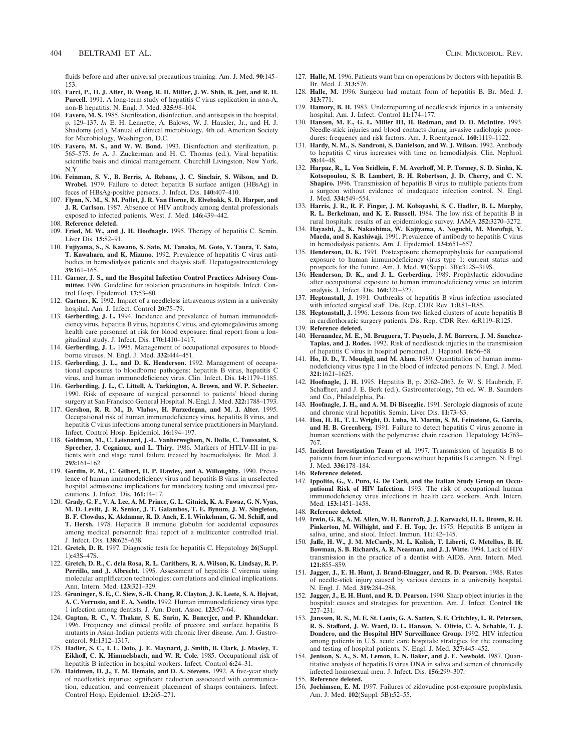fluids before and after universal precautions training. Am. J. Med. **90:**145–153.

103. **Farci, P., H. J. Alter, D. Wong, R. H. Miller, J. W. Shih, B. Jett, and R. H. Purcell.** 1991. A long-term study of hepatitis C virus replication in non-A, non-B hepatitis. N. Engl. J. Med. **325:**98–104.
104. **Favero, M. S.** 1985. Sterilization, disinfection, and antisepsis in the hospital, p. 129–137. *In* E. H. Lennette, A. Balows, W. J. Hausler, Jr., and H. J. Shadomy (ed.), Manual of clinical microbiology, 4th ed. American Society for Microbiology, Washington, D.C.
105. **Favero, M. S., and W. W. Bond.** 1993. Disinfection and sterilization, p. 565–575. *In* A. J. Zuckerman and H. C. Thomas (ed.), Viral hepatitis: scientific basis and clinical management. Churchill Livingston, New York, N.Y.
106. **Feinman, S. V., B. Berris, A. Rebane, J. C. Sinclair, S. Wilson, and D. Wrobel.** 1979. Failure to detect hepatitis B surface antigen (HBsAg) in feces of HBsAg-positive persons. J. Infect. Dis. **140:**407–410.
107. **Flynn, N. M., S. M. Pollet, J. R. Van Horne, R. Elvebakk, S. D. Harper, and J. R. Carlson.** 1987. Absence of HIV antibody among dental professionals exposed to infected patients. West. J. Med. **146:**439–442.
108. **Reference deleted.**
109. **Fried, M. W., and J. H. Hoofnagle.** 1995. Therapy of hepatitis C. Semin. Liver Dis. **15:**82–91.
110. **Fujiyama, S., S. Kawano, S. Sato, M. Tanaka, M. Goto, Y. Taura, T. Sato, T. Kawahara, and K. Mizuno.** 1992. Prevalence of hepatitis C virus antibodies in hemodialysis patients and dialysis staff. Hepatogastroenterology **39:**161–165.
111. **Garner, J. S., and the Hospital Infection Control Practices Advisory Committee.** 1996. Guideline for isolation precautions in hospitals. Infect. Control Hosp. Epidemiol. **17:**53–80.
112. **Gartner, K.** 1992. Impact of a needleless intravenous system in a university hospital. Am. J. Infect. Control **20:**75–79.
113. **Gerberding, J. L.** 1994. Incidence and prevalence of human immunodeficiency virus, hepatitis B virus, hepatitis C virus, and cytomegalovirus among health care personnel at risk for blood exposure: final report from a longitudinal study. J. Infect. Dis. **170:**1410–1417.
114. **Gerberding, J. L.** 1995. Management of occupational exposures to bloodborne viruses. N. Engl. J. Med. **332:**444–451.
115. **Gerberding, J. L., and D. K. Henderson.** 1992. Management of occupational exposures to bloodborne pathogens: hepatitis B virus, hepatitis C virus, and human immunodeficiency virus. Clin. Infect. Dis. **14:**1179–1185.
116. **Gerberding, J. L., C. Littell, A. Tarkington, A. Brown, and W. P. Schecter.** 1990. Risk of exposure of surgical personnel to patients' blood during surgery at San Francisco General Hospital. N. Engl. J. Med. **322:**1788–1793.
117. **Gershon, R. R. M., D. Vlahov, H. Farzedegan, and M. J. Alter.** 1995. Occupational risk of human immunodeficiency virus, hepatitis B virus, and hepatitis C virus infections among funeral service practitioners in Maryland. Infect. Control Hosp. Epidemiol. **16:**194–197.
118. **Goldman, M., C. Leisnard, J.-L. Vanherweghem, N. Dolle, C. Toussaint, S. Sprecher, J. Cogniaux, and L. Thiry.** 1986. Markers of HTLV-III in patients with end stage renal failure treated by haemodialysis. Br. Med. J. **293:**161–162.
119. **Gordin, F. M., C. Gilbert, H. P. Hawley, and A. Willoughby.** 1990. Prevalence of human immunodeficiency virus and hepatitis B virus in unselected hospital admissions: implications for mandatory testing and universal precautions. J. Infect. Dis. **161:**14–17.
120. **Grady, G. F., V. A. Lee, A. M. Prince, G. L. Gitnick, K. A. Fawaz, G. N. Vyas, M. D. Levitt, J. R. Senior, J. T. Galambos, T. E. Bynum, J. W. Singleton, B. F. Clowdus, K. Akdamar, R. D. Aach, E. I. Winkelman, G. M. Schiff, and T. Hersh.** 1978. Hepatitis B immune globulin for accidental exposures among medical personnel: final report of a multicenter controlled trial. J. Infect. Dis. **138:**625–638.
121. **Gretch, D. R.** 1997. Diagnostic tests for hepatitis C. Hepatology **26**(Suppl. 1)**:**43S–47S.
122. **Gretch, D. R., C. dela Rosa, R. L. Carithers, R. A. Wilson, K. Lindsay, R. P. Perrillo, and J. Albrecht.** 1995. Assessment of hepatitis C viremia using molecular amplification technologies: correlations and clinical implications. Ann. Intern. Med. **123:**321–329.
123. **Gruninger, S. E., C. Siew, S.-B. Chang, R. Clayton, J. K. Leete, S. A. Hojvat, A. C. Verrusio, and E. A. Neidle.** 1992. Human immunodeficiency virus type 1 infection among dentists. J. Am. Dent. Assoc. **123:**57–64.
124. **Guptan, R. C., V. Thakur, S. K. Sarin, K. Banerjee, and P. Khandekar.** 1996. Frequency and clinical profile of precore and surface hepatitis B mutants in Asian-Indian patients with chronic liver disease. Am. J. Gastroenterol. **91:**1312–1317.
125. **Hadler, S. C., I. L. Doto, J. E. Maynard, J. Smith, B. Clark, J. Masley, T. Eikhoff, C. K. Himmelsbach, and W. R. Cole.** 1985. Occupational risk of hepatitis B infection in hospital workers. Infect. Control **6:**24–31.
126. **Haiduven, D. J., T. M. Demaio, and D. A. Stevens.** 1992. A five-year study of needlestick injuries: significant reduction associated with communication, education, and convenient placement of sharps containers. Infect. Control Hosp. Epidemiol. **13:**265–271.
127. **Halle, M.** 1996. Patients want ban on operations by doctors with hepatitis B. Br. Med. J. **313:**576.
128. **Halle, M.** 1996. Surgeon had mutant form of hepatitis B. Br. Med. J. **313:**771.
129. **Hamory, B. H.** 1983. Underreporting of needlestick injuries in a university hospital. Am. J. Infect. Control **11:**174–177.
130. **Hansen, M. E., G. L. Miller III, H. Redman, and D. D. McIntire.** 1993. Needle-stick injuries and blood contacts during invasive radiologic procedures: frequency and risk factors. Am. J. Roentgenol. **160:**1119–1122.
131. **Hardy, N. M., S. Sandroni, S. Danielson, and W. J. Wilson.** 1992. Antibody to hepatitis C virus increases with time on hemodialysis. Clin. Nephrol. **38:**44–48.
132. **Harpaz, R., L. Von Seidlein, F. M. Averhoff, M. P. Tormey, S. D. Sinha, K. Kotsopoulou, S. B. Lambert, B. H. Robertson, J. D. Cherry, and C. N. Shapiro.** 1996. Transmission of hepatitis B virus to multiple patients from a surgeon without evidence of inadequate infection control. N. Engl. J. Med. **334:**549–554.
133. **Harris, J. R., R. F. Finger, J. M. Kobayashi, S. C. Hadler, B. L. Murphy, R. L. Berkelman, and K. E. Russell.** 1984. The low risk of hepatitis B in rural hospitals: results of an epidemiologic survey. JAMA **252:**3270–3272.
134. **Hayashi, J., K. Nakashima, W. Kajiyama, A. Noguchi, M. Morofuji, Y. Maeda, and S. Kashiwaji.** 1991. Prevalence of antibody to hepatitis C virus in hemodialysis patients. Am. J. Epidemiol. **134:**651–657.
135. **Henderson, D. K.** 1991. Postexposure chemoprophylaxis for occupational exposure to human immunodeficiency virus type 1: current status and prospects for the future. Am. J. Med. **91**(Suppl. 3B)**:**312S–319S.
136. **Henderson, D. K., and J. L. Gerberding.** 1989. Prophylactic zidovudine after occupational exposure to human immunodeficiency virus: an interim analysis. J. Infect. Dis. **160:**321–327.
137. **Heptonstall, J.** 1991. Outbreaks of hepatitis B virus infection associated with infected surgical staff. Dis. Rep. CDR Rev. **1:**R81–R85.
138. **Heptonstall, J.** 1996. Lessons from two linked clusters of acute hepatitis B in cardiothoracic surgery patients. Dis. Rep. CDR Rev. **6:**R119–R125.
139. **Reference deleted.**
140. **Hernandez, M. E., M. Bruguera, T. Puyuelo, J. M. Barrera, J. M. Sanchez-Tapias, and J. Rodes.** 1992. Risk of needlestick injuries in the transmission of hepatitis C virus in hospital personnel. J. Hepatol. **16:**56–58.
141. **Ho, D. D., T. Moudgil, and M. Alam.** 1989. Quantitation of human immunodeficiency virus type 1 in the blood of infected persons. N. Engl. J. Med. **321:**1621–1625.
142. **Hoofnagle, J. H.** 1995. Hepatitis B, p. 2062–2063. *In* W. S. Haubrich, F. Schaffner, and J. E. Berk (ed.), Gastroenterology, 5th ed. W. B. Saunders and Co., Philadelphia, Pa.
143. **Hoofnagle, J. H., and A. M. Di Bisceglie.** 1991. Serologic diagnosis of acute and chronic viral hepatitis. Semin. Liver Dis. **11:**73–83.
144. **Hsu, H. H., T. L. Wright, D. Luba, M. Martin, S. M. Feinstone, G. Garcia, and H. B. Greenberg.** 1991. Failure to detect hepatitis C virus genome in human secretions with the polymerase chain reaction. Hepatology **14:**763–767.
145. **Incident Investigation Team et al.** 1997. Transmission of hepatitis B to patients from four infected surgeons without hepatitis B e antigen. N. Engl. J. Med. **336:**178–184.
146. **Reference deleted.**
147. **Ippolito, G., V. Puro, G. De Carli, and the Italian Study Group on Occupational Risk of HIV Infection.** 1993. The risk of occupational human immunodeficiency virus infections in health care workers. Arch. Intern. Med. **153:**1451–1458.
148. **Reference deleted.**
149. **Irwin, G. R., A. M. Allen, W. H. Bancroft, J. J. Karwacki, H. L. Brown, R. H. Pinkerton, M. Wilhight, and F. H. Top, Jr.** 1975. Hepatitis B antigen in saliva, urine, and stool. Infect. Immun. **11:**142–145.
150. **Jaffe, H. W., J. M. McCurdy, M. L. Kalish, T. Liberti, G. Metellus, B. H. Bowman, S. B. Richards, A. R. Neasman, and J. J. Witte.** 1994. Lack of HIV transmission in the practice of a dentist with AIDS. Ann. Intern. Med. **121:**855–859.
151. **Jagger, J., E. H. Hunt, J. Brand-Elnagger, and R. D. Pearson.** 1988. Rates of needle-stick injury caused by various devices in a university hospital. N. Engl. J. Med. **319:**284–288.
152. **Jagger, J., E. H. Hunt, and R. D. Pearson.** 1990. Sharp object injuries in the hospital: causes and strategies for prevention. Am. J. Infect. Control **18:** 227–231.
153. **Janssen, R. S., M. E. St. Louis, G. A. Satten, S. E. Critchley, L. R. Petersen, R. S. Stafford, J. W. Ward, D. L. Hanson, N. Olivio, C. A. Schable, T. J. Dondero, and the Hospital HIV Surveillance Group.** 1992. HIV infection among patients in U.S. acute care hospitals: strategies for the counseling and testing of hospital patients. N. Engl. J. Med. **327:**445–452.
154. **Jenison, S. A., S. M. Lemon, L. N. Baker, and J. E. Newbold.** 1987. Quantitative analysis of hepatitis B virus DNA in saliva and semen of chronically infected homosexual men. J. Infect. Dis. **156:**299–307.
155. **Reference deleted.**
156. **Jochimsen, E. M.** 1997. Failures of zidovudine post-exposure prophylaxis. Am. J. Med. **102**(Suppl. 5B)**:**52–55.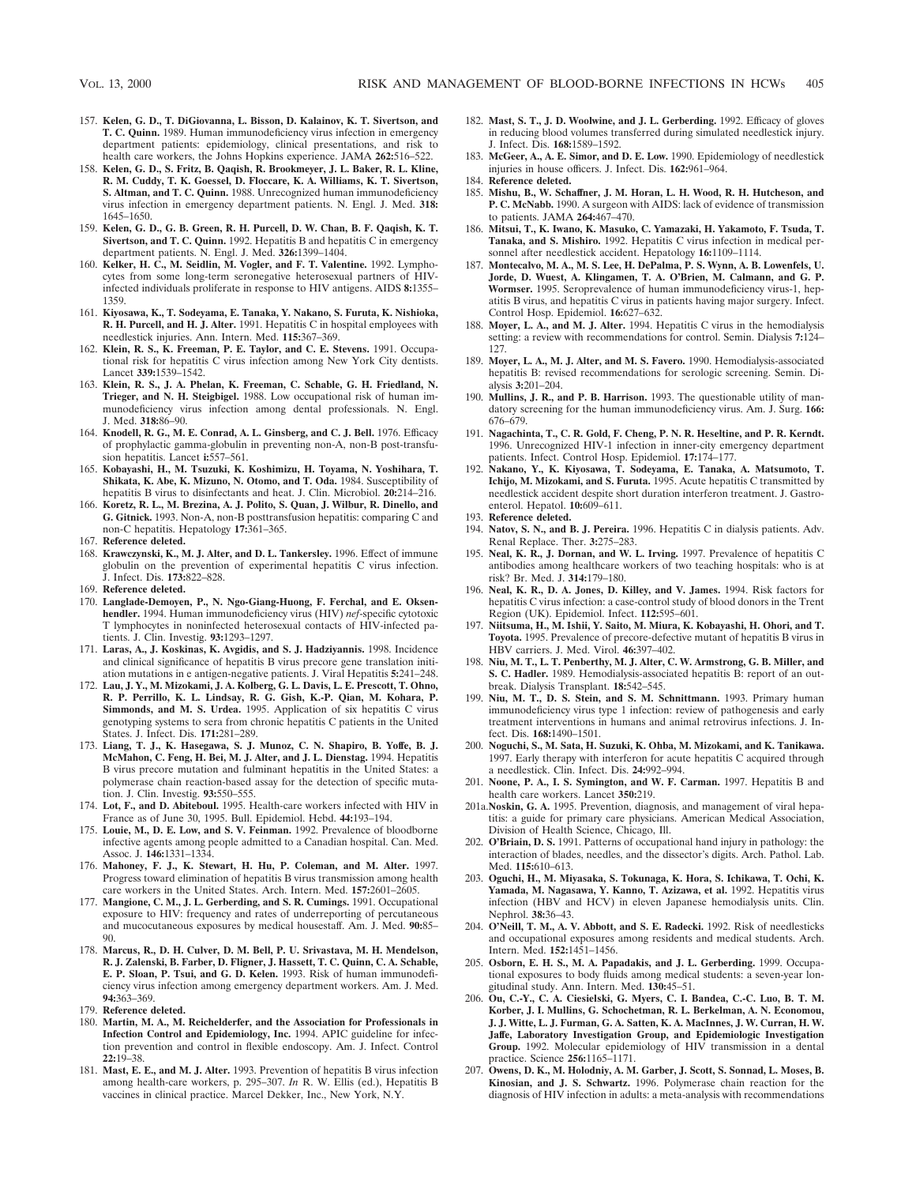157. **Kelen, G. D., T. DiGiovanna, L. Bisson, D. Kalainov, K. T. Sivertson, and T. C. Quinn.** 1989. Human immunodeficiency virus infection in emergency department patients: epidemiology, clinical presentations, and risk to health care workers, the Johns Hopkins experience. JAMA **262:**516–522.
158. **Kelen, G. D., S. Fritz, B. Qaqish, R. Brookmeyer, J. L. Baker, R. L. Kline, R. M. Cuddy, T. K. Goessel, D. Floccare, K. A. Williams, K. T. Sivertson, S. Altman, and T. C. Quinn.** 1988. Unrecognized human immunodeficiency virus infection in emergency department patients. N. Engl. J. Med. **318:** 1645–1650.
159. **Kelen, G. D., G. B. Green, R. H. Purcell, D. W. Chan, B. F. Qaqish, K. T. Sivertson, and T. C. Quinn.** 1992. Hepatitis B and hepatitis C in emergency department patients. N. Engl. J. Med. **326:**1399–1404.
160. **Kelker, H. C., M. Seidlin, M. Vogler, and F. T. Valentine.** 1992. Lymphocytes from some long-term seronegative heterosexual partners of HIV-infected individuals proliferate in response to HIV antigens. AIDS **8:**1355–1359.
161. **Kiyosawa, K., T. Sodeyama, E. Tanaka, Y. Nakano, S. Furuta, K. Nishioka, R. H. Purcell, and H. J. Alter.** 1991. Hepatitis C in hospital employees with needlestick injuries. Ann. Intern. Med. **115:**367–369.
162. **Klein, R. S., K. Freeman, P. E. Taylor, and C. E. Stevens.** 1991. Occupational risk for hepatitis C virus infection among New York City dentists. Lancet **339:**1539–1542.
163. **Klein, R. S., J. A. Phelan, K. Freeman, C. Schable, G. H. Friedland, N. Trieger, and N. H. Steigbigel.** 1988. Low occupational risk of human immunodeficiency virus infection among dental professionals. N. Engl. J. Med. **318:**86–90.
164. **Knodell, R. G., M. E. Conrad, A. L. Ginsberg, and C. J. Bell.** 1976. Efficacy of prophylactic gamma-globulin in preventing non-A, non-B post-transfusion hepatitis. Lancet **i:**557–561.
165. **Kobayashi, H., M. Tsuzuki, K. Koshimizu, H. Toyama, N. Yoshihara, T. Shikata, K. Abe, K. Mizuno, N. Otomo, and T. Oda.** 1984. Susceptibility of hepatitis B virus to disinfectants and heat. J. Clin. Microbiol. **20:**214–216.
166. **Koretz, R. L., M. Brezina, A. J. Polito, S. Quan, J. Wilbur, R. Dinello, and G. Gitnick.** 1993. Non-A, non-B posttransfusion hepatitis: comparing C and non-C hepatitis. Hepatology **17:**361–365.
167. **Reference deleted.**
168. **Krawczynski, K., M. J. Alter, and D. L. Tankersley.** 1996. Effect of immune globulin on the prevention of experimental hepatitis C virus infection. J. Infect. Dis. **173:**822–828.
169. **Reference deleted.**
170. **Langlade-Demoyen, P., N. Ngo-Giang-Huong, F. Ferchal, and E. Oksenhendler.** 1994. Human immunodeficiency virus (HIV) *nef*-specific cytotoxic T lymphocytes in noninfected heterosexual contacts of HIV-infected patients. J. Clin. Investig. **93:**1293–1297.
171. **Laras, A., J. Koskinas, K. Avgidis, and S. J. Hadziyannis.** 1998. Incidence and clinical significance of hepatitis B virus precore gene translation initiation mutations in e antigen-negative patients. J. Viral Hepatitis **5:**241–248.
172. **Lau, J. Y., M. Mizokami, J. A. Kolberg, G. L. Davis, L. E. Prescott, T. Ohno, R. P. Perrillo, K. L. Lindsay, R. G. Gish, K.-P. Qian, M. Kohara, P. Simmonds, and M. S. Urdea.** 1995. Application of six hepatitis C virus genotyping systems to sera from chronic hepatitis C patients in the United States. J. Infect. Dis. **171:**281–289.
173. **Liang, T. J., K. Hasegawa, S. J. Munoz, C. N. Shapiro, B. Yoffe, B. J. McMahon, C. Feng, H. Bei, M. J. Alter, and J. L. Dienstag.** 1994. Hepatitis B virus precore mutation and fulminant hepatitis in the United States: a polymerase chain reaction-based assay for the detection of specific mutation. J. Clin. Investig. **93:**550–555.
174. **Lot, F., and D. Abiteboul.** 1995. Health-care workers infected with HIV in France as of June 30, 1995. Bull. Epidemiol. Hebd. **44:**193–194.
175. **Louie, M., D. E. Low, and S. V. Feinman.** 1992. Prevalence of bloodborne infective agents among people admitted to a Canadian hospital. Can. Med. Assoc. J. **146:**1331–1334.
176. **Mahoney, F. J., K. Stewart, H. Hu, P. Coleman, and M. Alter.** 1997. Progress toward elimination of hepatitis B virus transmission among health care workers in the United States. Arch. Intern. Med. **157:**2601–2605.
177. **Mangione, C. M., J. L. Gerberding, and S. R. Cumings.** 1991. Occupational exposure to HIV: frequency and rates of underreporting of percutaneous and mucocutaneous exposures by medical housestaff. Am. J. Med. **90:**85–90.
178. **Marcus, R., D. H. Culver, D. M. Bell, P. U. Srivastava, M. H. Mendelson, R. J. Zalenski, B. Farber, D. Fligner, J. Hassett, T. C. Quinn, C. A. Schable, E. P. Sloan, P. Tsui, and G. D. Kelen.** 1993. Risk of human immunodeficiency virus infection among emergency department workers. Am. J. Med. **94:**363–369.
179. **Reference deleted.**
180. **Martin, M. A., M. Reichelderfer, and the Association for Professionals in Infection Control and Epidemiology, Inc.** 1994. APIC guideline for infection prevention and control in flexible endoscopy. Am. J. Infect. Control **22:**19–38.
181. **Mast, E. E., and M. J. Alter.** 1993. Prevention of hepatitis B virus infection among health-care workers, p. 295–307. *In* R. W. Ellis (ed.), Hepatitis B vaccines in clinical practice. Marcel Dekker, Inc., New York, N.Y.
182. **Mast, S. T., J. D. Woolwine, and J. L. Gerberding.** 1992. Efficacy of gloves in reducing blood volumes transferred during simulated needlestick injury. J. Infect. Dis. **168:**1589–1592.
183. **McGeer, A., A. E. Simor, and D. E. Low.** 1990. Epidemiology of needlestick injuries in house officers. J. Infect. Dis. **162:**961–964.
184. **Reference deleted.**
185. **Mishu, B., W. Schaffner, J. M. Horan, L. H. Wood, R. H. Hutcheson, and P. C. McNabb.** 1990. A surgeon with AIDS: lack of evidence of transmission to patients. JAMA **264:**467–470.
186. **Mitsui, T., K. Iwano, K. Masuko, C. Yamazaki, H. Yakamoto, F. Tsuda, T. Tanaka, and S. Mishiro.** 1992. Hepatitis C virus infection in medical personnel after needlestick accident. Hepatology **16:**1109–1114.
187. **Montecalvo, M. A., M. S. Lee, H. DePalma, P. S. Wynn, A. B. Lowenfels, U. Jorde, D. Wuest, A. Klingamen, T. A. O'Brien, M. Calmann, and G. P. Wormser.** 1995. Seroprevalence of human immunodeficiency virus-1, hepatitis B virus, and hepatitis C virus in patients having major surgery. Infect. Control Hosp. Epidemiol. **16:**627–632.
188. **Moyer, L. A., and M. J. Alter.** 1994. Hepatitis C virus in the hemodialysis setting: a review with recommendations for control. Semin. Dialysis **7:**124–127.
189. **Moyer, L. A., M. J. Alter, and M. S. Favero.** 1990. Hemodialysis-associated hepatitis B: revised recommendations for serologic screening. Semin. Dialysis **3:**201–204.
190. **Mullins, J. R., and P. B. Harrison.** 1993. The questionable utility of mandatory screening for the human immunodeficiency virus. Am. J. Surg. **166:** 676–679.
191. **Nagachinta, T., C. R. Gold, F. Cheng, P. N. R. Heseltine, and P. R. Kerndt.** 1996. Unrecognized HIV-1 infection in inner-city emergency department patients. Infect. Control Hosp. Epidemiol. **17:**174–177.
192. **Nakano, Y., K. Kiyosawa, T. Sodeyama, E. Tanaka, A. Matsumoto, T. Ichijo, M. Mizokami, and S. Furuta.** 1995. Acute hepatitis C transmitted by needlestick accident despite short duration interferon treatment. J. Gastroenterol. Hepatol. **10:**609–611.
193. **Reference deleted.**
194. **Natov, S. N., and B. J. Pereira.** 1996. Hepatitis C in dialysis patients. Adv. Renal Replace. Ther. **3:**275–283.
195. **Neal, K. R., J. Dornan, and W. L. Irving.** 1997. Prevalence of hepatitis C antibodies among healthcare workers of two teaching hospitals: who is at risk? Br. Med. J. **314:**179–180.
196. **Neal, K. R., D. A. Jones, D. Killey, and V. James.** 1994. Risk factors for hepatitis C virus infection: a case-control study of blood donors in the Trent Region (UK). Epidemiol. Infect. **112:**595–601.
197. **Niitsuma, H., M. Ishii, Y. Saito, M. Miura, K. Kobayashi, H. Ohori, and T. Toyota.** 1995. Prevalence of precore-defective mutant of hepatitis B virus in HBV carriers. J. Med. Virol. **46:**397–402.
198. **Niu, M. T., L. T. Penberthy, M. J. Alter, C. W. Armstrong, G. B. Miller, and S. C. Hadler.** 1989. Hemodialysis-associated hepatitis B: report of an outbreak. Dialysis Transplant. **18:**542–545.
199. **Niu, M. T., D. S. Stein, and S. M. Schnittmann.** 1993. Primary human immunodeficiency virus type 1 infection: review of pathogenesis and early treatment interventions in humans and animal retrovirus infections. J. Infect. Dis. **168:**1490–1501.
200. **Noguchi, S., M. Sata, H. Suzuki, K. Ohba, M. Mizokami, and K. Tanikawa.** 1997. Early therapy with interferon for acute hepatitis C acquired through a needlestick. Clin. Infect. Dis. **24:**992–994.
201. **Noone, P. A., I. S. Symington, and W. F. Carman.** 1997. Hepatitis B and health care workers. Lancet **350:**219.

201a. **Noskin, G. A.** 1995. Prevention, diagnosis, and management of viral hepatitis: a guide for primary care physicians. American Medical Association, Division of Health Science, Chicago, Ill.

202. **O'Briain, D. S.** 1991. Patterns of occupational hand injury in pathology: the interaction of blades, needles, and the dissector's digits. Arch. Pathol. Lab. Med. **115:**610–613.
203. **Oguchi, H., M. Miyasaka, S. Tokunaga, K. Hora, S. Ichikawa, T. Ochi, K. Yamada, M. Nagasawa, Y. Kanno, T. Azizawa, et al.** 1992. Hepatitis virus infection (HBV and HCV) in eleven Japanese hemodialysis units. Clin. Nephrol. **38:**36–43.
204. **O'Neill, T. M., A. V. Abbott, and S. E. Radecki.** 1992. Risk of needlesticks and occupational exposures among residents and medical students. Arch. Intern. Med. **152:**1451–1456.
205. **Osborn, E. H. S., M. A. Papadakis, and J. L. Gerberding.** 1999. Occupational exposures to body fluids among medical students: a seven-year longitudinal study. Ann. Intern. Med. **130:**45–51.
206. **Ou, C.-Y., C. A. Ciesielski, G. Myers, C. I. Bandea, C.-C. Luo, B. T. M. Korber, J. I. Mullins, G. Schochetman, R. L. Berkelman, A. N. Economou, J. J. Witte, L. J. Furman, G. A. Satten, K. A. MacInnes, J. W. Curran, H. W. Jaffe, Laboratory Investigation Group, and Epidemiologic Investigation Group.** 1992. Molecular epidemiology of HIV transmission in a dental practice. Science **256:**1165–1171.
207. **Owens, D. K., M. Holodniy, A. M. Garber, J. Scott, S. Sonnad, L. Moses, B. Kinosian, and J. S. Schwartz.** 1996. Polymerase chain reaction for the diagnosis of HIV infection in adults: a meta-analysis with recommendations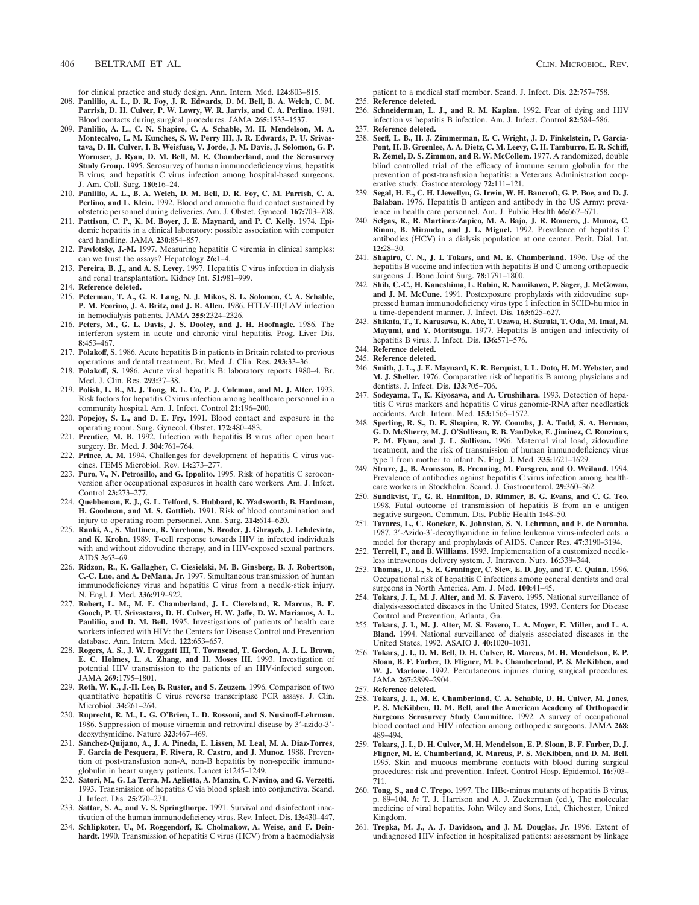for clinical practice and study design. Ann. Intern. Med. **124:**803–815.

208. **Panlilio, A. L., D. R. Foy, J. R. Edwards, D. M. Bell, B. A. Welch, C. M. Parrish, D. H. Culver, P. W. Lowry, W. R. Jarvis, and C. A. Perlino.** 1991. Blood contacts during surgical procedures. JAMA **265:**1533–1537.
209. **Panlilio, A. L., C. N. Shapiro, C. A. Schable, M. H. Mendelson, M. A. Montecalvo, L. M. Kunches, S. W. Perry III, J. R. Edwards, P. U. Srivastava, D. H. Culver, I. B. Weisfuse, V. Jorde, J. M. Davis, J. Solomon, G. P. Wormser, J. Ryan, D. M. Bell, M. E. Chamberland, and the Serosurvey Study Group.** 1995. Serosurvey of human immunodeficiency virus, hepatitis B virus, and hepatitis C virus infection among hospital-based surgeons. J. Am. Coll. Surg. **180:**16–24.
210. **Panlilio, A. L., B. A. Welch, D. M. Bell, D. R. Foy, C. M. Parrish, C. A. Perlino, and L. Klein.** 1992. Blood and amniotic fluid contact sustained by obstetric personnel during deliveries. Am. J. Obstet. Gynecol. **167:**703–708.
211. **Pattison, C. P., K. M. Boyer, J. E. Maynard, and P. C. Kelly.** 1974. Epidemic hepatitis in a clinical laboratory: possible association with computer card handling. JAMA **230:**854–857.
212. **Pawlotsky, J.-M.** 1997. Measuring hepatitis C viremia in clinical samples: can we trust the assays? Hepatology **26:**1–4.
213. **Pereira, B. J., and A. S. Levey.** 1997. Hepatitis C virus infection in dialysis and renal transplantation. Kidney Int. **51:**981–999.
214. **Reference deleted.**
215. **Peterman, T. A., G. R. Lang, N. J. Mikos, S. L. Solomon, C. A. Schable, P. M. Feorino, J. A. Britz, and J. R. Allen.** 1986. HTLV-III/LAV infection in hemodialysis patients. JAMA **255:**2324–2326.
216. **Peters, M., G. L. Davis, J. S. Dooley, and J. H. Hoofnagle.** 1986. The interferon system in acute and chronic viral hepatitis. Prog. Liver Dis. **8:**453–467.
217. **Polakoff, S.** 1986. Acute hepatitis B in patients in Britain related to previous operations and dental treatment. Br. Med. J. Clin. Res. **293:**33–36.
218. **Polakoff, S.** 1986. Acute viral hepatitis B: laboratory reports 1980–4. Br. Med. J. Clin. Res. **293:**37–38.
219. **Polish, L. B., M. J. Tong, R. L. Co, P. J. Coleman, and M. J. Alter.** 1993. Risk factors for hepatitis C virus infection among healthcare personnel in a community hospital. Am. J. Infect. Control **21:**196–200.
220. **Popejoy, S. L., and D. E. Fry.** 1991. Blood contact and exposure in the operating room. Surg. Gynecol. Obstet. **172:**480–483.
221. **Prentice, M. B.** 1992. Infection with hepatitis B virus after open heart surgery. Br. Med. J. **304:**761–764.
222. **Prince, A. M.** 1994. Challenges for development of hepatitis C virus vaccines. FEMS Microbiol. Rev. **14:**273–277.
223. **Puro, V., N. Petrosillo, and G. Ippolito.** 1995. Risk of hepatitis C seroconversion after occupational exposures in health care workers. Am. J. Infect. Control **23:**273–277.
224. **Quebbeman, E. J., G. L. Telford, S. Hubbard, K. Wadsworth, B. Hardman, H. Goodman, and M. S. Gottlieb.** 1991. Risk of blood contamination and injury to operating room personnel. Ann. Surg. **214:**614–620.
225. **Ranki, A., S. Mattinen, R. Yarchoan, S. Broder, J. Ghrayeb, J. Lehdevirta, and K. Krohn.** 1989. T-cell response towards HIV in infected individuals with and without zidovudine therapy, and in HIV-exposed sexual partners. AIDS **3:**63–69.
226. **Ridzon, R., K. Gallagher, C. Ciesielski, M. B. Ginsberg, B. J. Robertson, C.-C. Luo, and A. DeMana, Jr.** 1997. Simultaneous transmission of human immunodeficiency virus and hepatitis C virus from a needle-stick injury. N. Engl. J. Med. **336:**919–922.
227. **Robert, L. M., M. E. Chamberland, J. L. Cleveland, R. Marcus, B. F. Gooch, P. U. Srivastava, D. H. Culver, H. W. Jaffe, D. W. Marianos, A. L. Panlilio, and D. M. Bell.** 1995. Investigations of patients of health care workers infected with HIV: the Centers for Disease Control and Prevention database. Ann. Intern. Med. **122:**653–657.
228. **Rogers, A. S., J. W. Froggatt III, T. Townsend, T. Gordon, A. J. L. Brown, E. C. Holmes, L. A. Zhang, and H. Moses III.** 1993. Investigation of potential HIV transmission to the patients of an HIV-infected surgeon. JAMA **269:**1795–1801.
229. **Roth, W. K., J.-H. Lee, B. Ruster, and S. Zeuzem.** 1996. Comparison of two quantitative hepatitis C virus reverse transcriptase PCR assays. J. Clin. Microbiol. **34:**261–264.
230. **Ruprecht, R. M., L. G. O'Brien, L. D. Rossoni, and S. Nusinoff-Lehrman.** 1986. Suppression of mouse viraemia and retroviral disease by 3′-azido-3′-deoxythymidine. Nature **323:**467–469.
231. **Sanchez-Quijano, A., J. A. Pineda, E. Lissen, M. Leal, M. A. Diaz-Torres, F. Garcia de Pesquera, F. Rivera, R. Castro, and J. Munoz.** 1988. Prevention of post-transfusion non-A, non-B hepatitis by non-specific immunoglobulin in heart surgery patients. Lancet **i:**1245–1249.
232. **Satori, M., G. La Terra, M. Aglietta, A. Manzin, C. Navino, and G. Verzetti.** 1993. Transmission of hepatitis C via blood splash into conjunctiva. Scand. J. Infect. Dis. **25:**270–271.
233. **Sattar, S. A., and V. S. Springthorpe.** 1991. Survival and disinfectant inactivation of the human immunodeficiency virus. Rev. Infect. Dis. **13:**430–447.
234. **Schlipkoter, U., M. Roggendorf, K. Cholmakow, A. Weise, and F. Deinhardt.** 1990. Transmission of hepatitis C virus (HCV) from a haemodialysis patient to a medical staff member. Scand. J. Infect. Dis. **22:**757–758.
235. **Reference deleted.**
236. **Schneiderman, L. J., and R. M. Kaplan.** 1992. Fear of dying and HIV infection vs hepatitis B infection. Am. J. Infect. Control **82:**584–586.
237. **Reference deleted.**
238. **Seeff, L. B., H. J. Zimmerman, E. C. Wright, J. D. Finkelstein, P. Garcia-Pont, H. B. Greenlee, A. A. Dietz, C. M. Leevy, C. H. Tamburro, E. R. Schiff, R. Zemel, D. S. Zimmon, and R. W. McCollom.** 1977. A randomized, double blind controlled trial of the efficacy of immune serum globulin for the prevention of post-transfusion hepatitis: a Veterans Administration cooperative study. Gastroenterology **72:**111–121.
239. **Segal, H. E., C. H. Llewellyn, G. Irwin, W. H. Bancroft, G. P. Boe, and D. J. Balaban.** 1976. Hepatitis B antigen and antibody in the US Army: prevalence in health care personnel. Am. J. Public Health **66:**667–671.
240. **Selgas, R., R. Martinez-Zapico, M. A. Bajo, J. R. Romero, J. Munoz, C. Rinon, B. Miranda, and J. L. Miguel.** 1992. Prevalence of hepatitis C antibodies (HCV) in a dialysis population at one center. Perit. Dial. Int. **12:**28–30.
241. **Shapiro, C. N., J. I. Tokars, and M. E. Chamberland.** 1996. Use of the hepatitis B vaccine and infection with hepatitis B and C among orthopaedic surgeons. J. Bone Joint Surg. **78:**1791–1800.
242. **Shih, C.-C., H. Kaneshima, L. Rabin, R. Namikawa, P. Sager, J. McGowan, and J. M. McCune.** 1991. Postexposure prophylaxis with zidovudine suppressed human immunodeficiency virus type 1 infection in SCID-hu mice in a time-dependent manner. J. Infect. Dis. **163:**625–627.
243. **Shikata, T., T. Karasawa, K. Abe, T. Uzawa, H. Suzuki, T. Oda, M. Imai, M. Mayumi, and Y. Moritsugu.** 1977. Hepatitis B antigen and infectivity of hepatitis B virus. J. Infect. Dis. **136:**571–576.
244. **Reference deleted.**
245. **Reference deleted.**
246. **Smith, J. L., J. E. Maynard, K. R. Berquist, I. L. Doto, H. M. Webster, and M. J. Sheller.** 1976. Comparative risk of hepatitis B among physicians and dentists. J. Infect. Dis. **133:**705–706.
247. **Sodeyama, T., K. Kiyosawa, and A. Urushihara.** 1993. Detection of hepatitis C virus markers and hepatitis C virus genomic-RNA after needlestick accidents. Arch. Intern. Med. **153:**1565–1572.
248. **Sperling, R. S., D. E. Shapiro, R. W. Coombs, J. A. Todd, S. A. Herman, G. D. McSherry, M. J. O'Sullivan, R. B. VanDyke, E. Jiminez, C. Rouzioux, P. M. Flynn, and J. L. Sullivan.** 1996. Maternal viral load, zidovudine treatment, and the risk of transmission of human immunodeficiency virus type 1 from mother to infant. N. Engl. J. Med. **335:**1621–1629.
249. **Struve, J., B. Aronsson, B. Frenning, M. Forsgren, and O. Weiland.** 1994. Prevalence of antibodies against hepatitis C virus infection among healthcare workers in Stockholm. Scand. J. Gastroenterol. **29:**360–362.
250. **Sundkvist, T., G. R. Hamilton, D. Rimmer, B. G. Evans, and C. G. Teo.** 1998. Fatal outcome of transmission of hepatitis B from an e antigen negative surgeon. Commun. Dis. Public Health **1:**48–50.
251. **Tavares, L., C. Roneker, K. Johnston, S. N. Lehrman, and F. de Noronha.** 1987. 3′-Azido-3′-deoxythymidine in feline leukemia virus-infected cats: a model for therapy and prophylaxis of AIDS. Cancer Res. **47:**3190–3194.
252. **Terrell, F., and B. Williams.** 1993. Implementation of a customized needleless intravenous delivery system. J. Intraven. Nurs. **16:**339–344.
253. **Thomas, D. L., S. E. Gruninger, C. Siew, E. D. Joy, and T. C. Quinn.** 1996. Occupational risk of hepatitis C infections among general dentists and oral surgeons in North America. Am. J. Med. **100:**41–45.
254. **Tokars, J. I., M. J. Alter, and M. S. Favero.** 1995. National surveillance of dialysis-associated diseases in the United States, 1993. Centers for Disease Control and Prevention, Atlanta, Ga.
255. **Tokars, J. I., M. J. Alter, M. S. Favero, L. A. Moyer, E. Miller, and L. A. Bland.** 1994. National surveillance of dialysis associated diseases in the United States, 1992. ASAIO J. **40:**1020–1031.
256. **Tokars, J. I., D. M. Bell, D. H. Culver, R. Marcus, M. H. Mendelson, E. P. Sloan, B. F. Farber, D. Fligner, M. E. Chamberland, P. S. McKibben, and W. J. Martone.** 1992. Percutaneous injuries during surgical procedures. JAMA **267:**2899–2904.
257. **Reference deleted.**
258. **Tokars, J. I., M. E. Chamberland, C. A. Schable, D. H. Culver, M. Jones, P. S. McKibben, D. M. Bell, and the American Academy of Orthopaedic Surgeons Serosurvey Study Committee.** 1992. A survey of occupational blood contact and HIV infection among orthopedic surgeons. JAMA **268:** 489–494.
259. **Tokars, J. I., D. H. Culver, M. H. Mendelson, E. P. Sloan, B. F. Farber, D. J. Fligner, M. E. Chamberland, R. Marcus, P. S. McKibben, and D. M. Bell.** 1995. Skin and mucous membrane contacts with blood during surgical procedures: risk and prevention. Infect. Control Hosp. Epidemiol. **16:**703–711.
260. **Tong, S., and C. Trepo.** 1997. The HBe-minus mutants of hepatitis B virus, p. 89–104. *In* T. J. Harrison and A. J. Zuckerman (ed.), The molecular medicine of viral hepatitis. John Wiley and Sons, Ltd., Chichester, United Kingdom.
261. **Trepka, M. J., A. J. Davidson, and J. M. Douglas, Jr.** 1996. Extent of undiagnosed HIV infection in hospitalized patients: assessment by linkage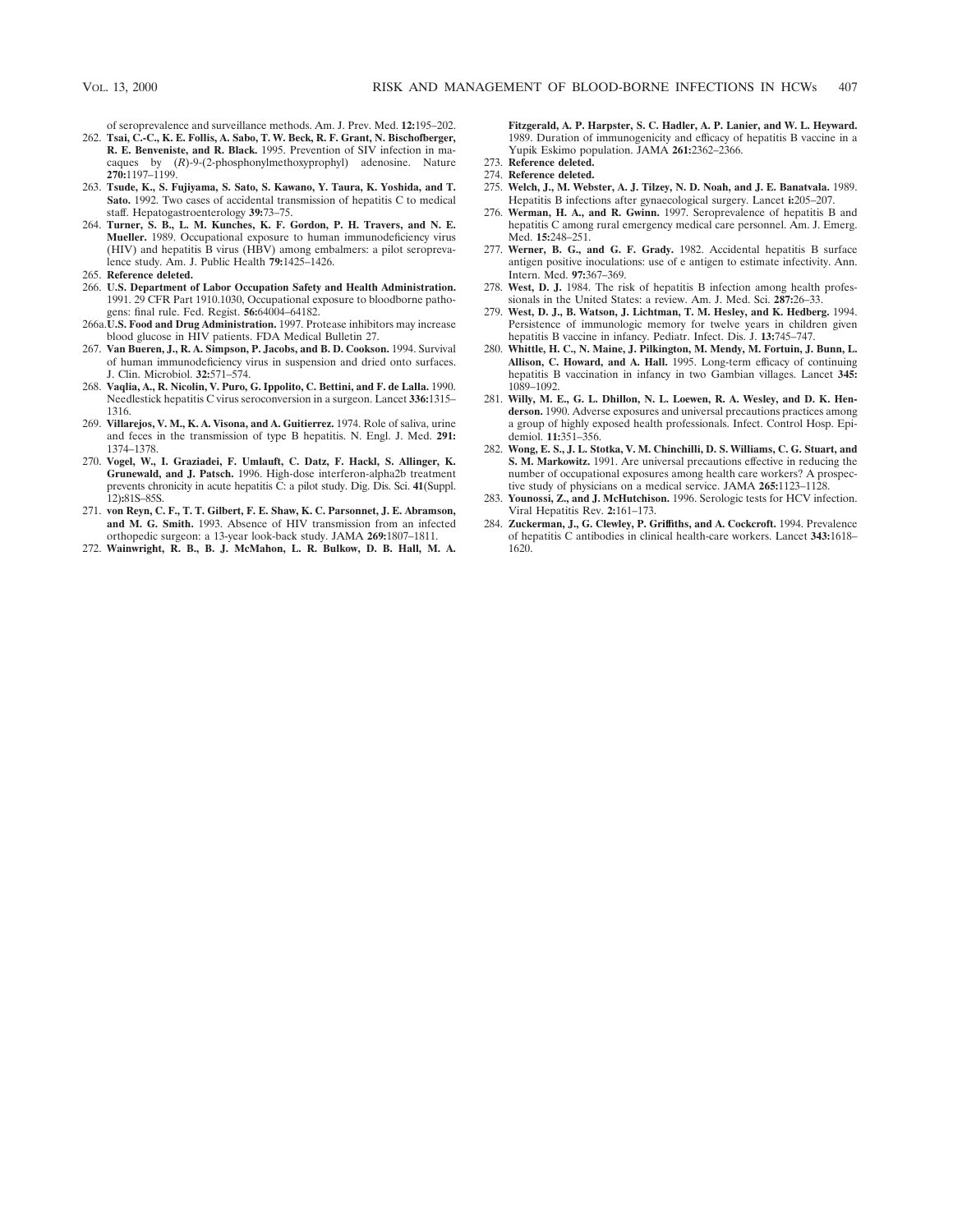of seroprevalence and surveillance methods. Am. J. Prev. Med. **12:**195–202.

262. **Tsai, C.-C., K. E. Follis, A. Sabo, T. W. Beck, R. F. Grant, N. Bischofberger, R. E. Benveniste, and R. Black.** 1995. Prevention of SIV infection in macaques by (*R*)-9-(2-phosphonylmethoxyprophyl) adenosine. Nature **270:**1197–1199.
263. **Tsude, K., S. Fujiyama, S. Sato, S. Kawano, Y. Taura, K. Yoshida, and T. Sato.** 1992. Two cases of accidental transmission of hepatitis C to medical staff. Hepatogastroenterology **39:**73–75.
264. **Turner, S. B., L. M. Kunches, K. F. Gordon, P. H. Travers, and N. E. Mueller.** 1989. Occupational exposure to human immunodeficiency virus (HIV) and hepatitis B virus (HBV) among embalmers: a pilot seroprevalence study. Am. J. Public Health **79:**1425–1426.
265. **Reference deleted.**
266. **U.S. Department of Labor Occupation Safety and Health Administration.** 1991. 29 CFR Part 1910.1030, Occupational exposure to bloodborne pathogens: final rule. Fed. Regist. **56:**64004–64182.

266a. **U.S. Food and Drug Administration.** 1997. Protease inhibitors may increase blood glucose in HIV patients. FDA Medical Bulletin 27.

267. **Van Bueren, J., R. A. Simpson, P. Jacobs, and B. D. Cookson.** 1994. Survival of human immunodeficiency virus in suspension and dried onto surfaces. J. Clin. Microbiol. **32:**571–574.
268. **Vaqlia, A., R. Nicolin, V. Puro, G. Ippolito, C. Bettini, and F. de Lalla.** 1990. Needlestick hepatitis C virus seroconversion in a surgeon. Lancet **336:**1315–1316.
269. **Villarejos, V. M., K. A. Visona, and A. Guitierrez.** 1974. Role of saliva, urine and feces in the transmission of type B hepatitis. N. Engl. J. Med. **291:** 1374–1378.
270. **Vogel, W., I. Graziadei, F. Umlauft, C. Datz, F. Hackl, S. Allinger, K. Grunewald, and J. Patsch.** 1996. High-dose interferon-alpha2b treatment prevents chronicity in acute hepatitis C: a pilot study. Dig. Dis. Sci. **41**(Suppl. 12)**:**81S–85S.
271. **von Reyn, C. F., T. T. Gilbert, F. E. Shaw, K. C. Parsonnet, J. E. Abramson, and M. G. Smith.** 1993. Absence of HIV transmission from an infected orthopedic surgeon: a 13-year look-back study. JAMA **269:**1807–1811.
272. **Wainwright, R. B., B. J. McMahon, L. R. Bulkow, D. B. Hall, M. A. Fitzgerald, A. P. Harpster, S. C. Hadler, A. P. Lanier, and W. L. Heyward.** 1989. Duration of immunogenicity and efficacy of hepatitis B vaccine in a Yupik Eskimo population. JAMA **261:**2362–2366.
273. **Reference deleted.**
274. **Reference deleted.**
275. **Welch, J., M. Webster, A. J. Tilzey, N. D. Noah, and J. E. Banatvala.** 1989. Hepatitis B infections after gynaecological surgery. Lancet **i:**205–207.
276. **Werman, H. A., and R. Gwinn.** 1997. Seroprevalence of hepatitis B and hepatitis C among rural emergency medical care personnel. Am. J. Emerg. Med. **15:**248–251.
277. **Werner, B. G., and G. F. Grady.** 1982. Accidental hepatitis B surface antigen positive inoculations: use of e antigen to estimate infectivity. Ann. Intern. Med. **97:**367–369.
278. **West, D. J.** 1984. The risk of hepatitis B infection among health professionals in the United States: a review. Am. J. Med. Sci. **287:**26–33.
279. **West, D. J., B. Watson, J. Lichtman, T. M. Hesley, and K. Hedberg.** 1994. Persistence of immunologic memory for twelve years in children given hepatitis B vaccine in infancy. Pediatr. Infect. Dis. J. **13:**745–747.
280. **Whittle, H. C., N. Maine, J. Pilkington, M. Mendy, M. Fortuin, J. Bunn, L. Allison, C. Howard, and A. Hall.** 1995. Long-term efficacy of continuing hepatitis B vaccination in infancy in two Gambian villages. Lancet **345:** 1089–1092.
281. **Willy, M. E., G. L. Dhillon, N. L. Loewen, R. A. Wesley, and D. K. Henderson.** 1990. Adverse exposures and universal precautions practices among a group of highly exposed health professionals. Infect. Control Hosp. Epidemiol. **11:**351–356.
282. **Wong, E. S., J. L. Stotka, V. M. Chinchilli, D. S. Williams, C. G. Stuart, and S. M. Markowitz.** 1991. Are universal precautions effective in reducing the number of occupational exposures among health care workers? A prospective study of physicians on a medical service. JAMA **265:**1123–1128.
283. **Younossi, Z., and J. McHutchison.** 1996. Serologic tests for HCV infection. Viral Hepatitis Rev. **2:**161–173.
284. **Zuckerman, J., G. Clewley, P. Griffiths, and A. Cockcroft.** 1994. Prevalence of hepatitis C antibodies in clinical health-care workers. Lancet **343:**1618–1620.